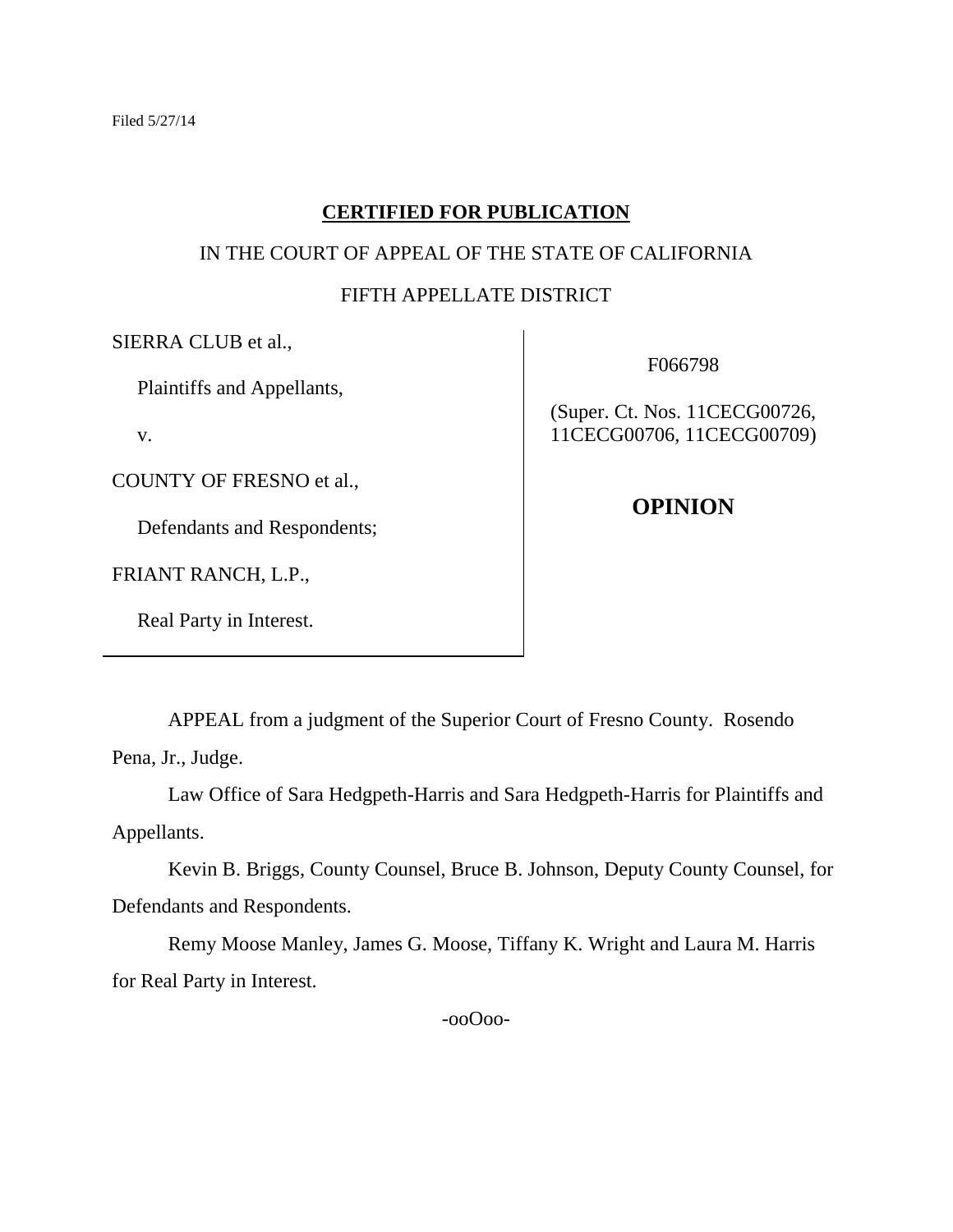Filed 5/27/14

**CERTIFIED FOR PUBLICATION**

IN THE COURT OF APPEAL OF THE STATE OF CALIFORNIA

FIFTH APPELLATE DISTRICT

SIERRA CLUB et al.,

Plaintiffs and Appellants,

v.

COUNTY OF FRESNO et al.,

Defendants and Respondents;

FRIANT RANCH, L.P.,

Real Party in Interest.

F066798

(Super. Ct. Nos. 11CECG00726, 11CECG00706, 11CECG00709)

**OPINION**

APPEAL from a judgment of the Superior Court of Fresno County. Rosendo Pena, Jr., Judge.

Law Office of Sara Hedgpeth-Harris and Sara Hedgpeth-Harris for Plaintiffs and Appellants.

Kevin B. Briggs, County Counsel, Bruce B. Johnson, Deputy County Counsel, for Defendants and Respondents.

Remy Moose Manley, James G. Moose, Tiffany K. Wright and Laura M. Harris for Real Party in Interest.

-ooOoo-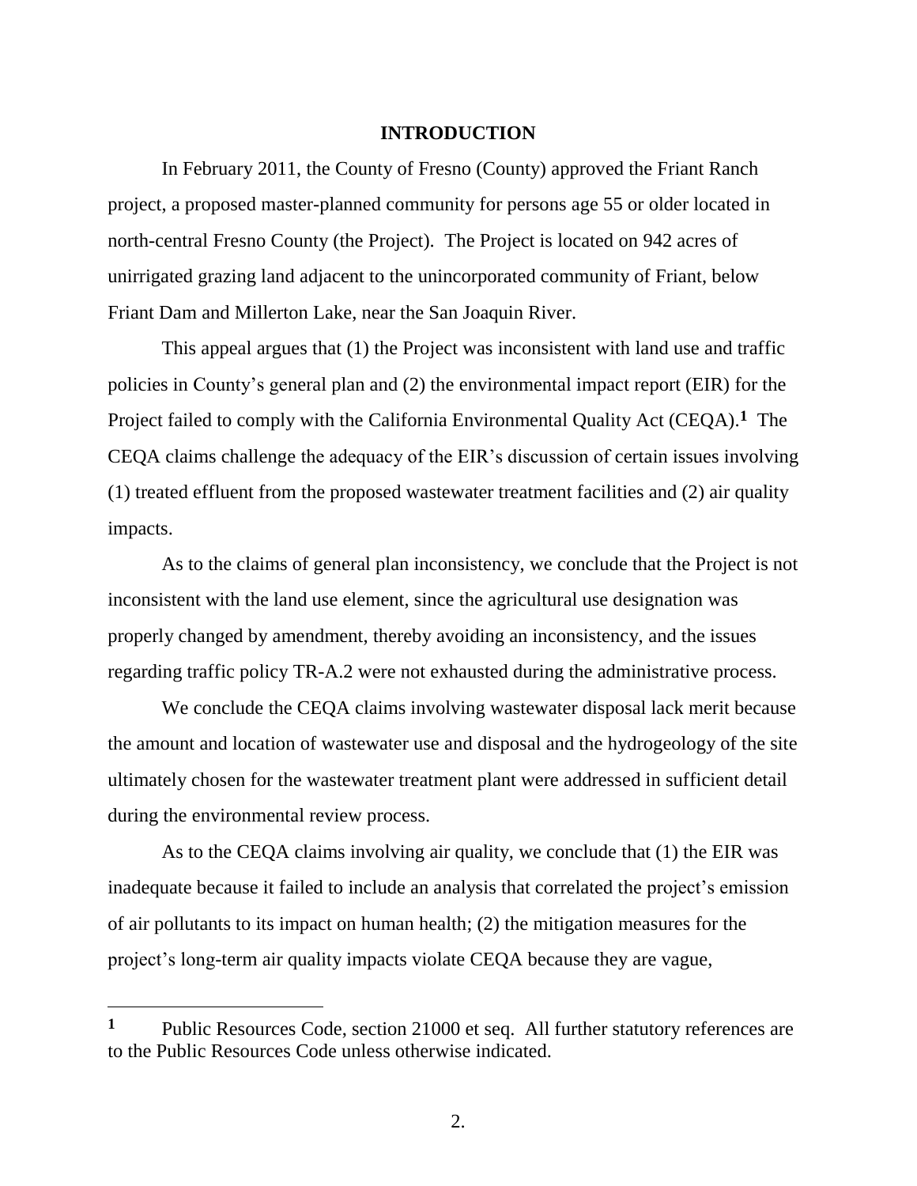## INTRODUCTION

In February 2011, the County of Fresno (County) approved the Friant Ranch project, a proposed master-planned community for persons age 55 or older located in north-central Fresno County (the Project). The Project is located on 942 acres of unirrigated grazing land adjacent to the unincorporated community of Friant, below Friant Dam and Millerton Lake, near the San Joaquin River.

This appeal argues that (1) the Project was inconsistent with land use and traffic policies in County's general plan and (2) the environmental impact report (EIR) for the Project failed to comply with the California Environmental Quality Act (CEQA).[1] The CEQA claims challenge the adequacy of the EIR's discussion of certain issues involving (1) treated effluent from the proposed wastewater treatment facilities and (2) air quality impacts.

As to the claims of general plan inconsistency, we conclude that the Project is not inconsistent with the land use element, since the agricultural use designation was properly changed by amendment, thereby avoiding an inconsistency, and the issues regarding traffic policy TR-A.2 were not exhausted during the administrative process.

We conclude the CEQA claims involving wastewater disposal lack merit because the amount and location of wastewater use and disposal and the hydrogeology of the site ultimately chosen for the wastewater treatment plant were addressed in sufficient detail during the environmental review process.

As to the CEQA claims involving air quality, we conclude that (1) the EIR was inadequate because it failed to include an analysis that correlated the project's emission of air pollutants to its impact on human health; (2) the mitigation measures for the project's long-term air quality impacts violate CEQA because they are vague,

---

[1] Public Resources Code, section 21000 et seq. All further statutory references are to the Public Resources Code unless otherwise indicated.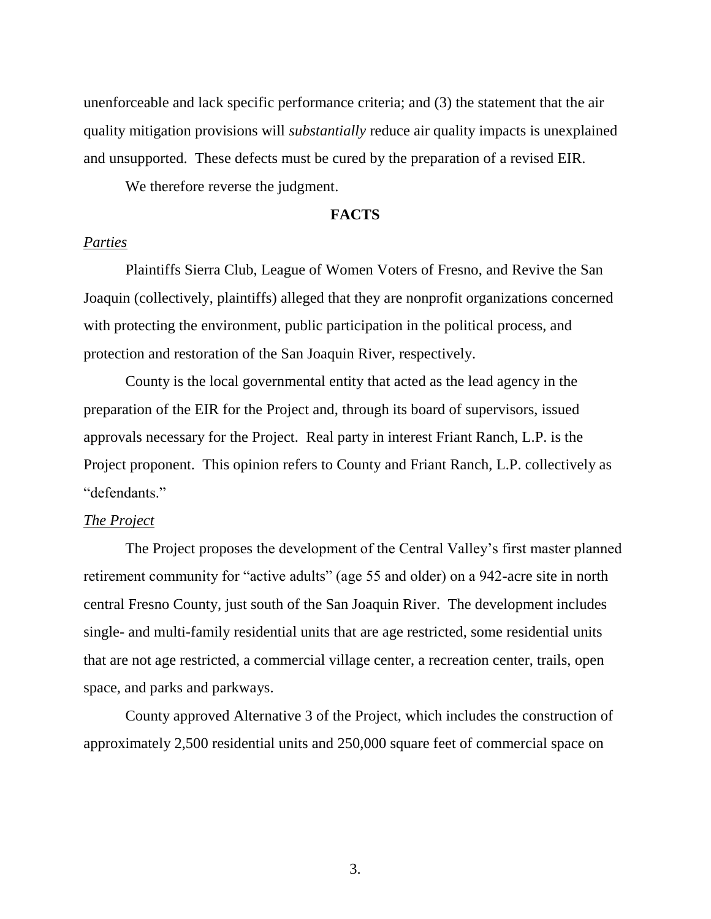unenforceable and lack specific performance criteria; and (3) the statement that the air quality mitigation provisions will *substantially* reduce air quality impacts is unexplained and unsupported. These defects must be cured by the preparation of a revised EIR.

We therefore reverse the judgment.

## FACTS

*Parties*

Plaintiffs Sierra Club, League of Women Voters of Fresno, and Revive the San Joaquin (collectively, plaintiffs) alleged that they are nonprofit organizations concerned with protecting the environment, public participation in the political process, and protection and restoration of the San Joaquin River, respectively.

County is the local governmental entity that acted as the lead agency in the preparation of the EIR for the Project and, through its board of supervisors, issued approvals necessary for the Project. Real party in interest Friant Ranch, L.P. is the Project proponent. This opinion refers to County and Friant Ranch, L.P. collectively as "defendants."

*The Project*

The Project proposes the development of the Central Valley's first master planned retirement community for "active adults" (age 55 and older) on a 942-acre site in north central Fresno County, just south of the San Joaquin River. The development includes single- and multi-family residential units that are age restricted, some residential units that are not age restricted, a commercial village center, a recreation center, trails, open space, and parks and parkways.

County approved Alternative 3 of the Project, which includes the construction of approximately 2,500 residential units and 250,000 square feet of commercial space on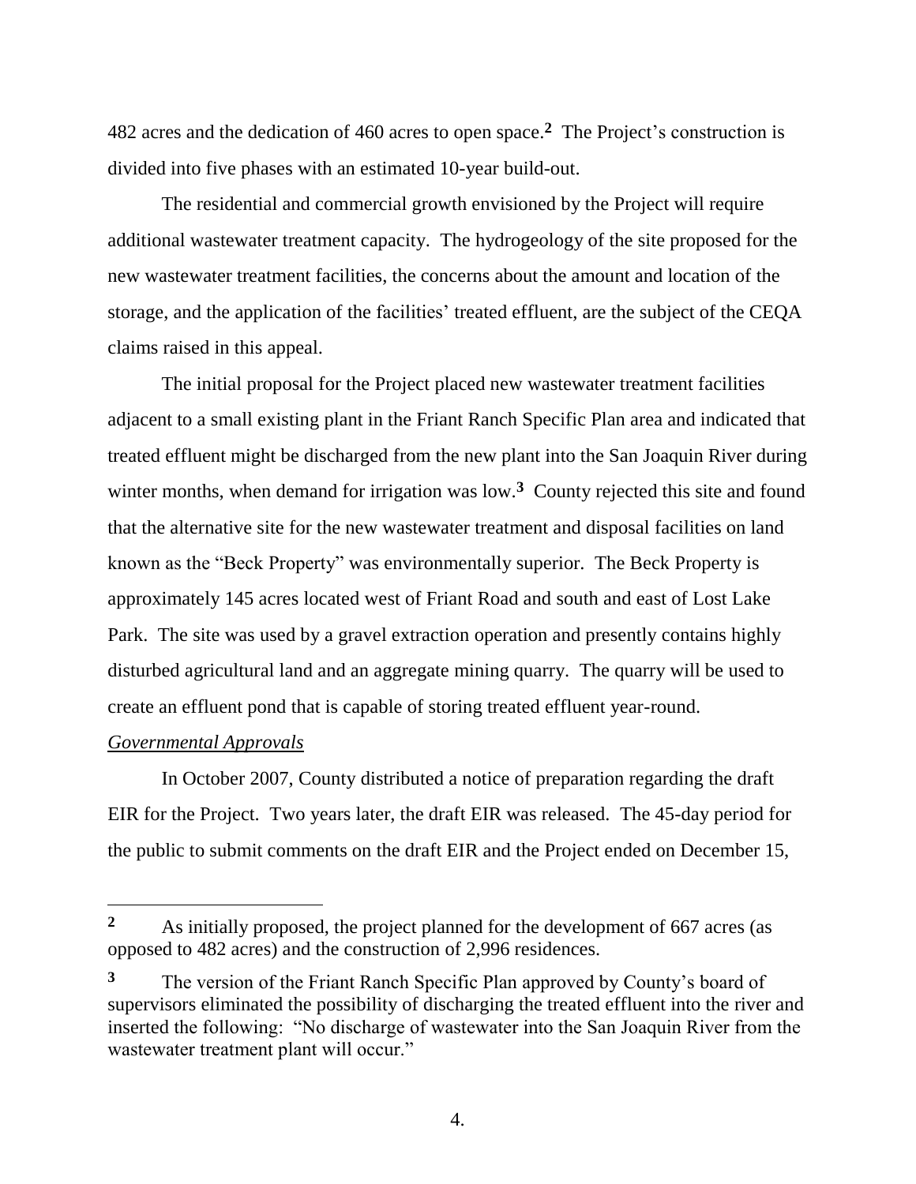482 acres and the dedication of 460 acres to open space.[2] The Project's construction is divided into five phases with an estimated 10-year build-out.

The residential and commercial growth envisioned by the Project will require additional wastewater treatment capacity. The hydrogeology of the site proposed for the new wastewater treatment facilities, the concerns about the amount and location of the storage, and the application of the facilities' treated effluent, are the subject of the CEQA claims raised in this appeal.

The initial proposal for the Project placed new wastewater treatment facilities adjacent to a small existing plant in the Friant Ranch Specific Plan area and indicated that treated effluent might be discharged from the new plant into the San Joaquin River during winter months, when demand for irrigation was low.[3] County rejected this site and found that the alternative site for the new wastewater treatment and disposal facilities on land known as the "Beck Property" was environmentally superior. The Beck Property is approximately 145 acres located west of Friant Road and south and east of Lost Lake Park. The site was used by a gravel extraction operation and presently contains highly disturbed agricultural land and an aggregate mining quarry. The quarry will be used to create an effluent pond that is capable of storing treated effluent year-round.

*Governmental Approvals*

In October 2007, County distributed a notice of preparation regarding the draft EIR for the Project. Two years later, the draft EIR was released. The 45-day period for the public to submit comments on the draft EIR and the Project ended on December 15,

---

[2] As initially proposed, the project planned for the development of 667 acres (as opposed to 482 acres) and the construction of 2,996 residences.

[3] The version of the Friant Ranch Specific Plan approved by County's board of supervisors eliminated the possibility of discharging the treated effluent into the river and inserted the following: "No discharge of wastewater into the San Joaquin River from the wastewater treatment plant will occur."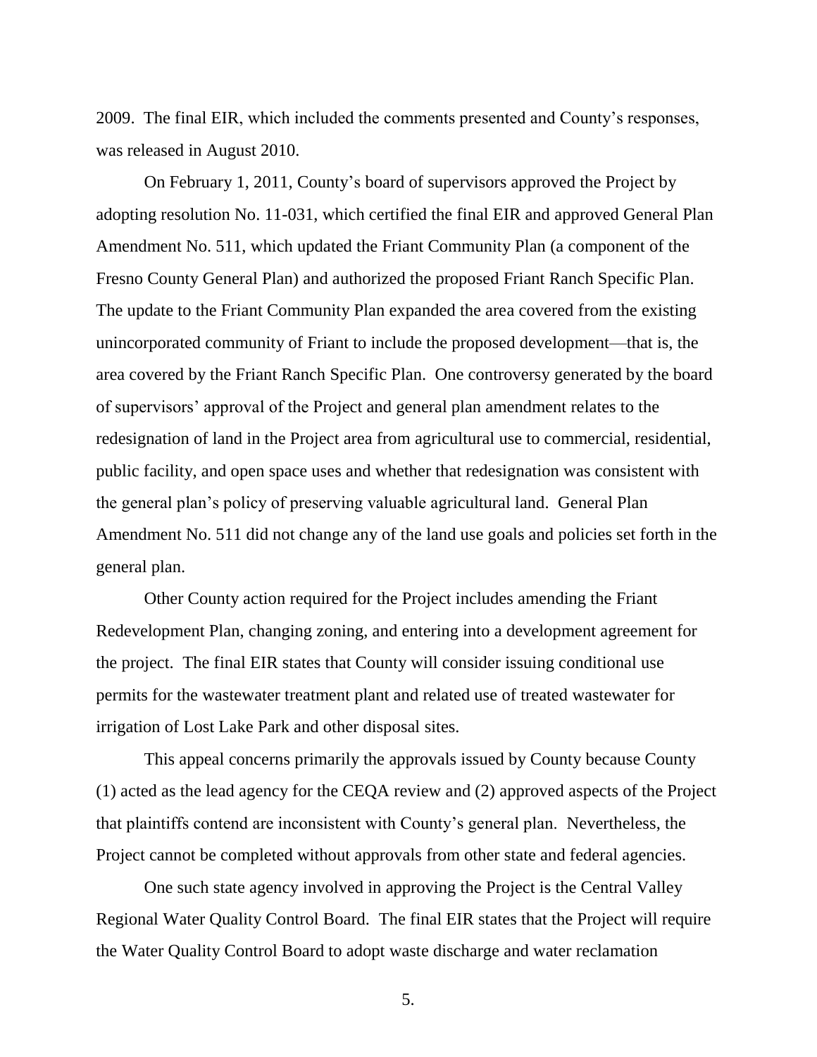2009. The final EIR, which included the comments presented and County's responses, was released in August 2010.

On February 1, 2011, County's board of supervisors approved the Project by adopting resolution No. 11-031, which certified the final EIR and approved General Plan Amendment No. 511, which updated the Friant Community Plan (a component of the Fresno County General Plan) and authorized the proposed Friant Ranch Specific Plan. The update to the Friant Community Plan expanded the area covered from the existing unincorporated community of Friant to include the proposed development—that is, the area covered by the Friant Ranch Specific Plan. One controversy generated by the board of supervisors' approval of the Project and general plan amendment relates to the redesignation of land in the Project area from agricultural use to commercial, residential, public facility, and open space uses and whether that redesignation was consistent with the general plan's policy of preserving valuable agricultural land. General Plan Amendment No. 511 did not change any of the land use goals and policies set forth in the general plan.

Other County action required for the Project includes amending the Friant Redevelopment Plan, changing zoning, and entering into a development agreement for the project. The final EIR states that County will consider issuing conditional use permits for the wastewater treatment plant and related use of treated wastewater for irrigation of Lost Lake Park and other disposal sites.

This appeal concerns primarily the approvals issued by County because County (1) acted as the lead agency for the CEQA review and (2) approved aspects of the Project that plaintiffs contend are inconsistent with County's general plan. Nevertheless, the Project cannot be completed without approvals from other state and federal agencies.

One such state agency involved in approving the Project is the Central Valley Regional Water Quality Control Board. The final EIR states that the Project will require the Water Quality Control Board to adopt waste discharge and water reclamation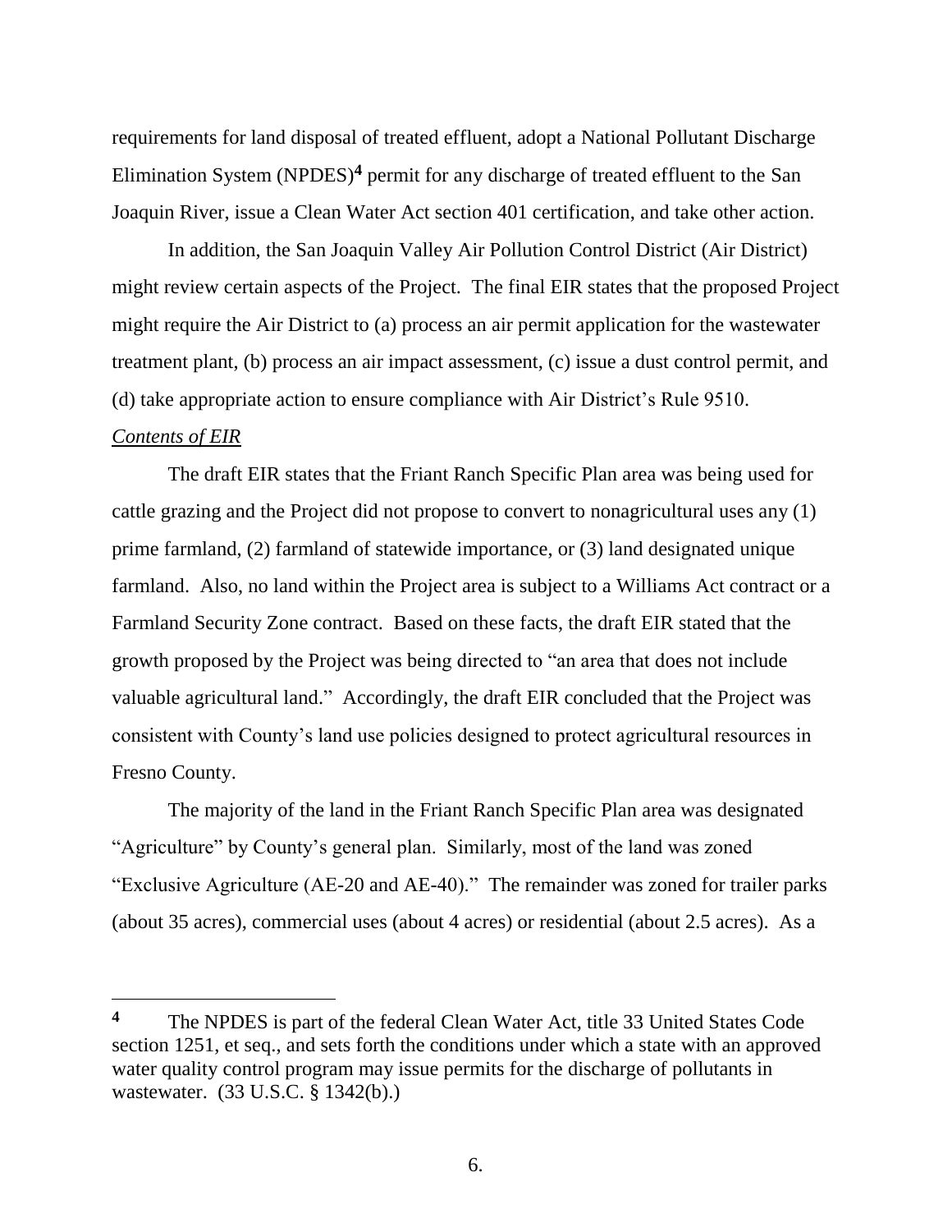requirements for land disposal of treated effluent, adopt a National Pollutant Discharge Elimination System (NPDES)[4] permit for any discharge of treated effluent to the San Joaquin River, issue a Clean Water Act section 401 certification, and take other action.

In addition, the San Joaquin Valley Air Pollution Control District (Air District) might review certain aspects of the Project. The final EIR states that the proposed Project might require the Air District to (a) process an air permit application for the wastewater treatment plant, (b) process an air impact assessment, (c) issue a dust control permit, and (d) take appropriate action to ensure compliance with Air District's Rule 9510.

*Contents of EIR*

The draft EIR states that the Friant Ranch Specific Plan area was being used for cattle grazing and the Project did not propose to convert to nonagricultural uses any (1) prime farmland, (2) farmland of statewide importance, or (3) land designated unique farmland. Also, no land within the Project area is subject to a Williams Act contract or a Farmland Security Zone contract. Based on these facts, the draft EIR stated that the growth proposed by the Project was being directed to "an area that does not include valuable agricultural land." Accordingly, the draft EIR concluded that the Project was consistent with County's land use policies designed to protect agricultural resources in Fresno County.

The majority of the land in the Friant Ranch Specific Plan area was designated "Agriculture" by County's general plan. Similarly, most of the land was zoned "Exclusive Agriculture (AE-20 and AE-40)." The remainder was zoned for trailer parks (about 35 acres), commercial uses (about 4 acres) or residential (about 2.5 acres). As a

[4] The NPDES is part of the federal Clean Water Act, title 33 United States Code section 1251, et seq., and sets forth the conditions under which a state with an approved water quality control program may issue permits for the discharge of pollutants in wastewater. (33 U.S.C. § 1342(b).)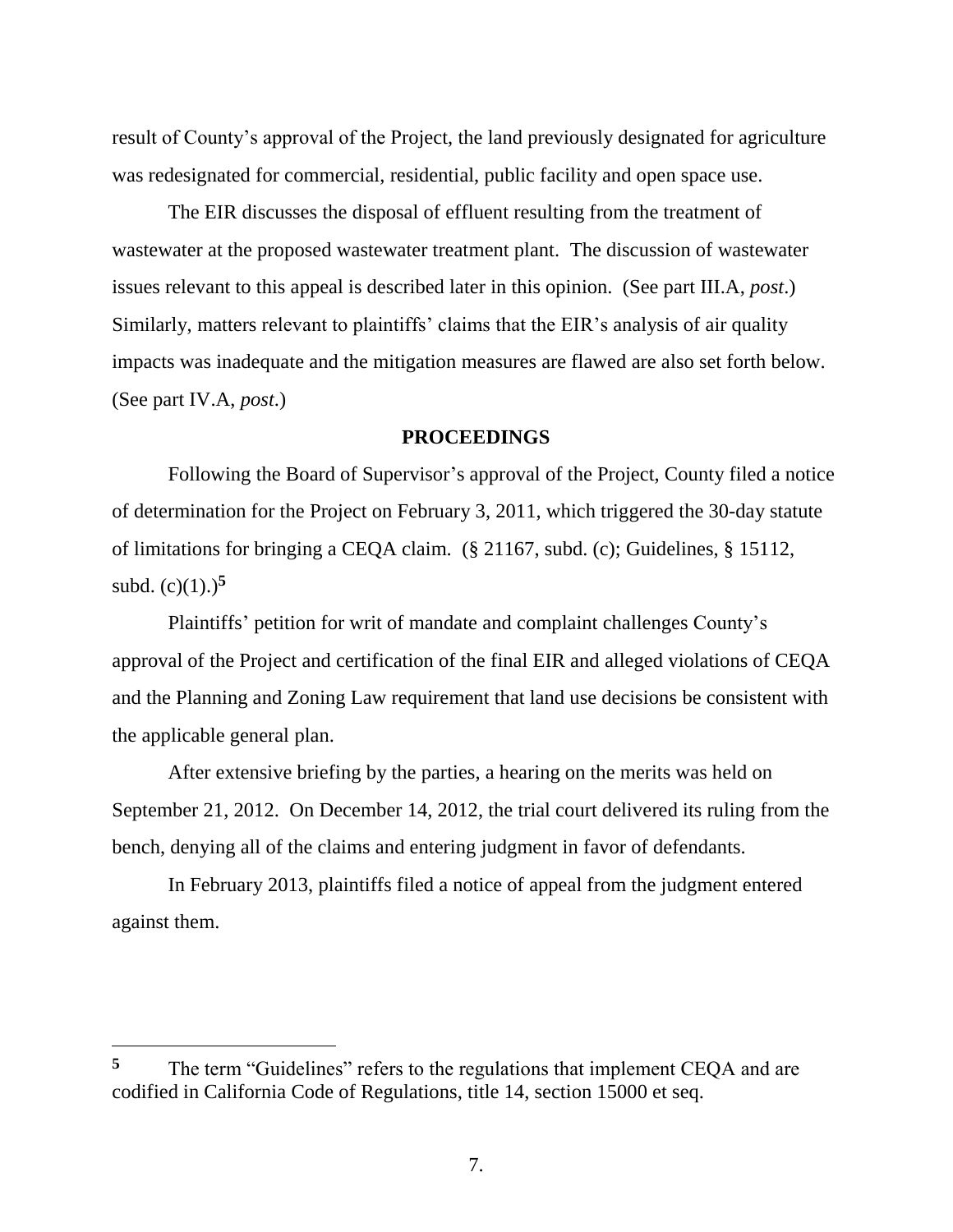result of County's approval of the Project, the land previously designated for agriculture was redesignated for commercial, residential, public facility and open space use.

The EIR discusses the disposal of effluent resulting from the treatment of wastewater at the proposed wastewater treatment plant. The discussion of wastewater issues relevant to this appeal is described later in this opinion. (See part III.A, *post*.) Similarly, matters relevant to plaintiffs' claims that the EIR's analysis of air quality impacts was inadequate and the mitigation measures are flawed are also set forth below. (See part IV.A, *post*.)

## PROCEEDINGS

Following the Board of Supervisor's approval of the Project, County filed a notice of determination for the Project on February 3, 2011, which triggered the 30-day statute of limitations for bringing a CEQA claim. (§ 21167, subd. (c); Guidelines, § 15112, subd. (c)(1).)[5]

Plaintiffs' petition for writ of mandate and complaint challenges County's approval of the Project and certification of the final EIR and alleged violations of CEQA and the Planning and Zoning Law requirement that land use decisions be consistent with the applicable general plan.

After extensive briefing by the parties, a hearing on the merits was held on September 21, 2012. On December 14, 2012, the trial court delivered its ruling from the bench, denying all of the claims and entering judgment in favor of defendants.

In February 2013, plaintiffs filed a notice of appeal from the judgment entered against them.

---

[5] The term "Guidelines" refers to the regulations that implement CEQA and are codified in California Code of Regulations, title 14, section 15000 et seq.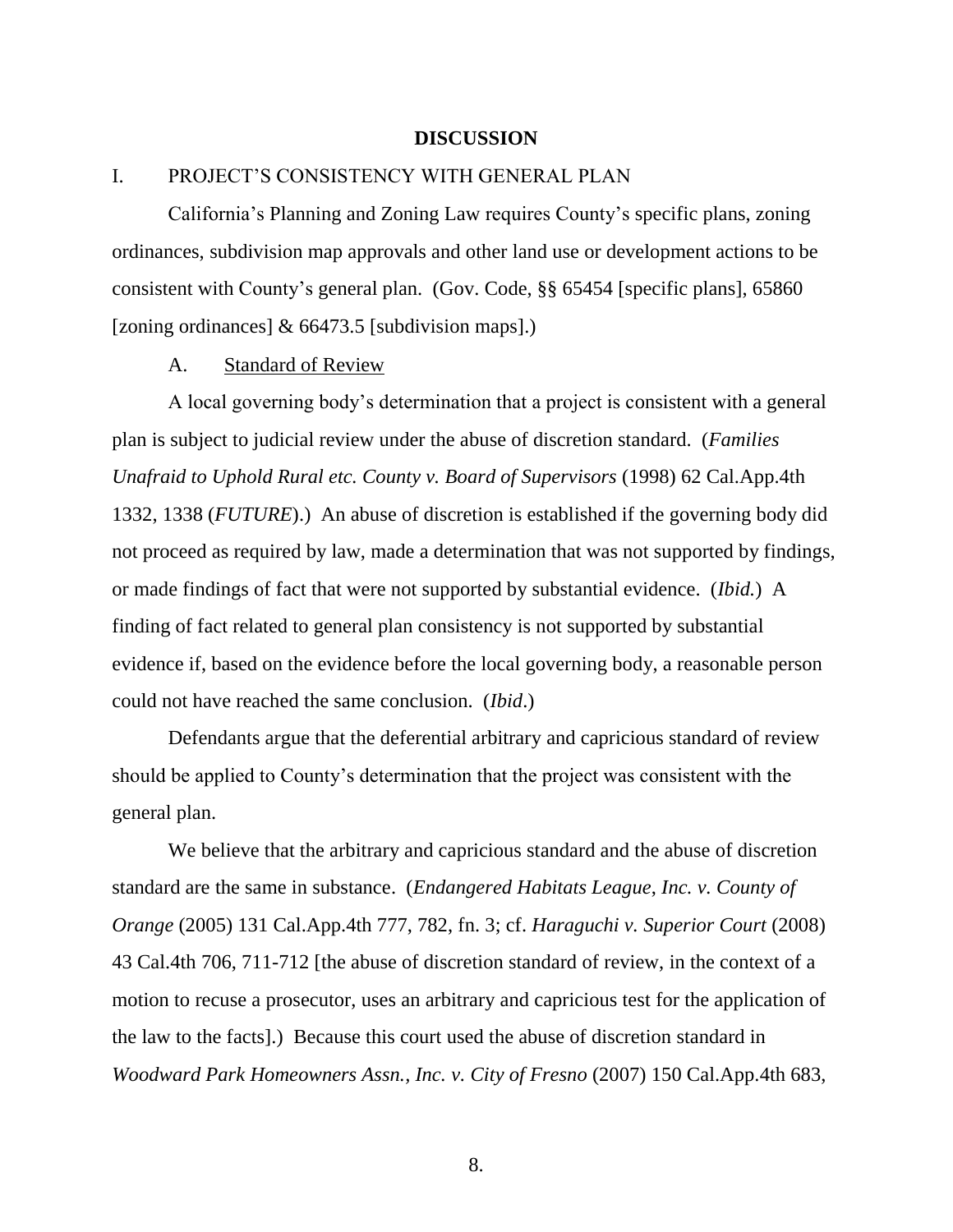## DISCUSSION

### I. PROJECT'S CONSISTENCY WITH GENERAL PLAN

California's Planning and Zoning Law requires County's specific plans, zoning ordinances, subdivision map approvals and other land use or development actions to be consistent with County's general plan. (Gov. Code, §§ 65454 [specific plans], 65860 [zoning ordinances] & 66473.5 [subdivision maps].)

#### A. Standard of Review

A local governing body's determination that a project is consistent with a general plan is subject to judicial review under the abuse of discretion standard. (*Families Unafraid to Uphold Rural etc. County v. Board of Supervisors* (1998) 62 Cal.App.4th 1332, 1338 (*FUTURE*).) An abuse of discretion is established if the governing body did not proceed as required by law, made a determination that was not supported by findings, or made findings of fact that were not supported by substantial evidence. (*Ibid.*) A finding of fact related to general plan consistency is not supported by substantial evidence if, based on the evidence before the local governing body, a reasonable person could not have reached the same conclusion. (*Ibid*.)

Defendants argue that the deferential arbitrary and capricious standard of review should be applied to County's determination that the project was consistent with the general plan.

We believe that the arbitrary and capricious standard and the abuse of discretion standard are the same in substance. (*Endangered Habitats League, Inc. v. County of Orange* (2005) 131 Cal.App.4th 777, 782, fn. 3; cf. *Haraguchi v. Superior Court* (2008) 43 Cal.4th 706, 711-712 [the abuse of discretion standard of review, in the context of a motion to recuse a prosecutor, uses an arbitrary and capricious test for the application of the law to the facts].) Because this court used the abuse of discretion standard in *Woodward Park Homeowners Assn., Inc. v. City of Fresno* (2007) 150 Cal.App.4th 683,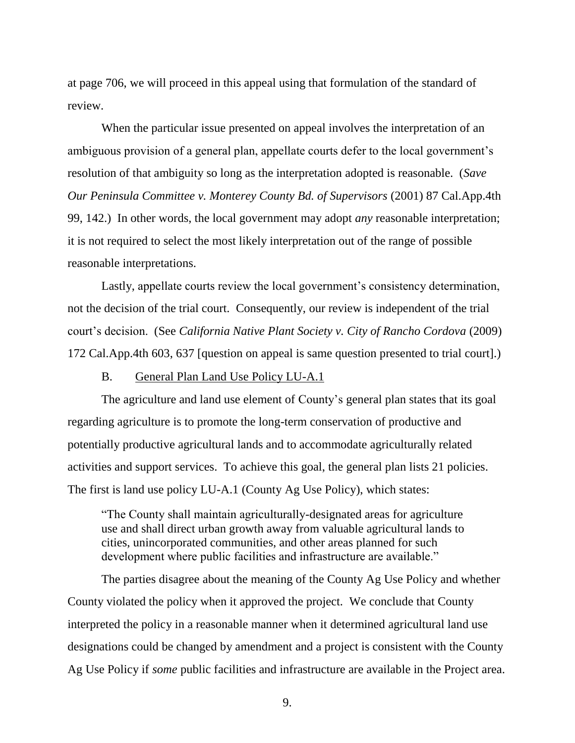at page 706, we will proceed in this appeal using that formulation of the standard of review.

When the particular issue presented on appeal involves the interpretation of an ambiguous provision of a general plan, appellate courts defer to the local government's resolution of that ambiguity so long as the interpretation adopted is reasonable. (*Save Our Peninsula Committee v. Monterey County Bd. of Supervisors* (2001) 87 Cal.App.4th 99, 142.) In other words, the local government may adopt *any* reasonable interpretation; it is not required to select the most likely interpretation out of the range of possible reasonable interpretations.

Lastly, appellate courts review the local government's consistency determination, not the decision of the trial court. Consequently, our review is independent of the trial court's decision. (See *California Native Plant Society v. City of Rancho Cordova* (2009) 172 Cal.App.4th 603, 637 [question on appeal is same question presented to trial court].)

B. General Plan Land Use Policy LU-A.1

The agriculture and land use element of County's general plan states that its goal regarding agriculture is to promote the long-term conservation of productive and potentially productive agricultural lands and to accommodate agriculturally related activities and support services. To achieve this goal, the general plan lists 21 policies. The first is land use policy LU-A.1 (County Ag Use Policy), which states:

> "The County shall maintain agriculturally-designated areas for agriculture use and shall direct urban growth away from valuable agricultural lands to cities, unincorporated communities, and other areas planned for such development where public facilities and infrastructure are available."

The parties disagree about the meaning of the County Ag Use Policy and whether County violated the policy when it approved the project. We conclude that County interpreted the policy in a reasonable manner when it determined agricultural land use designations could be changed by amendment and a project is consistent with the County Ag Use Policy if *some* public facilities and infrastructure are available in the Project area.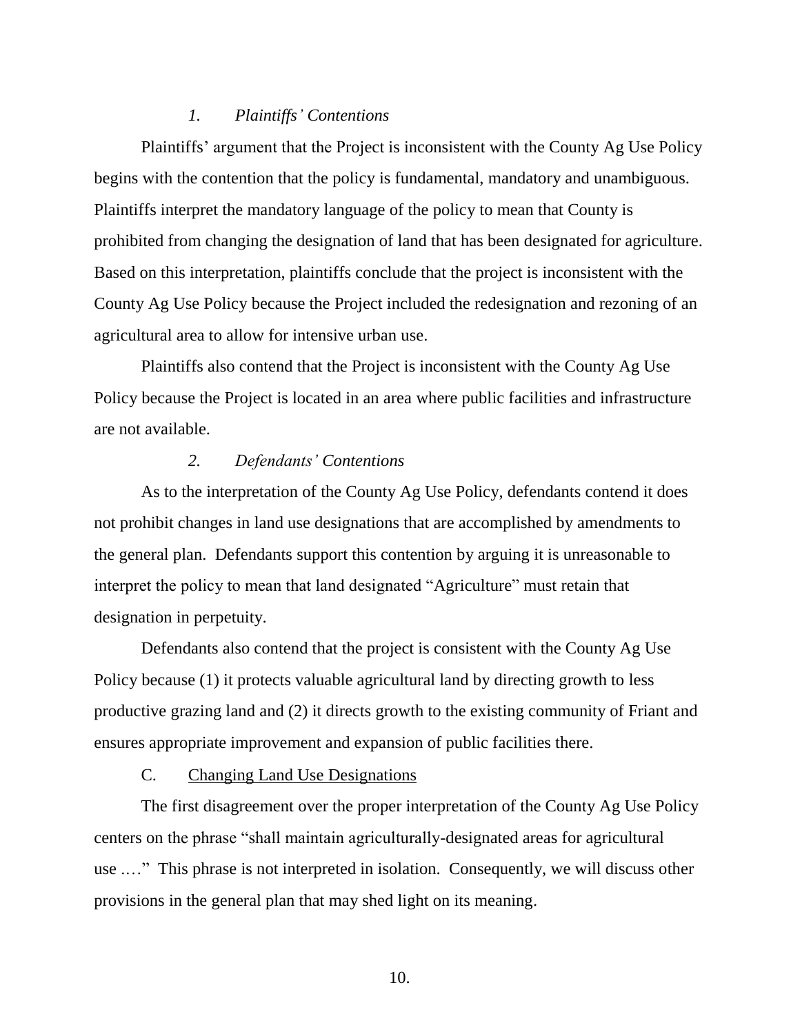### *1. Plaintiffs' Contentions*

Plaintiffs' argument that the Project is inconsistent with the County Ag Use Policy begins with the contention that the policy is fundamental, mandatory and unambiguous. Plaintiffs interpret the mandatory language of the policy to mean that County is prohibited from changing the designation of land that has been designated for agriculture. Based on this interpretation, plaintiffs conclude that the project is inconsistent with the County Ag Use Policy because the Project included the redesignation and rezoning of an agricultural area to allow for intensive urban use.

Plaintiffs also contend that the Project is inconsistent with the County Ag Use Policy because the Project is located in an area where public facilities and infrastructure are not available.

### *2. Defendants' Contentions*

As to the interpretation of the County Ag Use Policy, defendants contend it does not prohibit changes in land use designations that are accomplished by amendments to the general plan. Defendants support this contention by arguing it is unreasonable to interpret the policy to mean that land designated "Agriculture" must retain that designation in perpetuity.

Defendants also contend that the project is consistent with the County Ag Use Policy because (1) it protects valuable agricultural land by directing growth to less productive grazing land and (2) it directs growth to the existing community of Friant and ensures appropriate improvement and expansion of public facilities there.

## C. Changing Land Use Designations

The first disagreement over the proper interpretation of the County Ag Use Policy centers on the phrase "shall maintain agriculturally-designated areas for agricultural use .…" This phrase is not interpreted in isolation. Consequently, we will discuss other provisions in the general plan that may shed light on its meaning.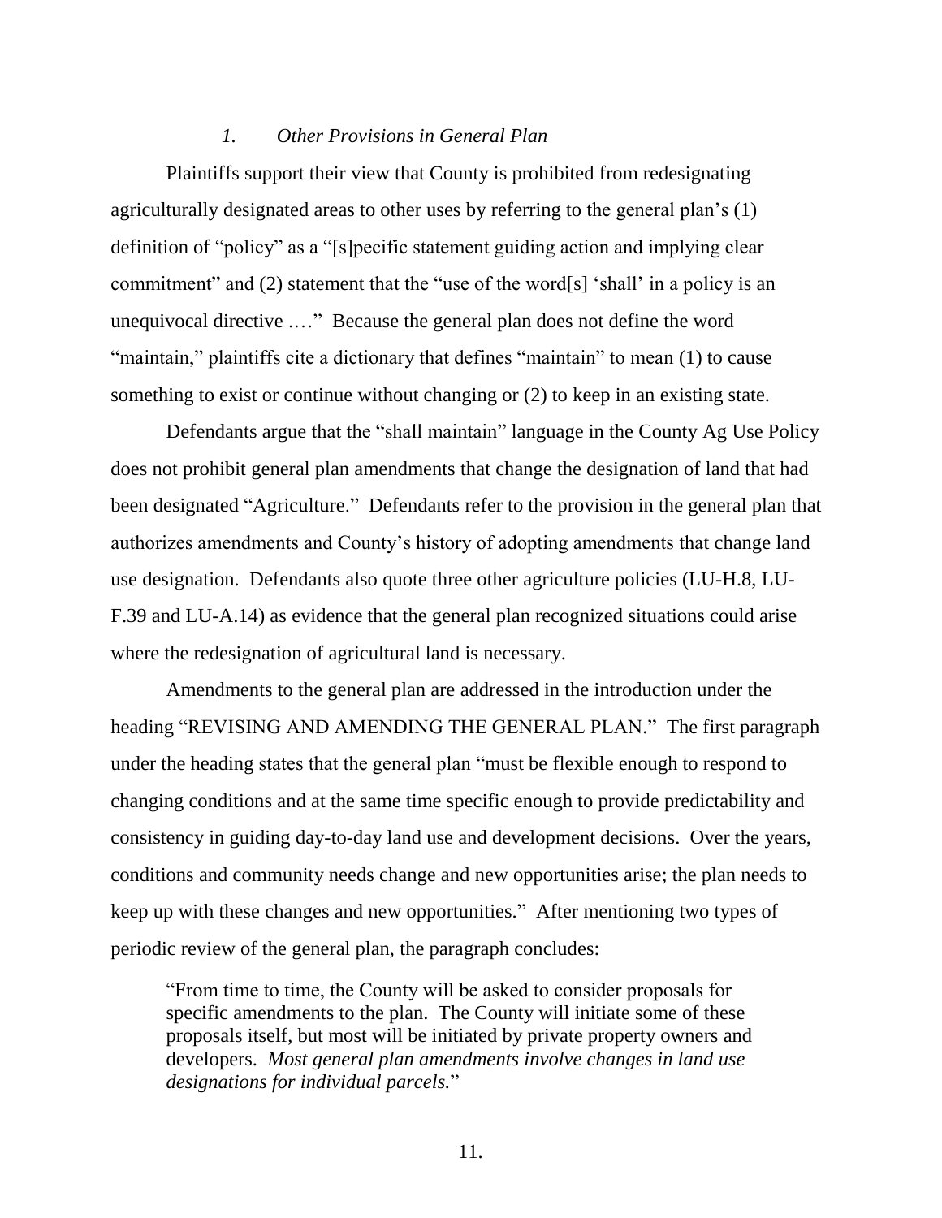### *1. Other Provisions in General Plan*

Plaintiffs support their view that County is prohibited from redesignating agriculturally designated areas to other uses by referring to the general plan's (1) definition of "policy" as a "[s]pecific statement guiding action and implying clear commitment" and (2) statement that the "use of the word[s] 'shall' in a policy is an unequivocal directive .…" Because the general plan does not define the word "maintain," plaintiffs cite a dictionary that defines "maintain" to mean (1) to cause something to exist or continue without changing or (2) to keep in an existing state.

Defendants argue that the "shall maintain" language in the County Ag Use Policy does not prohibit general plan amendments that change the designation of land that had been designated "Agriculture." Defendants refer to the provision in the general plan that authorizes amendments and County's history of adopting amendments that change land use designation. Defendants also quote three other agriculture policies (LU-H.8, LU-F.39 and LU-A.14) as evidence that the general plan recognized situations could arise where the redesignation of agricultural land is necessary.

Amendments to the general plan are addressed in the introduction under the heading "REVISING AND AMENDING THE GENERAL PLAN." The first paragraph under the heading states that the general plan "must be flexible enough to respond to changing conditions and at the same time specific enough to provide predictability and consistency in guiding day-to-day land use and development decisions. Over the years, conditions and community needs change and new opportunities arise; the plan needs to keep up with these changes and new opportunities." After mentioning two types of periodic review of the general plan, the paragraph concludes:

> "From time to time, the County will be asked to consider proposals for specific amendments to the plan. The County will initiate some of these proposals itself, but most will be initiated by private property owners and developers. *Most general plan amendments involve changes in land use designations for individual parcels.*"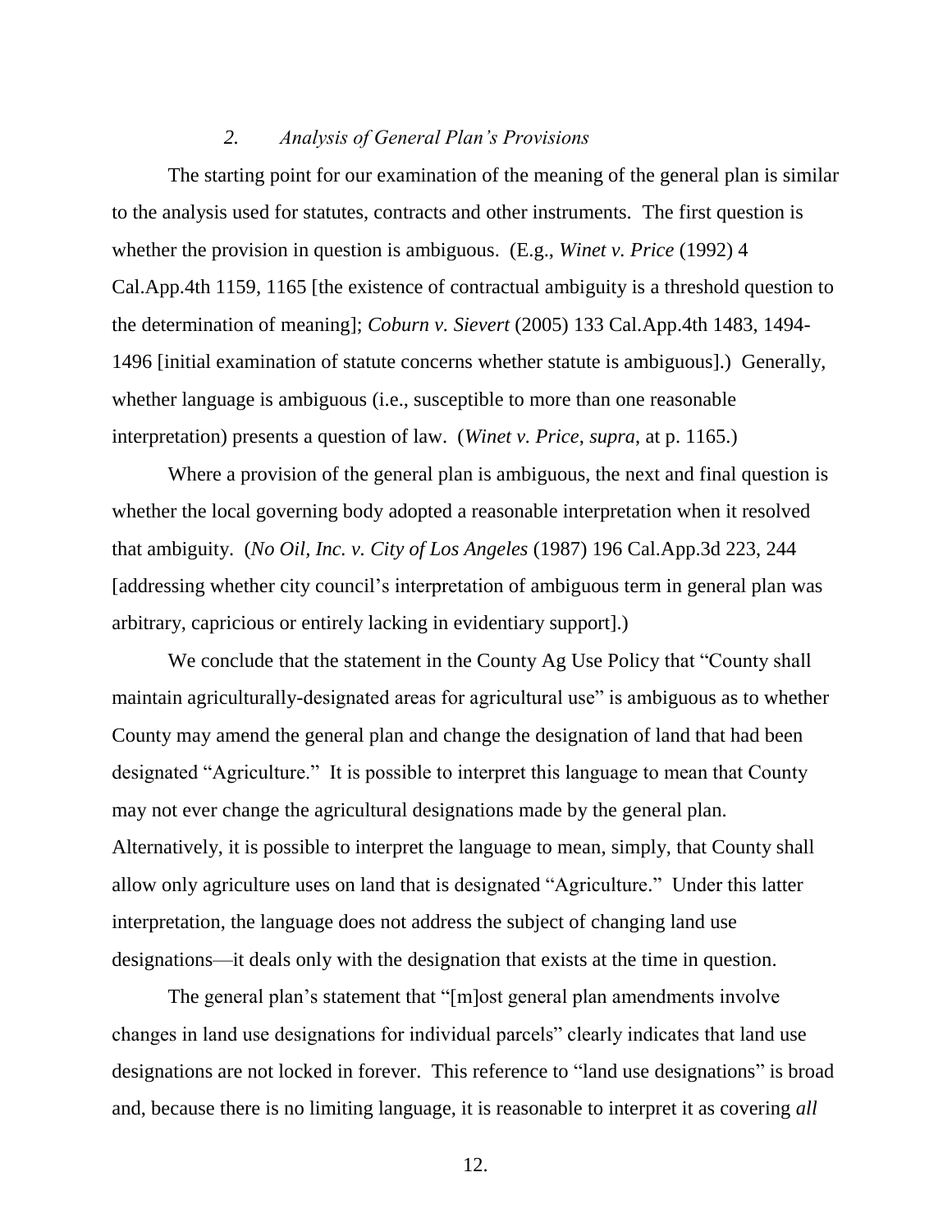### *2. Analysis of General Plan's Provisions*

The starting point for our examination of the meaning of the general plan is similar to the analysis used for statutes, contracts and other instruments. The first question is whether the provision in question is ambiguous. (E.g., *Winet v. Price* (1992) 4 Cal.App.4th 1159, 1165 [the existence of contractual ambiguity is a threshold question to the determination of meaning]; *Coburn v. Sievert* (2005) 133 Cal.App.4th 1483, 1494-1496 [initial examination of statute concerns whether statute is ambiguous].) Generally, whether language is ambiguous (i.e., susceptible to more than one reasonable interpretation) presents a question of law. (*Winet v. Price*, *supra*, at p. 1165.)

Where a provision of the general plan is ambiguous, the next and final question is whether the local governing body adopted a reasonable interpretation when it resolved that ambiguity. (*No Oil, Inc. v. City of Los Angeles* (1987) 196 Cal.App.3d 223, 244 [addressing whether city council's interpretation of ambiguous term in general plan was arbitrary, capricious or entirely lacking in evidentiary support].)

We conclude that the statement in the County Ag Use Policy that "County shall maintain agriculturally-designated areas for agricultural use" is ambiguous as to whether County may amend the general plan and change the designation of land that had been designated "Agriculture." It is possible to interpret this language to mean that County may not ever change the agricultural designations made by the general plan. Alternatively, it is possible to interpret the language to mean, simply, that County shall allow only agriculture uses on land that is designated "Agriculture." Under this latter interpretation, the language does not address the subject of changing land use designations—it deals only with the designation that exists at the time in question.

The general plan's statement that "[m]ost general plan amendments involve changes in land use designations for individual parcels" clearly indicates that land use designations are not locked in forever. This reference to "land use designations" is broad and, because there is no limiting language, it is reasonable to interpret it as covering *all*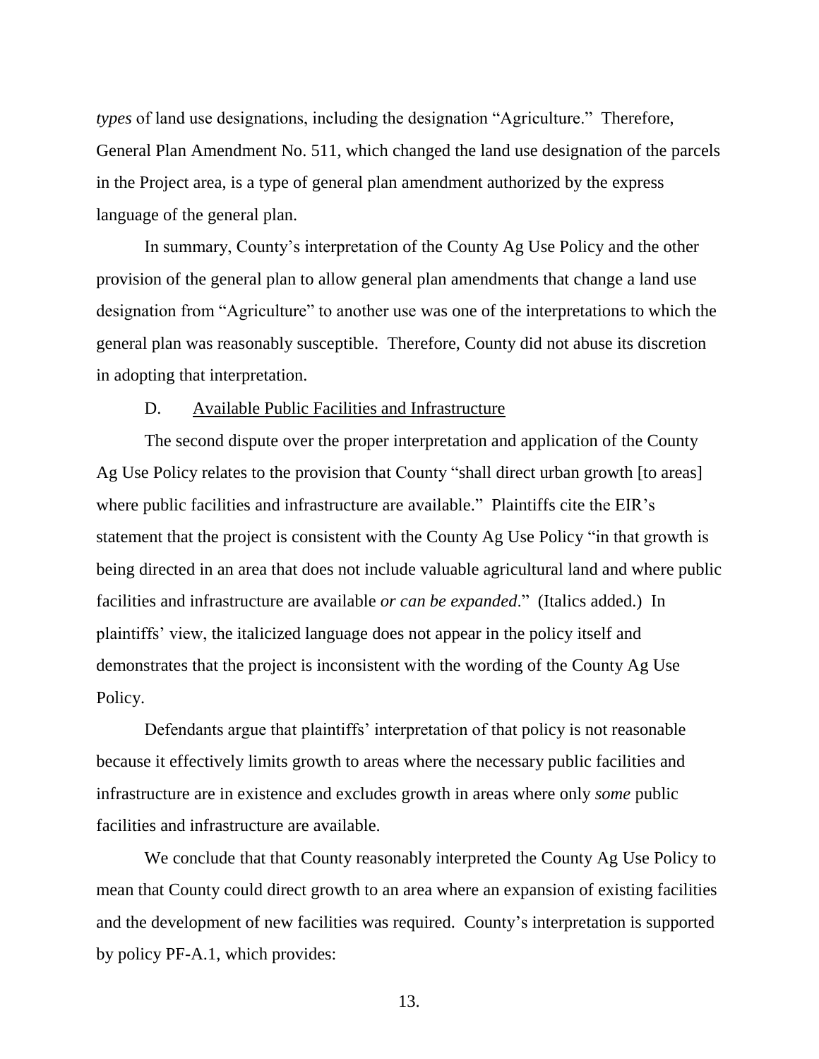*types* of land use designations, including the designation "Agriculture." Therefore, General Plan Amendment No. 511, which changed the land use designation of the parcels in the Project area, is a type of general plan amendment authorized by the express language of the general plan.

In summary, County's interpretation of the County Ag Use Policy and the other provision of the general plan to allow general plan amendments that change a land use designation from "Agriculture" to another use was one of the interpretations to which the general plan was reasonably susceptible. Therefore, County did not abuse its discretion in adopting that interpretation.

D. Available Public Facilities and Infrastructure

The second dispute over the proper interpretation and application of the County Ag Use Policy relates to the provision that County "shall direct urban growth [to areas] where public facilities and infrastructure are available." Plaintiffs cite the EIR's statement that the project is consistent with the County Ag Use Policy "in that growth is being directed in an area that does not include valuable agricultural land and where public facilities and infrastructure are available *or can be expanded*." (Italics added.) In plaintiffs' view, the italicized language does not appear in the policy itself and demonstrates that the project is inconsistent with the wording of the County Ag Use Policy.

Defendants argue that plaintiffs' interpretation of that policy is not reasonable because it effectively limits growth to areas where the necessary public facilities and infrastructure are in existence and excludes growth in areas where only *some* public facilities and infrastructure are available.

We conclude that that County reasonably interpreted the County Ag Use Policy to mean that County could direct growth to an area where an expansion of existing facilities and the development of new facilities was required. County's interpretation is supported by policy PF-A.1, which provides: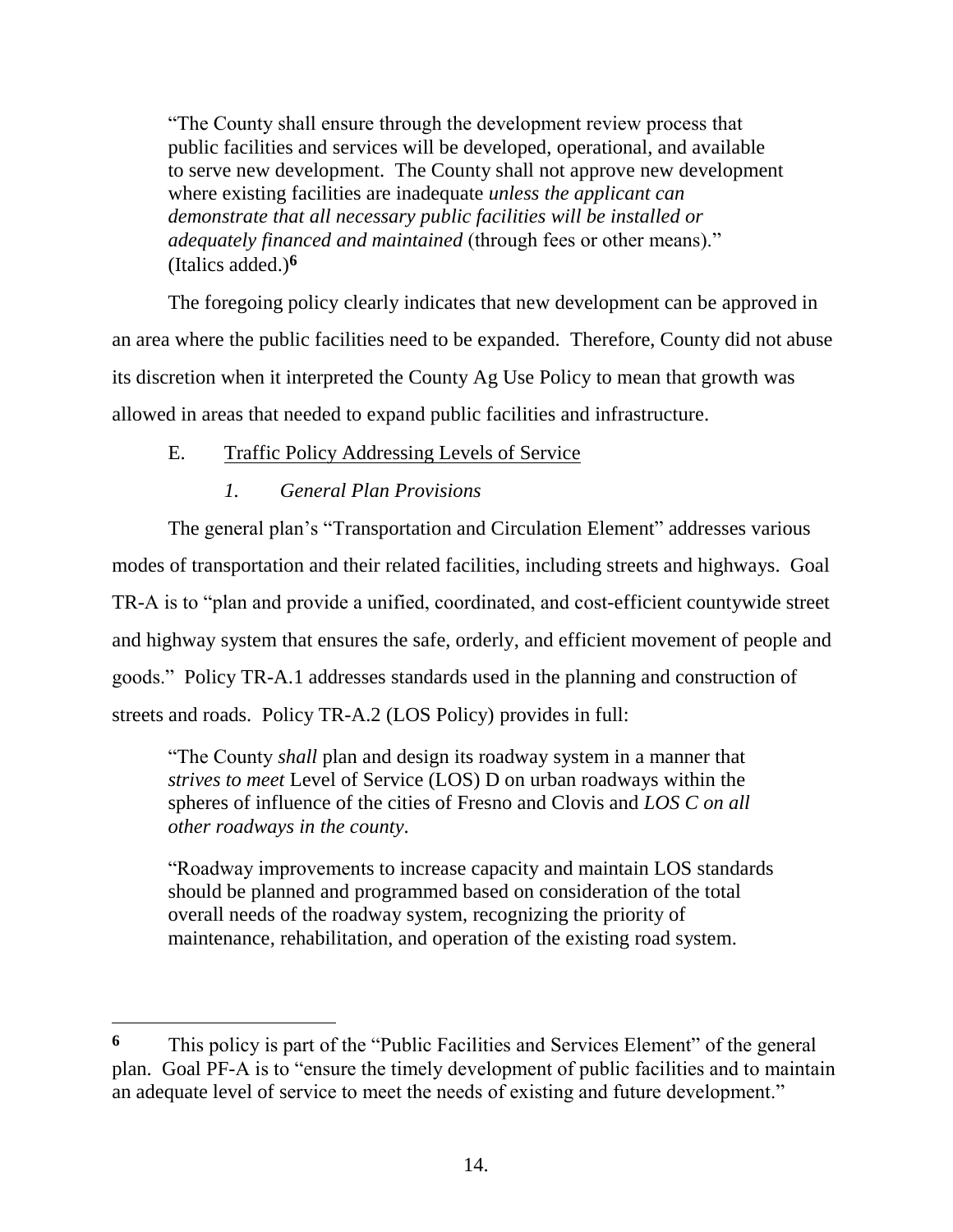> "The County shall ensure through the development review process that public facilities and services will be developed, operational, and available to serve new development. The County shall not approve new development where existing facilities are inadequate *unless the applicant can demonstrate that all necessary public facilities will be installed or adequately financed and maintained* (through fees or other means)." (Italics added.)[6]

The foregoing policy clearly indicates that new development can be approved in an area where the public facilities need to be expanded. Therefore, County did not abuse its discretion when it interpreted the County Ag Use Policy to mean that growth was allowed in areas that needed to expand public facilities and infrastructure.

### E. Traffic Policy Addressing Levels of Service

#### *1. General Plan Provisions*

The general plan's "Transportation and Circulation Element" addresses various modes of transportation and their related facilities, including streets and highways. Goal TR-A is to "plan and provide a unified, coordinated, and cost-efficient countywide street and highway system that ensures the safe, orderly, and efficient movement of people and goods." Policy TR-A.1 addresses standards used in the planning and construction of streets and roads. Policy TR-A.2 (LOS Policy) provides in full:

> "The County *shall* plan and design its roadway system in a manner that *strives to meet* Level of Service (LOS) D on urban roadways within the spheres of influence of the cities of Fresno and Clovis and *LOS C on all other roadways in the county*.
>
> "Roadway improvements to increase capacity and maintain LOS standards should be planned and programmed based on consideration of the total overall needs of the roadway system, recognizing the priority of maintenance, rehabilitation, and operation of the existing road system.

---

[6] This policy is part of the "Public Facilities and Services Element" of the general plan. Goal PF-A is to "ensure the timely development of public facilities and to maintain an adequate level of service to meet the needs of existing and future development."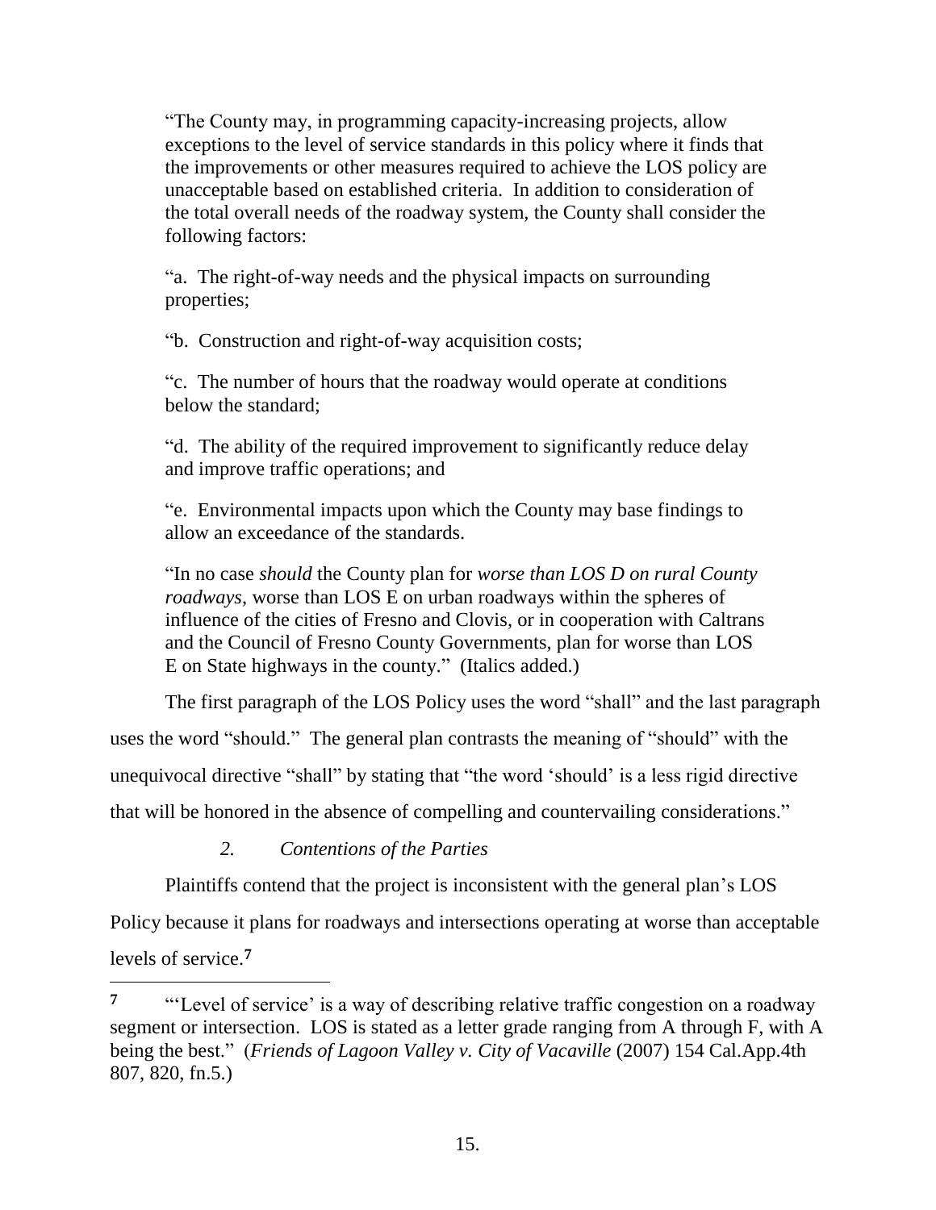"The County may, in programming capacity-increasing projects, allow exceptions to the level of service standards in this policy where it finds that the improvements or other measures required to achieve the LOS policy are unacceptable based on established criteria. In addition to consideration of the total overall needs of the roadway system, the County shall consider the following factors:

"a. The right-of-way needs and the physical impacts on surrounding properties;

"b. Construction and right-of-way acquisition costs;

"c. The number of hours that the roadway would operate at conditions below the standard;

"d. The ability of the required improvement to significantly reduce delay and improve traffic operations; and

"e. Environmental impacts upon which the County may base findings to allow an exceedance of the standards.

"In no case *should* the County plan for *worse than LOS D on rural County roadways*, worse than LOS E on urban roadways within the spheres of influence of the cities of Fresno and Clovis, or in cooperation with Caltrans and the Council of Fresno County Governments, plan for worse than LOS E on State highways in the county." (Italics added.)

The first paragraph of the LOS Policy uses the word "shall" and the last paragraph uses the word "should." The general plan contrasts the meaning of "should" with the unequivocal directive "shall" by stating that "the word 'should' is a less rigid directive that will be honored in the absence of compelling and countervailing considerations."

*2. Contentions of the Parties*

Plaintiffs contend that the project is inconsistent with the general plan's LOS Policy because it plans for roadways and intersections operating at worse than acceptable levels of service.[7]

---

[7] "'Level of service' is a way of describing relative traffic congestion on a roadway segment or intersection. LOS is stated as a letter grade ranging from A through F, with A being the best." (*Friends of Lagoon Valley v. City of Vacaville* (2007) 154 Cal.App.4th 807, 820, fn.5.)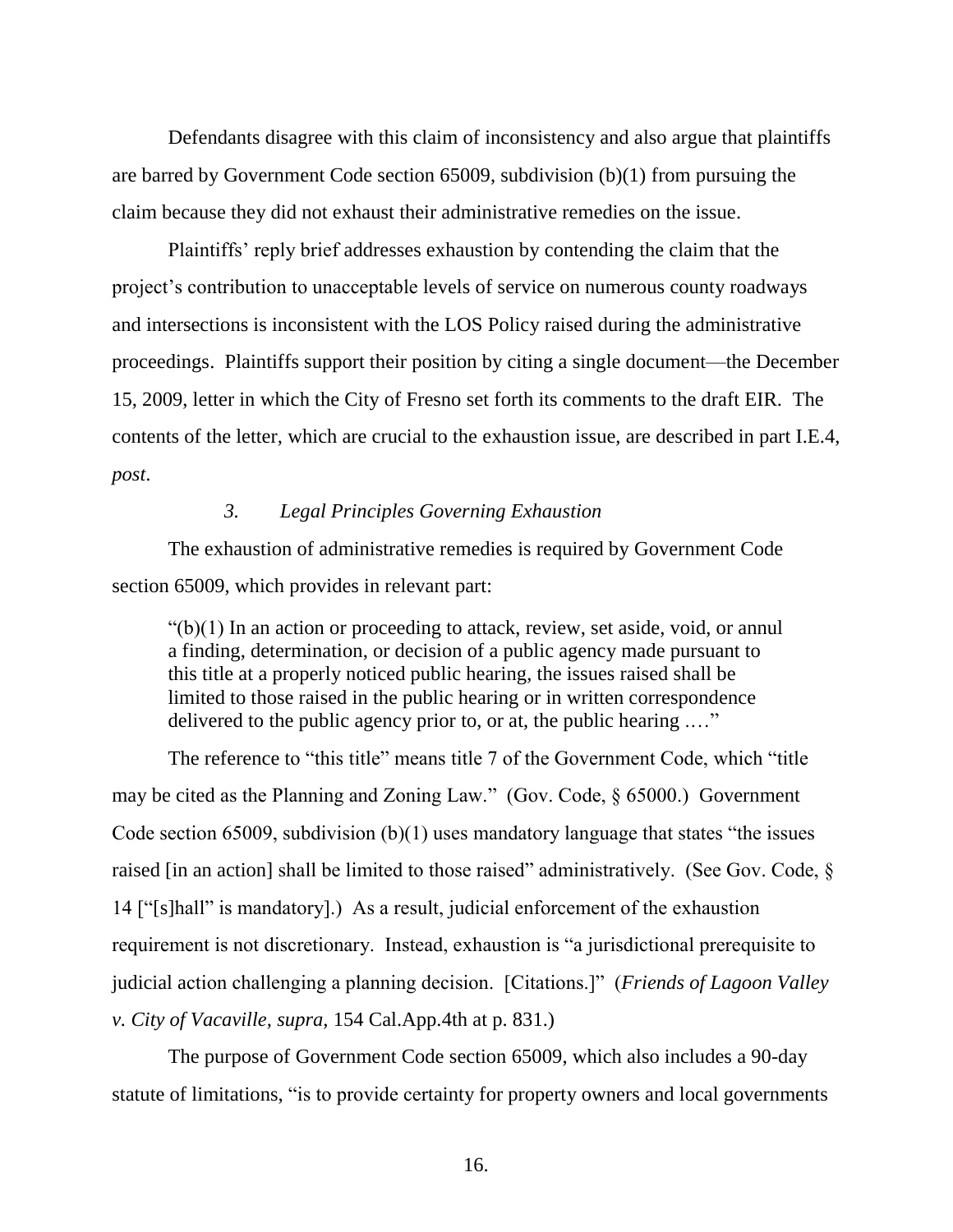Defendants disagree with this claim of inconsistency and also argue that plaintiffs are barred by Government Code section 65009, subdivision (b)(1) from pursuing the claim because they did not exhaust their administrative remedies on the issue.

Plaintiffs' reply brief addresses exhaustion by contending the claim that the project's contribution to unacceptable levels of service on numerous county roadways and intersections is inconsistent with the LOS Policy raised during the administrative proceedings. Plaintiffs support their position by citing a single document—the December 15, 2009, letter in which the City of Fresno set forth its comments to the draft EIR. The contents of the letter, which are crucial to the exhaustion issue, are described in part I.E.4, *post*.

### *3. Legal Principles Governing Exhaustion*

The exhaustion of administrative remedies is required by Government Code section 65009, which provides in relevant part:

> "(b)(1) In an action or proceeding to attack, review, set aside, void, or annul a finding, determination, or decision of a public agency made pursuant to this title at a properly noticed public hearing, the issues raised shall be limited to those raised in the public hearing or in written correspondence delivered to the public agency prior to, or at, the public hearing .…"

The reference to "this title" means title 7 of the Government Code, which "title may be cited as the Planning and Zoning Law." (Gov. Code, § 65000.) Government Code section 65009, subdivision (b)(1) uses mandatory language that states "the issues raised [in an action] shall be limited to those raised" administratively. (See Gov. Code, § 14 ["[s]hall" is mandatory].) As a result, judicial enforcement of the exhaustion requirement is not discretionary. Instead, exhaustion is "a jurisdictional prerequisite to judicial action challenging a planning decision. [Citations.]" (*Friends of Lagoon Valley v. City of Vacaville*, *supra*, 154 Cal.App.4th at p. 831.)

The purpose of Government Code section 65009, which also includes a 90-day statute of limitations, "is to provide certainty for property owners and local governments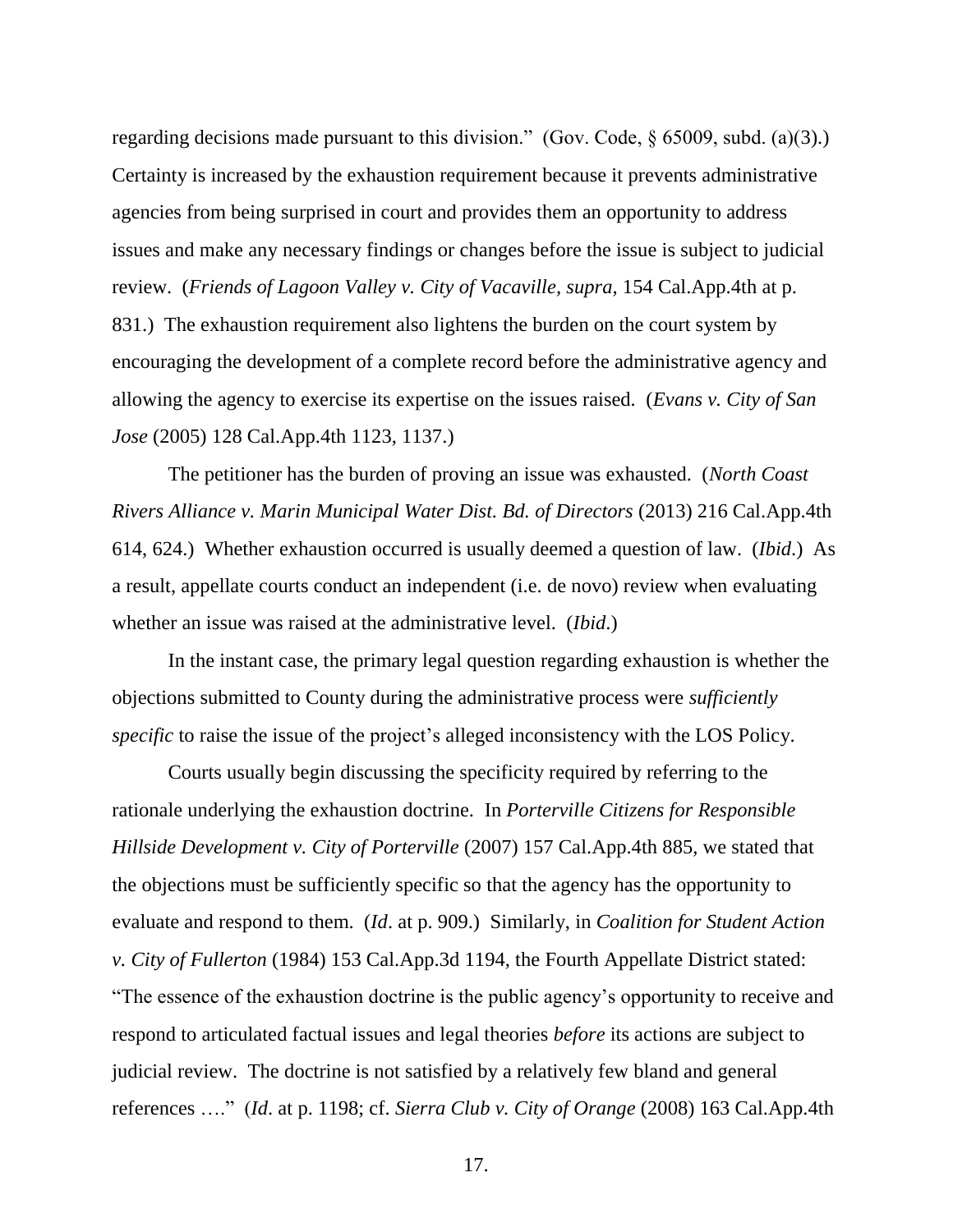regarding decisions made pursuant to this division." (Gov. Code, § 65009, subd. (a)(3).) Certainty is increased by the exhaustion requirement because it prevents administrative agencies from being surprised in court and provides them an opportunity to address issues and make any necessary findings or changes before the issue is subject to judicial review. (*Friends of Lagoon Valley v. City of Vacaville, supra,* 154 Cal.App.4th at p. 831.) The exhaustion requirement also lightens the burden on the court system by encouraging the development of a complete record before the administrative agency and allowing the agency to exercise its expertise on the issues raised. (*Evans v. City of San Jose* (2005) 128 Cal.App.4th 1123, 1137.)

The petitioner has the burden of proving an issue was exhausted. (*North Coast Rivers Alliance v. Marin Municipal Water Dist. Bd. of Directors* (2013) 216 Cal.App.4th 614, 624.) Whether exhaustion occurred is usually deemed a question of law. (*Ibid*.) As a result, appellate courts conduct an independent (i.e. de novo) review when evaluating whether an issue was raised at the administrative level. (*Ibid*.)

In the instant case, the primary legal question regarding exhaustion is whether the objections submitted to County during the administrative process were *sufficiently specific* to raise the issue of the project's alleged inconsistency with the LOS Policy.

Courts usually begin discussing the specificity required by referring to the rationale underlying the exhaustion doctrine. In *Porterville Citizens for Responsible Hillside Development v. City of Porterville* (2007) 157 Cal.App.4th 885, we stated that the objections must be sufficiently specific so that the agency has the opportunity to evaluate and respond to them. (*Id*. at p. 909.) Similarly, in *Coalition for Student Action v. City of Fullerton* (1984) 153 Cal.App.3d 1194, the Fourth Appellate District stated: "The essence of the exhaustion doctrine is the public agency's opportunity to receive and respond to articulated factual issues and legal theories *before* its actions are subject to judicial review. The doctrine is not satisfied by a relatively few bland and general references …." (*Id*. at p. 1198; cf. *Sierra Club v. City of Orange* (2008) 163 Cal.App.4th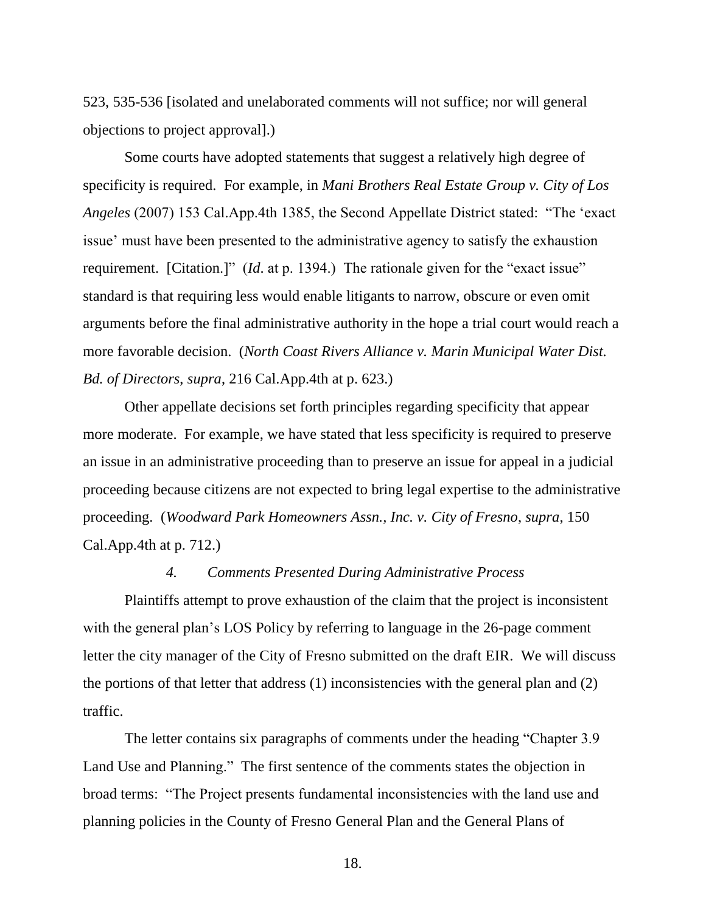523, 535-536 [isolated and unelaborated comments will not suffice; nor will general objections to project approval].)

Some courts have adopted statements that suggest a relatively high degree of specificity is required. For example, in *Mani Brothers Real Estate Group v. City of Los Angeles* (2007) 153 Cal.App.4th 1385, the Second Appellate District stated: "The 'exact issue' must have been presented to the administrative agency to satisfy the exhaustion requirement. [Citation.]" (*Id*. at p. 1394.) The rationale given for the "exact issue" standard is that requiring less would enable litigants to narrow, obscure or even omit arguments before the final administrative authority in the hope a trial court would reach a more favorable decision. (*North Coast Rivers Alliance v. Marin Municipal Water Dist. Bd. of Directors*, *supra*, 216 Cal.App.4th at p. 623.)

Other appellate decisions set forth principles regarding specificity that appear more moderate. For example, we have stated that less specificity is required to preserve an issue in an administrative proceeding than to preserve an issue for appeal in a judicial proceeding because citizens are not expected to bring legal expertise to the administrative proceeding. (*Woodward Park Homeowners Assn., Inc. v. City of Fresno*, *supra*, 150 Cal.App.4th at p. 712.)

### *4. Comments Presented During Administrative Process*

Plaintiffs attempt to prove exhaustion of the claim that the project is inconsistent with the general plan's LOS Policy by referring to language in the 26-page comment letter the city manager of the City of Fresno submitted on the draft EIR. We will discuss the portions of that letter that address (1) inconsistencies with the general plan and (2) traffic.

The letter contains six paragraphs of comments under the heading "Chapter 3.9 Land Use and Planning." The first sentence of the comments states the objection in broad terms: "The Project presents fundamental inconsistencies with the land use and planning policies in the County of Fresno General Plan and the General Plans of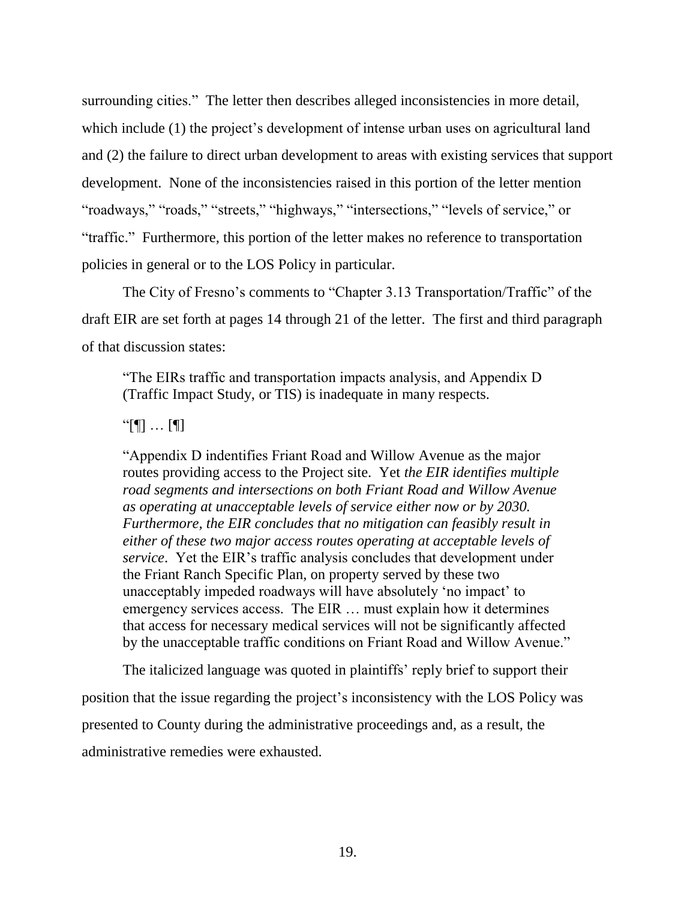surrounding cities." The letter then describes alleged inconsistencies in more detail, which include (1) the project's development of intense urban uses on agricultural land and (2) the failure to direct urban development to areas with existing services that support development. None of the inconsistencies raised in this portion of the letter mention "roadways," "roads," "streets," "highways," "intersections," "levels of service," or "traffic." Furthermore, this portion of the letter makes no reference to transportation policies in general or to the LOS Policy in particular.

The City of Fresno's comments to "Chapter 3.13 Transportation/Traffic" of the draft EIR are set forth at pages 14 through 21 of the letter. The first and third paragraph of that discussion states:

> "The EIRs traffic and transportation impacts analysis, and Appendix D (Traffic Impact Study, or TIS) is inadequate in many respects.
>
> "[¶] … [¶]
>
> "Appendix D indentifies Friant Road and Willow Avenue as the major routes providing access to the Project site. Yet *the EIR identifies multiple road segments and intersections on both Friant Road and Willow Avenue as operating at unacceptable levels of service either now or by 2030. Furthermore, the EIR concludes that no mitigation can feasibly result in either of these two major access routes operating at acceptable levels of service*. Yet the EIR's traffic analysis concludes that development under the Friant Ranch Specific Plan, on property served by these two unacceptably impeded roadways will have absolutely 'no impact' to emergency services access. The EIR … must explain how it determines that access for necessary medical services will not be significantly affected by the unacceptable traffic conditions on Friant Road and Willow Avenue."

The italicized language was quoted in plaintiffs' reply brief to support their position that the issue regarding the project's inconsistency with the LOS Policy was presented to County during the administrative proceedings and, as a result, the administrative remedies were exhausted.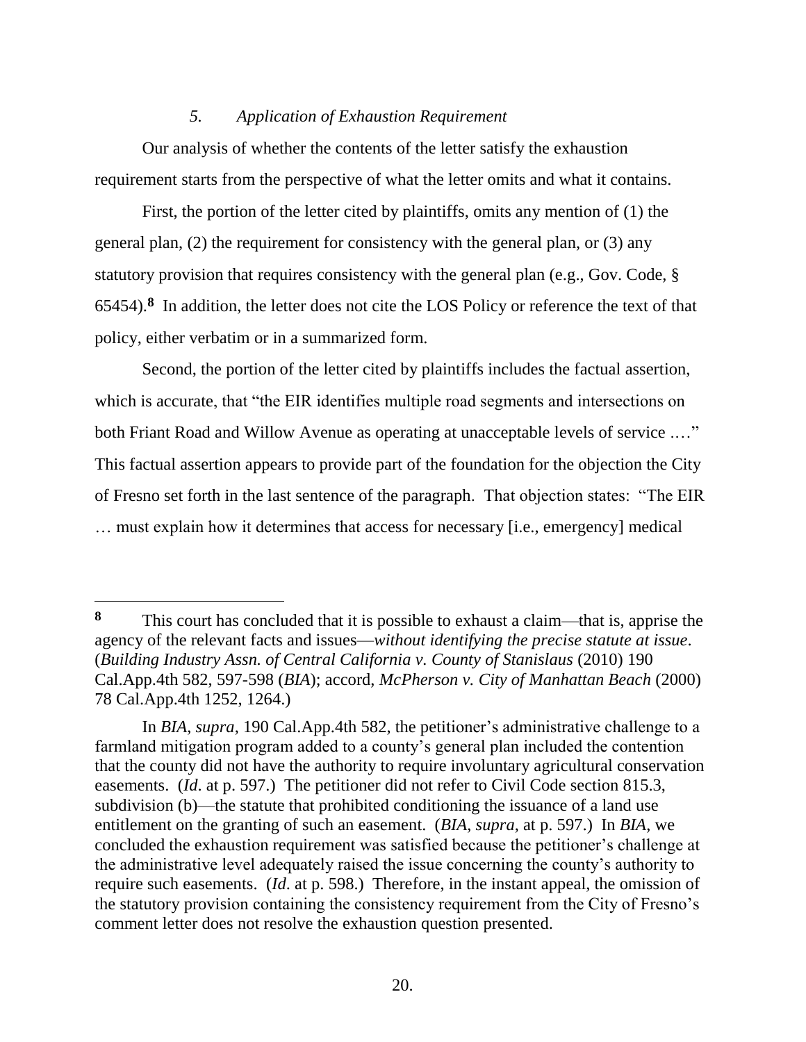### *5. Application of Exhaustion Requirement*

Our analysis of whether the contents of the letter satisfy the exhaustion requirement starts from the perspective of what the letter omits and what it contains.

First, the portion of the letter cited by plaintiffs, omits any mention of (1) the general plan, (2) the requirement for consistency with the general plan, or (3) any statutory provision that requires consistency with the general plan (e.g., Gov. Code, § 65454).[8] In addition, the letter does not cite the LOS Policy or reference the text of that policy, either verbatim or in a summarized form.

Second, the portion of the letter cited by plaintiffs includes the factual assertion, which is accurate, that "the EIR identifies multiple road segments and intersections on both Friant Road and Willow Avenue as operating at unacceptable levels of service .…" This factual assertion appears to provide part of the foundation for the objection the City of Fresno set forth in the last sentence of the paragraph. That objection states: "The EIR … must explain how it determines that access for necessary [i.e., emergency] medical

---

[8] This court has concluded that it is possible to exhaust a claim—that is, apprise the agency of the relevant facts and issues—*without identifying the precise statute at issue*. (*Building Industry Assn. of Central California v. County of Stanislaus* (2010) 190 Cal.App.4th 582, 597-598 (*BIA*); accord, *McPherson v. City of Manhattan Beach* (2000) 78 Cal.App.4th 1252, 1264.)

In *BIA*, *supra*, 190 Cal.App.4th 582, the petitioner's administrative challenge to a farmland mitigation program added to a county's general plan included the contention that the county did not have the authority to require involuntary agricultural conservation easements. (*Id*. at p. 597.) The petitioner did not refer to Civil Code section 815.3, subdivision (b)—the statute that prohibited conditioning the issuance of a land use entitlement on the granting of such an easement. (*BIA*, *supra*, at p. 597.) In *BIA*, we concluded the exhaustion requirement was satisfied because the petitioner's challenge at the administrative level adequately raised the issue concerning the county's authority to require such easements. (*Id*. at p. 598.) Therefore, in the instant appeal, the omission of the statutory provision containing the consistency requirement from the City of Fresno's comment letter does not resolve the exhaustion question presented.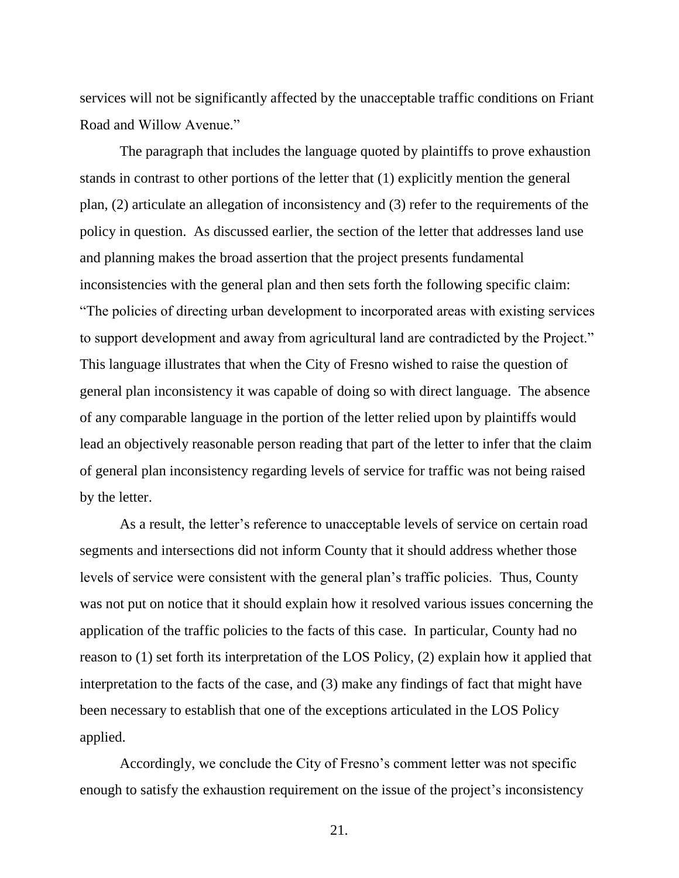services will not be significantly affected by the unacceptable traffic conditions on Friant Road and Willow Avenue."

The paragraph that includes the language quoted by plaintiffs to prove exhaustion stands in contrast to other portions of the letter that (1) explicitly mention the general plan, (2) articulate an allegation of inconsistency and (3) refer to the requirements of the policy in question. As discussed earlier, the section of the letter that addresses land use and planning makes the broad assertion that the project presents fundamental inconsistencies with the general plan and then sets forth the following specific claim: "The policies of directing urban development to incorporated areas with existing services to support development and away from agricultural land are contradicted by the Project." This language illustrates that when the City of Fresno wished to raise the question of general plan inconsistency it was capable of doing so with direct language. The absence of any comparable language in the portion of the letter relied upon by plaintiffs would lead an objectively reasonable person reading that part of the letter to infer that the claim of general plan inconsistency regarding levels of service for traffic was not being raised by the letter.

As a result, the letter's reference to unacceptable levels of service on certain road segments and intersections did not inform County that it should address whether those levels of service were consistent with the general plan's traffic policies. Thus, County was not put on notice that it should explain how it resolved various issues concerning the application of the traffic policies to the facts of this case. In particular, County had no reason to (1) set forth its interpretation of the LOS Policy, (2) explain how it applied that interpretation to the facts of the case, and (3) make any findings of fact that might have been necessary to establish that one of the exceptions articulated in the LOS Policy applied.

Accordingly, we conclude the City of Fresno's comment letter was not specific enough to satisfy the exhaustion requirement on the issue of the project's inconsistency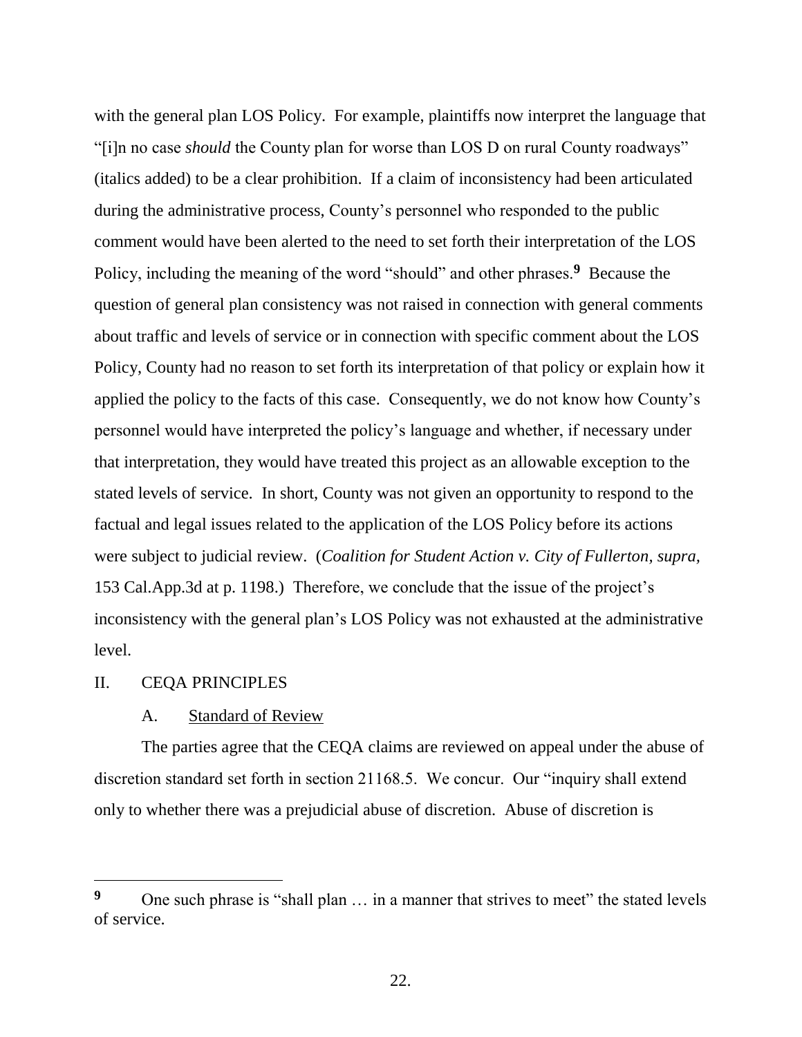with the general plan LOS Policy. For example, plaintiffs now interpret the language that "[i]n no case *should* the County plan for worse than LOS D on rural County roadways" (italics added) to be a clear prohibition. If a claim of inconsistency had been articulated during the administrative process, County's personnel who responded to the public comment would have been alerted to the need to set forth their interpretation of the LOS Policy, including the meaning of the word "should" and other phrases.[9] Because the question of general plan consistency was not raised in connection with general comments about traffic and levels of service or in connection with specific comment about the LOS Policy, County had no reason to set forth its interpretation of that policy or explain how it applied the policy to the facts of this case. Consequently, we do not know how County's personnel would have interpreted the policy's language and whether, if necessary under that interpretation, they would have treated this project as an allowable exception to the stated levels of service. In short, County was not given an opportunity to respond to the factual and legal issues related to the application of the LOS Policy before its actions were subject to judicial review. (*Coalition for Student Action v. City of Fullerton, supra,* 153 Cal.App.3d at p. 1198.) Therefore, we conclude that the issue of the project's inconsistency with the general plan's LOS Policy was not exhausted at the administrative level.

## II. CEQA PRINCIPLES

### A. Standard of Review

The parties agree that the CEQA claims are reviewed on appeal under the abuse of discretion standard set forth in section 21168.5. We concur. Our "inquiry shall extend only to whether there was a prejudicial abuse of discretion. Abuse of discretion is

---

[9] One such phrase is "shall plan … in a manner that strives to meet" the stated levels of service.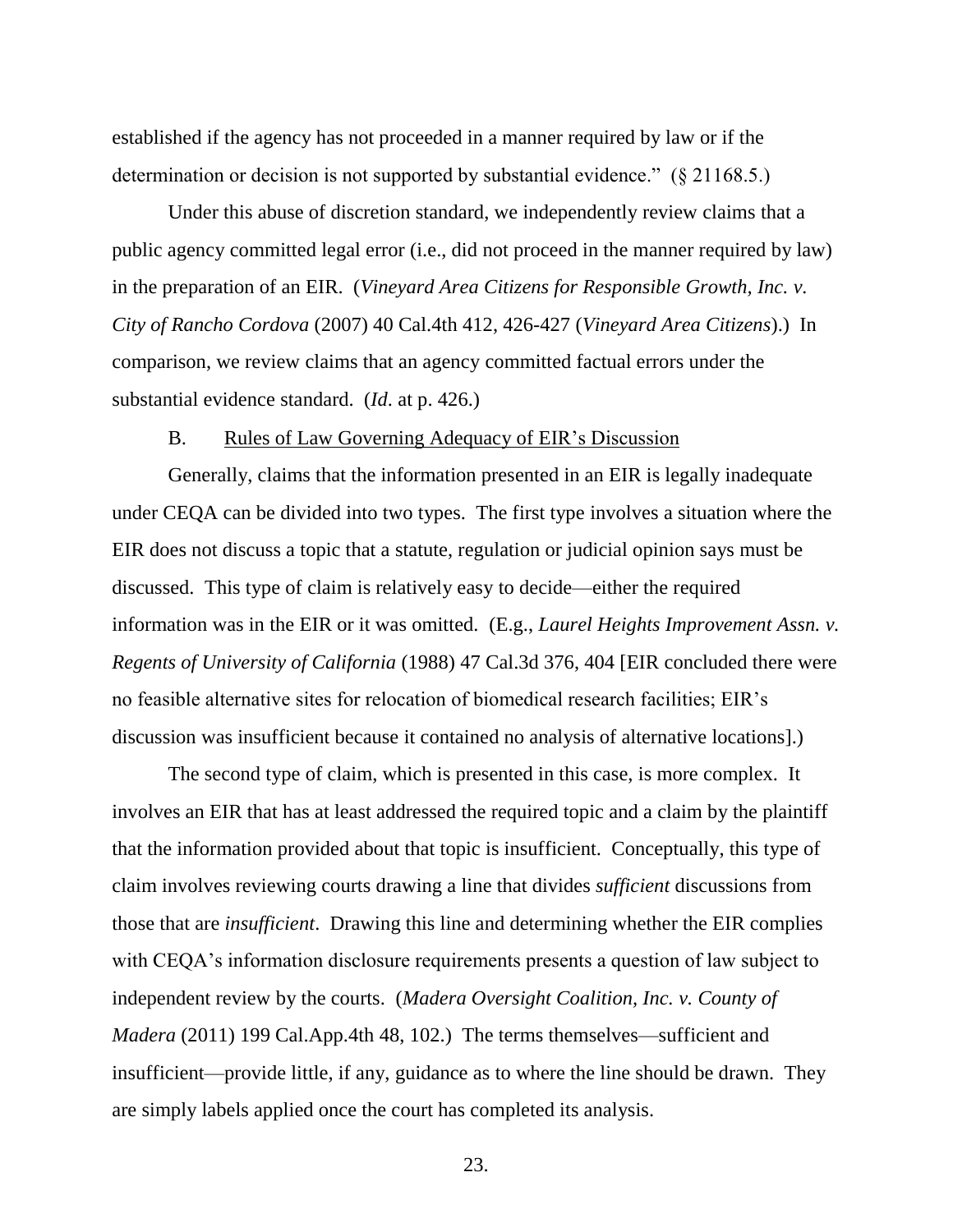established if the agency has not proceeded in a manner required by law or if the determination or decision is not supported by substantial evidence." (§ 21168.5.)

Under this abuse of discretion standard, we independently review claims that a public agency committed legal error (i.e., did not proceed in the manner required by law) in the preparation of an EIR. (*Vineyard Area Citizens for Responsible Growth, Inc. v. City of Rancho Cordova* (2007) 40 Cal.4th 412, 426-427 (*Vineyard Area Citizens*).) In comparison, we review claims that an agency committed factual errors under the substantial evidence standard. (*Id*. at p. 426.)

B. Rules of Law Governing Adequacy of EIR's Discussion

Generally, claims that the information presented in an EIR is legally inadequate under CEQA can be divided into two types. The first type involves a situation where the EIR does not discuss a topic that a statute, regulation or judicial opinion says must be discussed. This type of claim is relatively easy to decide—either the required information was in the EIR or it was omitted. (E.g., *Laurel Heights Improvement Assn. v. Regents of University of California* (1988) 47 Cal.3d 376, 404 [EIR concluded there were no feasible alternative sites for relocation of biomedical research facilities; EIR's discussion was insufficient because it contained no analysis of alternative locations].)

The second type of claim, which is presented in this case, is more complex. It involves an EIR that has at least addressed the required topic and a claim by the plaintiff that the information provided about that topic is insufficient. Conceptually, this type of claim involves reviewing courts drawing a line that divides *sufficient* discussions from those that are *insufficient*. Drawing this line and determining whether the EIR complies with CEQA's information disclosure requirements presents a question of law subject to independent review by the courts. (*Madera Oversight Coalition, Inc. v. County of Madera* (2011) 199 Cal.App.4th 48, 102.) The terms themselves—sufficient and insufficient—provide little, if any, guidance as to where the line should be drawn. They are simply labels applied once the court has completed its analysis.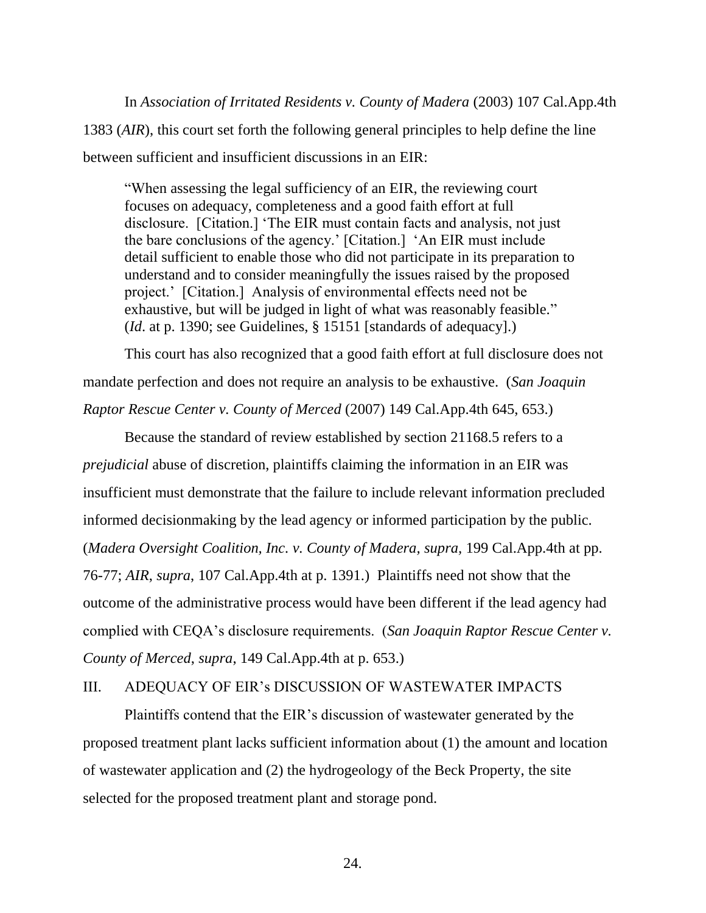In *Association of Irritated Residents v. County of Madera* (2003) 107 Cal.App.4th 1383 (*AIR*), this court set forth the following general principles to help define the line between sufficient and insufficient discussions in an EIR:

> "When assessing the legal sufficiency of an EIR, the reviewing court focuses on adequacy, completeness and a good faith effort at full disclosure. [Citation.] 'The EIR must contain facts and analysis, not just the bare conclusions of the agency.' [Citation.] 'An EIR must include detail sufficient to enable those who did not participate in its preparation to understand and to consider meaningfully the issues raised by the proposed project.' [Citation.] Analysis of environmental effects need not be exhaustive, but will be judged in light of what was reasonably feasible." (*Id*. at p. 1390; see Guidelines, § 15151 [standards of adequacy].)

This court has also recognized that a good faith effort at full disclosure does not mandate perfection and does not require an analysis to be exhaustive. (*San Joaquin Raptor Rescue Center v. County of Merced* (2007) 149 Cal.App.4th 645, 653.)

Because the standard of review established by section 21168.5 refers to a *prejudicial* abuse of discretion, plaintiffs claiming the information in an EIR was insufficient must demonstrate that the failure to include relevant information precluded informed decisionmaking by the lead agency or informed participation by the public. (*Madera Oversight Coalition, Inc. v. County of Madera*, *supra*, 199 Cal.App.4th at pp. 76-77; *AIR*, *supra*, 107 Cal.App.4th at p. 1391.) Plaintiffs need not show that the outcome of the administrative process would have been different if the lead agency had complied with CEQA's disclosure requirements. (*San Joaquin Raptor Rescue Center v. County of Merced*, *supra*, 149 Cal.App.4th at p. 653.)

## III. ADEQUACY OF EIR's DISCUSSION OF WASTEWATER IMPACTS

Plaintiffs contend that the EIR's discussion of wastewater generated by the proposed treatment plant lacks sufficient information about (1) the amount and location of wastewater application and (2) the hydrogeology of the Beck Property, the site selected for the proposed treatment plant and storage pond.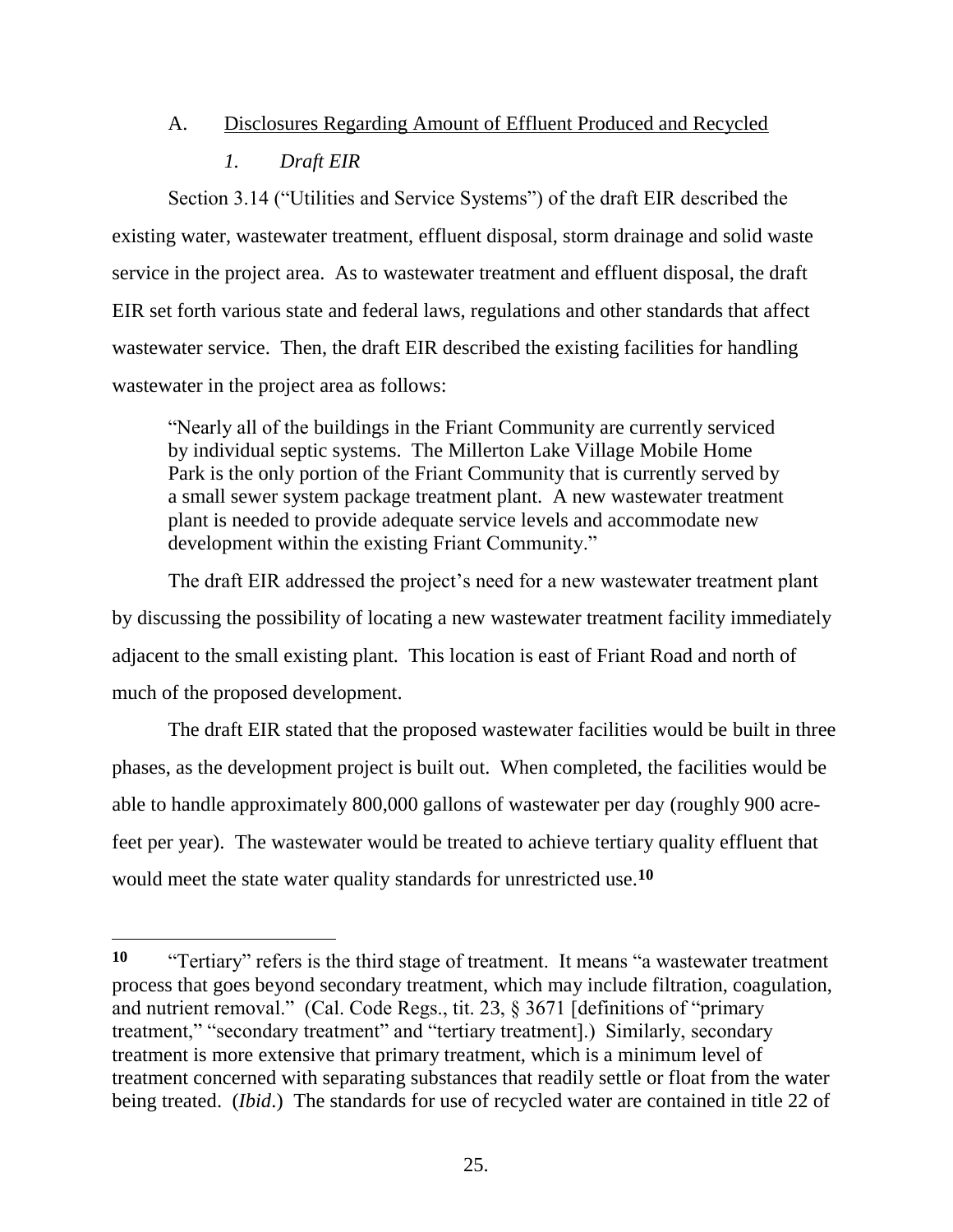A. Disclosures Regarding Amount of Effluent Produced and Recycled

*1. Draft EIR*

Section 3.14 ("Utilities and Service Systems") of the draft EIR described the existing water, wastewater treatment, effluent disposal, storm drainage and solid waste service in the project area. As to wastewater treatment and effluent disposal, the draft EIR set forth various state and federal laws, regulations and other standards that affect wastewater service. Then, the draft EIR described the existing facilities for handling wastewater in the project area as follows:

> "Nearly all of the buildings in the Friant Community are currently serviced by individual septic systems. The Millerton Lake Village Mobile Home Park is the only portion of the Friant Community that is currently served by a small sewer system package treatment plant. A new wastewater treatment plant is needed to provide adequate service levels and accommodate new development within the existing Friant Community."

The draft EIR addressed the project's need for a new wastewater treatment plant by discussing the possibility of locating a new wastewater treatment facility immediately adjacent to the small existing plant. This location is east of Friant Road and north of much of the proposed development.

The draft EIR stated that the proposed wastewater facilities would be built in three phases, as the development project is built out. When completed, the facilities would be able to handle approximately 800,000 gallons of wastewater per day (roughly 900 acre-feet per year). The wastewater would be treated to achieve tertiary quality effluent that would meet the state water quality standards for unrestricted use.[10]

---

[10] "Tertiary" refers is the third stage of treatment. It means "a wastewater treatment process that goes beyond secondary treatment, which may include filtration, coagulation, and nutrient removal." (Cal. Code Regs., tit. 23, § 3671 [definitions of "primary treatment," "secondary treatment" and "tertiary treatment].) Similarly, secondary treatment is more extensive that primary treatment, which is a minimum level of treatment concerned with separating substances that readily settle or float from the water being treated. (*Ibid*.) The standards for use of recycled water are contained in title 22 of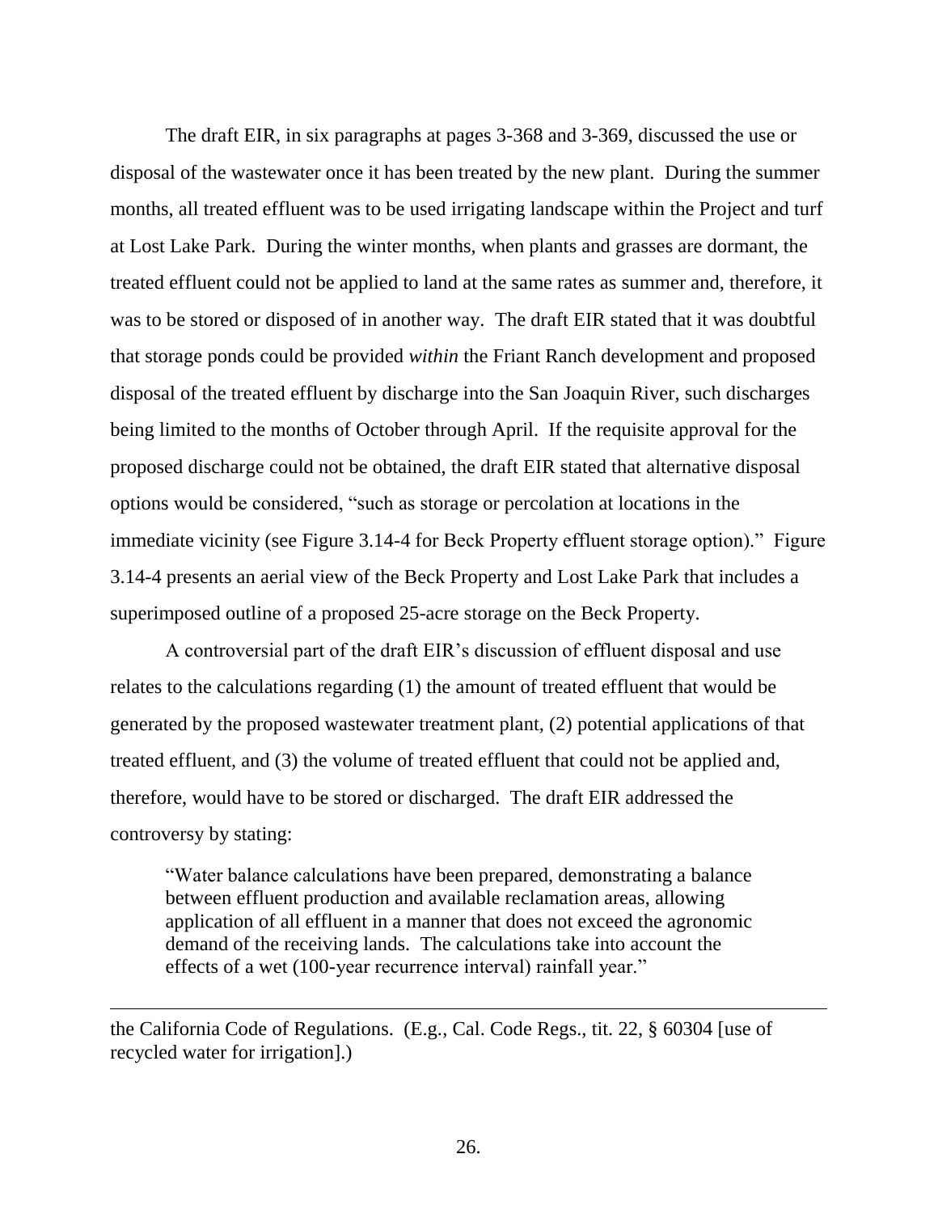The draft EIR, in six paragraphs at pages 3-368 and 3-369, discussed the use or disposal of the wastewater once it has been treated by the new plant. During the summer months, all treated effluent was to be used irrigating landscape within the Project and turf at Lost Lake Park. During the winter months, when plants and grasses are dormant, the treated effluent could not be applied to land at the same rates as summer and, therefore, it was to be stored or disposed of in another way. The draft EIR stated that it was doubtful that storage ponds could be provided *within* the Friant Ranch development and proposed disposal of the treated effluent by discharge into the San Joaquin River, such discharges being limited to the months of October through April. If the requisite approval for the proposed discharge could not be obtained, the draft EIR stated that alternative disposal options would be considered, "such as storage or percolation at locations in the immediate vicinity (see Figure 3.14-4 for Beck Property effluent storage option)." Figure 3.14-4 presents an aerial view of the Beck Property and Lost Lake Park that includes a superimposed outline of a proposed 25-acre storage on the Beck Property.

A controversial part of the draft EIR's discussion of effluent disposal and use relates to the calculations regarding (1) the amount of treated effluent that would be generated by the proposed wastewater treatment plant, (2) potential applications of that treated effluent, and (3) the volume of treated effluent that could not be applied and, therefore, would have to be stored or discharged. The draft EIR addressed the controversy by stating:

> "Water balance calculations have been prepared, demonstrating a balance between effluent production and available reclamation areas, allowing application of all effluent in a manner that does not exceed the agronomic demand of the receiving lands. The calculations take into account the effects of a wet (100-year recurrence interval) rainfall year."

---

the California Code of Regulations. (E.g., Cal. Code Regs., tit. 22, § 60304 [use of recycled water for irrigation].)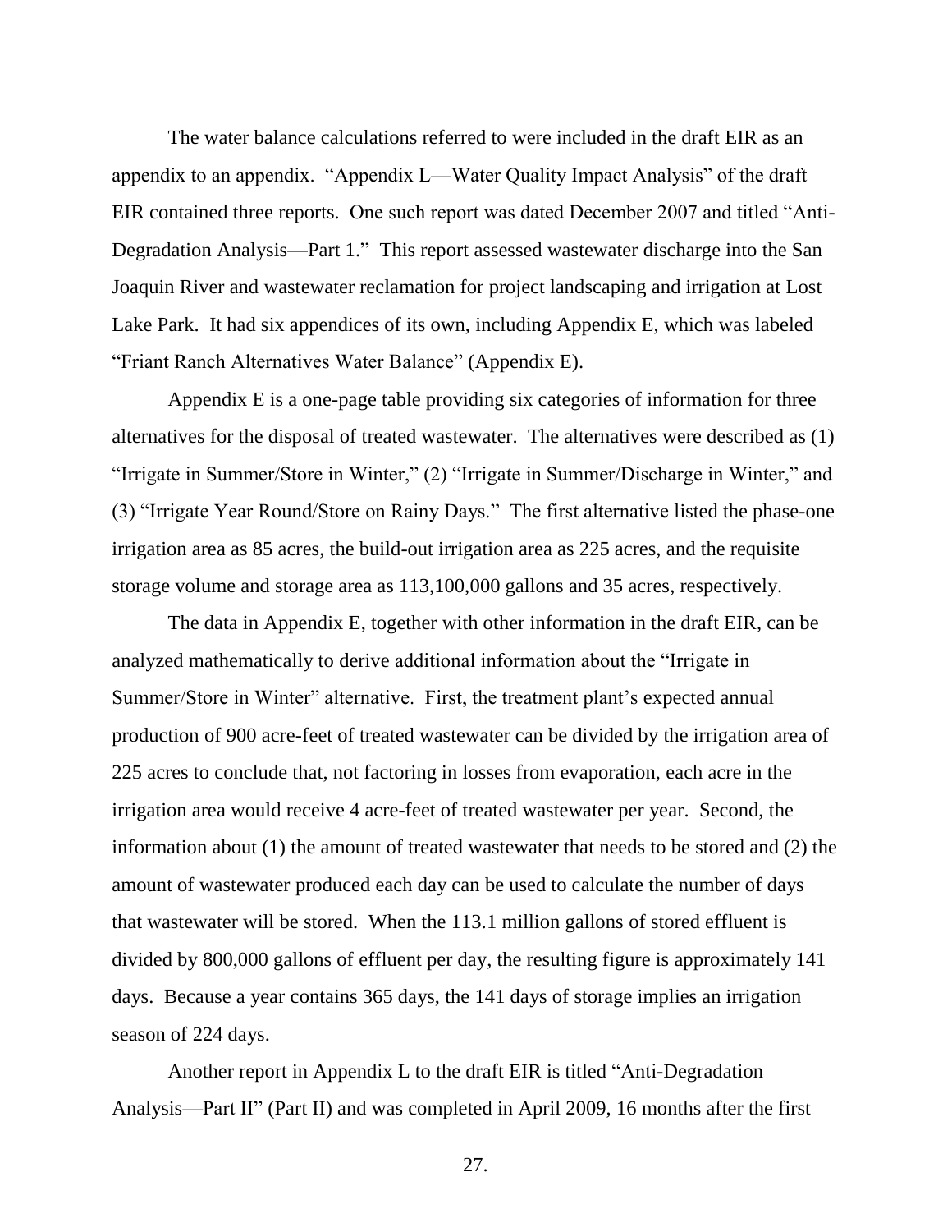The water balance calculations referred to were included in the draft EIR as an appendix to an appendix. "Appendix L—Water Quality Impact Analysis" of the draft EIR contained three reports. One such report was dated December 2007 and titled "Anti-Degradation Analysis—Part 1." This report assessed wastewater discharge into the San Joaquin River and wastewater reclamation for project landscaping and irrigation at Lost Lake Park. It had six appendices of its own, including Appendix E, which was labeled "Friant Ranch Alternatives Water Balance" (Appendix E).

Appendix E is a one-page table providing six categories of information for three alternatives for the disposal of treated wastewater. The alternatives were described as (1) "Irrigate in Summer/Store in Winter," (2) "Irrigate in Summer/Discharge in Winter," and (3) "Irrigate Year Round/Store on Rainy Days." The first alternative listed the phase-one irrigation area as 85 acres, the build-out irrigation area as 225 acres, and the requisite storage volume and storage area as 113,100,000 gallons and 35 acres, respectively.

The data in Appendix E, together with other information in the draft EIR, can be analyzed mathematically to derive additional information about the "Irrigate in Summer/Store in Winter" alternative. First, the treatment plant's expected annual production of 900 acre-feet of treated wastewater can be divided by the irrigation area of 225 acres to conclude that, not factoring in losses from evaporation, each acre in the irrigation area would receive 4 acre-feet of treated wastewater per year. Second, the information about (1) the amount of treated wastewater that needs to be stored and (2) the amount of wastewater produced each day can be used to calculate the number of days that wastewater will be stored. When the 113.1 million gallons of stored effluent is divided by 800,000 gallons of effluent per day, the resulting figure is approximately 141 days. Because a year contains 365 days, the 141 days of storage implies an irrigation season of 224 days.

Another report in Appendix L to the draft EIR is titled "Anti-Degradation Analysis—Part II" (Part II) and was completed in April 2009, 16 months after the first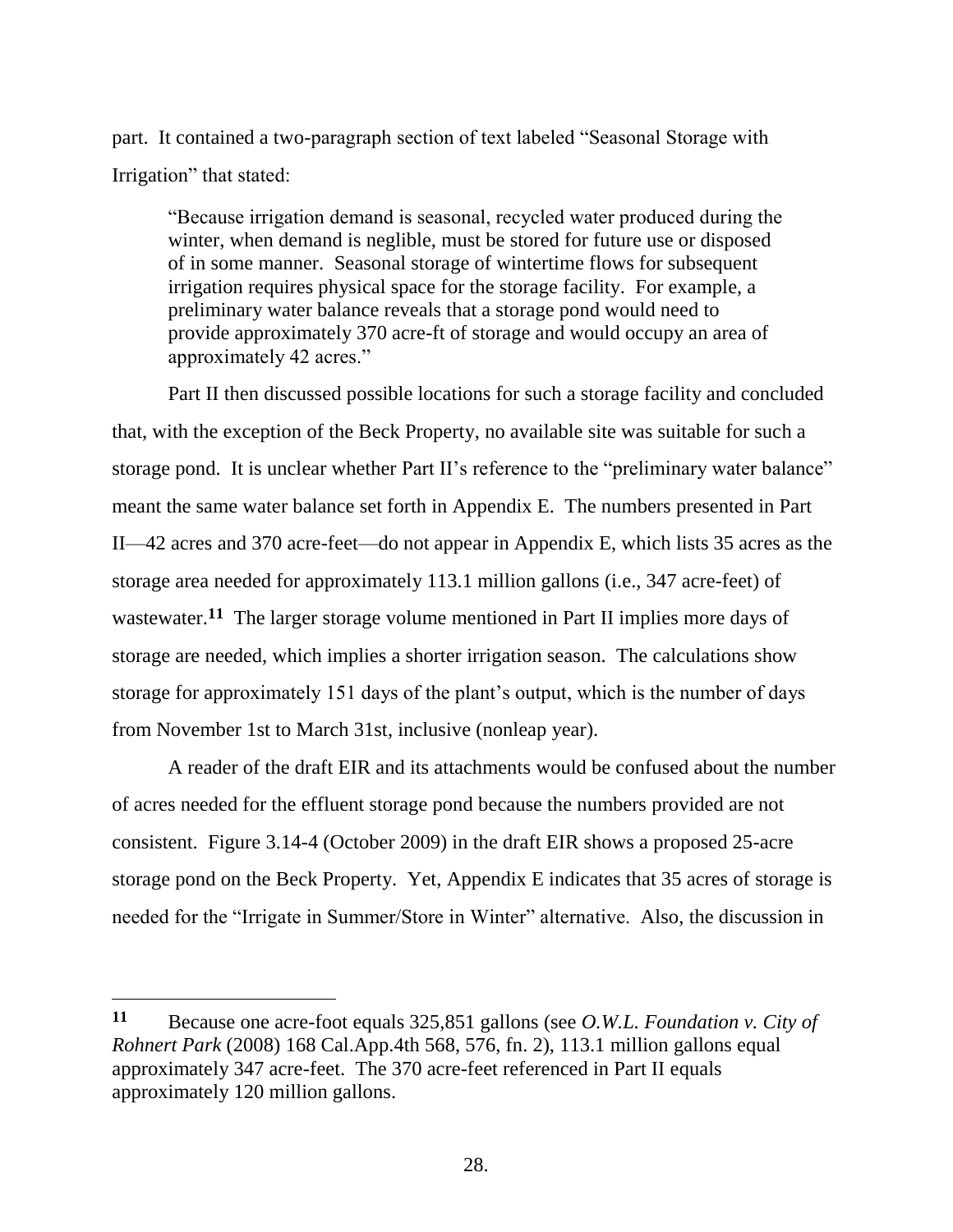part. It contained a two-paragraph section of text labeled "Seasonal Storage with Irrigation" that stated:

> "Because irrigation demand is seasonal, recycled water produced during the winter, when demand is neglible, must be stored for future use or disposed of in some manner. Seasonal storage of wintertime flows for subsequent irrigation requires physical space for the storage facility. For example, a preliminary water balance reveals that a storage pond would need to provide approximately 370 acre-ft of storage and would occupy an area of approximately 42 acres."

Part II then discussed possible locations for such a storage facility and concluded that, with the exception of the Beck Property, no available site was suitable for such a storage pond. It is unclear whether Part II's reference to the "preliminary water balance" meant the same water balance set forth in Appendix E. The numbers presented in Part II—42 acres and 370 acre-feet—do not appear in Appendix E, which lists 35 acres as the storage area needed for approximately 113.1 million gallons (i.e., 347 acre-feet) of wastewater.[11] The larger storage volume mentioned in Part II implies more days of storage are needed, which implies a shorter irrigation season. The calculations show storage for approximately 151 days of the plant's output, which is the number of days from November 1st to March 31st, inclusive (nonleap year).

A reader of the draft EIR and its attachments would be confused about the number of acres needed for the effluent storage pond because the numbers provided are not consistent. Figure 3.14-4 (October 2009) in the draft EIR shows a proposed 25-acre storage pond on the Beck Property. Yet, Appendix E indicates that 35 acres of storage is needed for the "Irrigate in Summer/Store in Winter" alternative. Also, the discussion in

---

[11] Because one acre-foot equals 325,851 gallons (see *O.W.L. Foundation v. City of Rohnert Park* (2008) 168 Cal.App.4th 568, 576, fn. 2), 113.1 million gallons equal approximately 347 acre-feet. The 370 acre-feet referenced in Part II equals approximately 120 million gallons.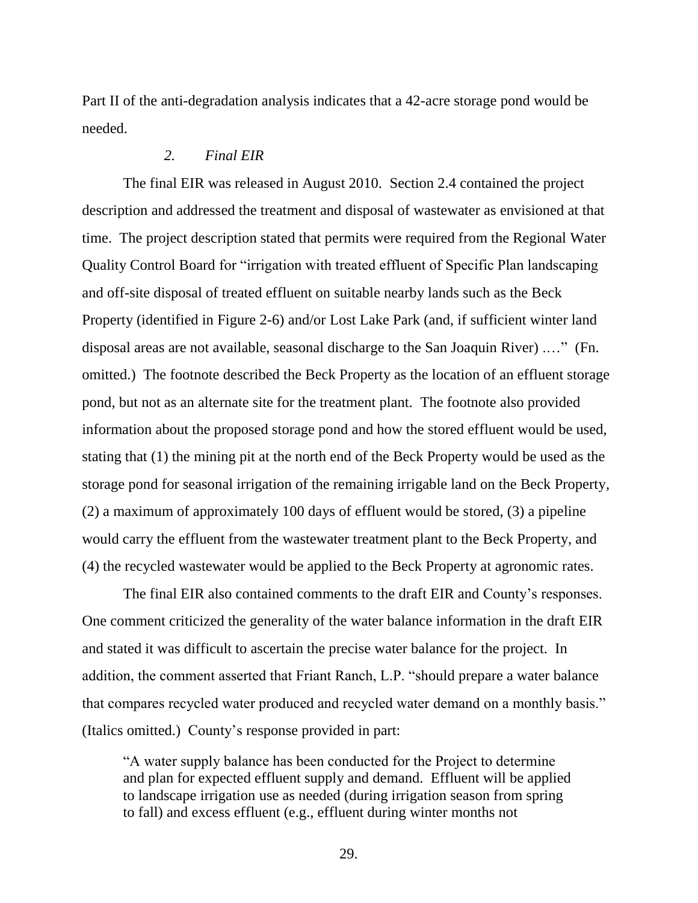Part II of the anti-degradation analysis indicates that a 42-acre storage pond would be needed.

### *2. Final EIR*

The final EIR was released in August 2010. Section 2.4 contained the project description and addressed the treatment and disposal of wastewater as envisioned at that time. The project description stated that permits were required from the Regional Water Quality Control Board for "irrigation with treated effluent of Specific Plan landscaping and off-site disposal of treated effluent on suitable nearby lands such as the Beck Property (identified in Figure 2-6) and/or Lost Lake Park (and, if sufficient winter land disposal areas are not available, seasonal discharge to the San Joaquin River) .…" (Fn. omitted.) The footnote described the Beck Property as the location of an effluent storage pond, but not as an alternate site for the treatment plant. The footnote also provided information about the proposed storage pond and how the stored effluent would be used, stating that (1) the mining pit at the north end of the Beck Property would be used as the storage pond for seasonal irrigation of the remaining irrigable land on the Beck Property, (2) a maximum of approximately 100 days of effluent would be stored, (3) a pipeline would carry the effluent from the wastewater treatment plant to the Beck Property, and (4) the recycled wastewater would be applied to the Beck Property at agronomic rates.

The final EIR also contained comments to the draft EIR and County's responses. One comment criticized the generality of the water balance information in the draft EIR and stated it was difficult to ascertain the precise water balance for the project. In addition, the comment asserted that Friant Ranch, L.P. "should prepare a water balance that compares recycled water produced and recycled water demand on a monthly basis." (Italics omitted.) County's response provided in part:

> "A water supply balance has been conducted for the Project to determine and plan for expected effluent supply and demand. Effluent will be applied to landscape irrigation use as needed (during irrigation season from spring to fall) and excess effluent (e.g., effluent during winter months not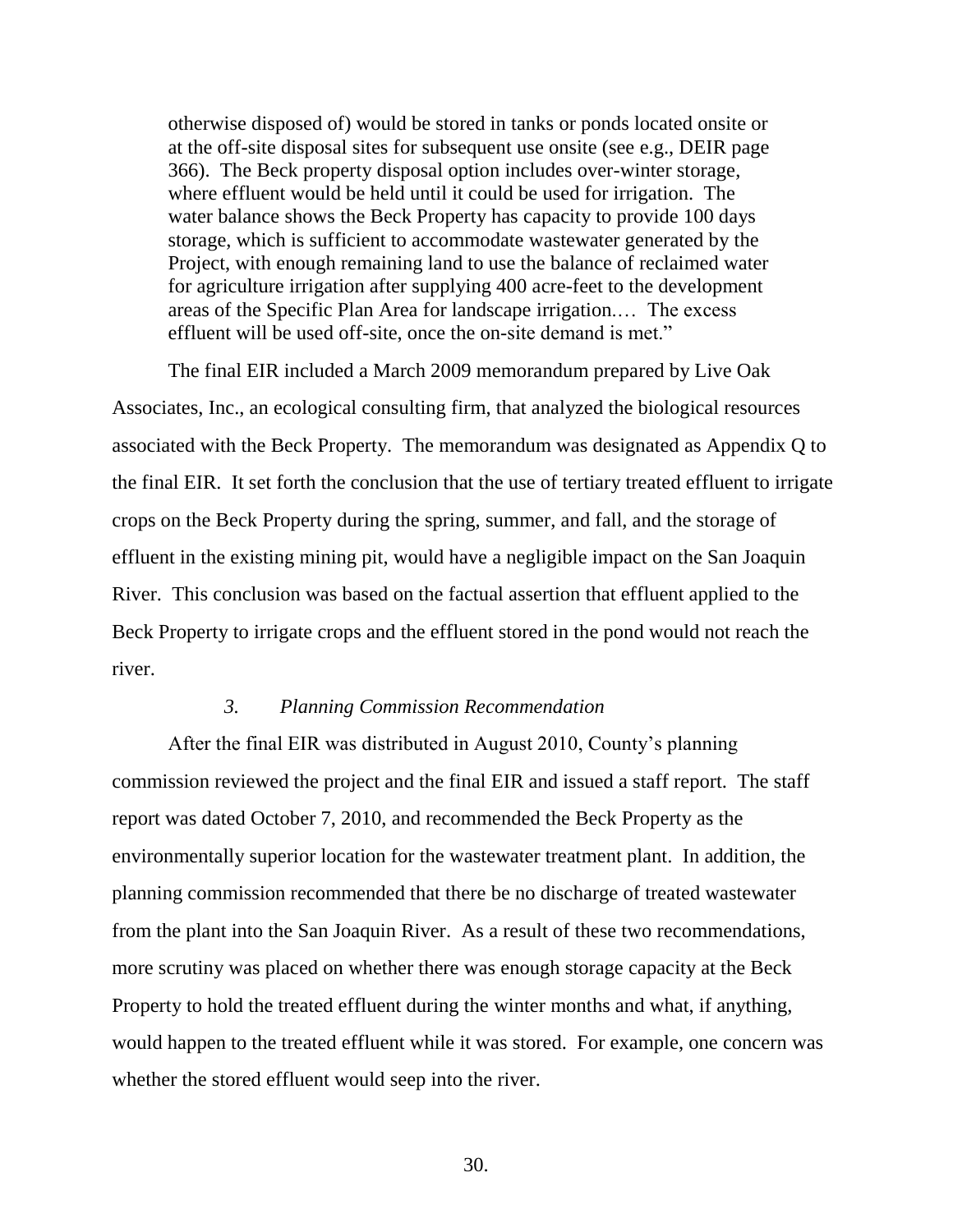> otherwise disposed of) would be stored in tanks or ponds located onsite or at the off-site disposal sites for subsequent use onsite (see e.g., DEIR page 366). The Beck property disposal option includes over-winter storage, where effluent would be held until it could be used for irrigation. The water balance shows the Beck Property has capacity to provide 100 days storage, which is sufficient to accommodate wastewater generated by the Project, with enough remaining land to use the balance of reclaimed water for agriculture irrigation after supplying 400 acre-feet to the development areas of the Specific Plan Area for landscape irrigation.… The excess effluent will be used off-site, once the on-site demand is met."

The final EIR included a March 2009 memorandum prepared by Live Oak Associates, Inc., an ecological consulting firm, that analyzed the biological resources associated with the Beck Property. The memorandum was designated as Appendix Q to the final EIR. It set forth the conclusion that the use of tertiary treated effluent to irrigate crops on the Beck Property during the spring, summer, and fall, and the storage of effluent in the existing mining pit, would have a negligible impact on the San Joaquin River. This conclusion was based on the factual assertion that effluent applied to the Beck Property to irrigate crops and the effluent stored in the pond would not reach the river.

### *3. Planning Commission Recommendation*

After the final EIR was distributed in August 2010, County's planning commission reviewed the project and the final EIR and issued a staff report. The staff report was dated October 7, 2010, and recommended the Beck Property as the environmentally superior location for the wastewater treatment plant. In addition, the planning commission recommended that there be no discharge of treated wastewater from the plant into the San Joaquin River. As a result of these two recommendations, more scrutiny was placed on whether there was enough storage capacity at the Beck Property to hold the treated effluent during the winter months and what, if anything, would happen to the treated effluent while it was stored. For example, one concern was whether the stored effluent would seep into the river.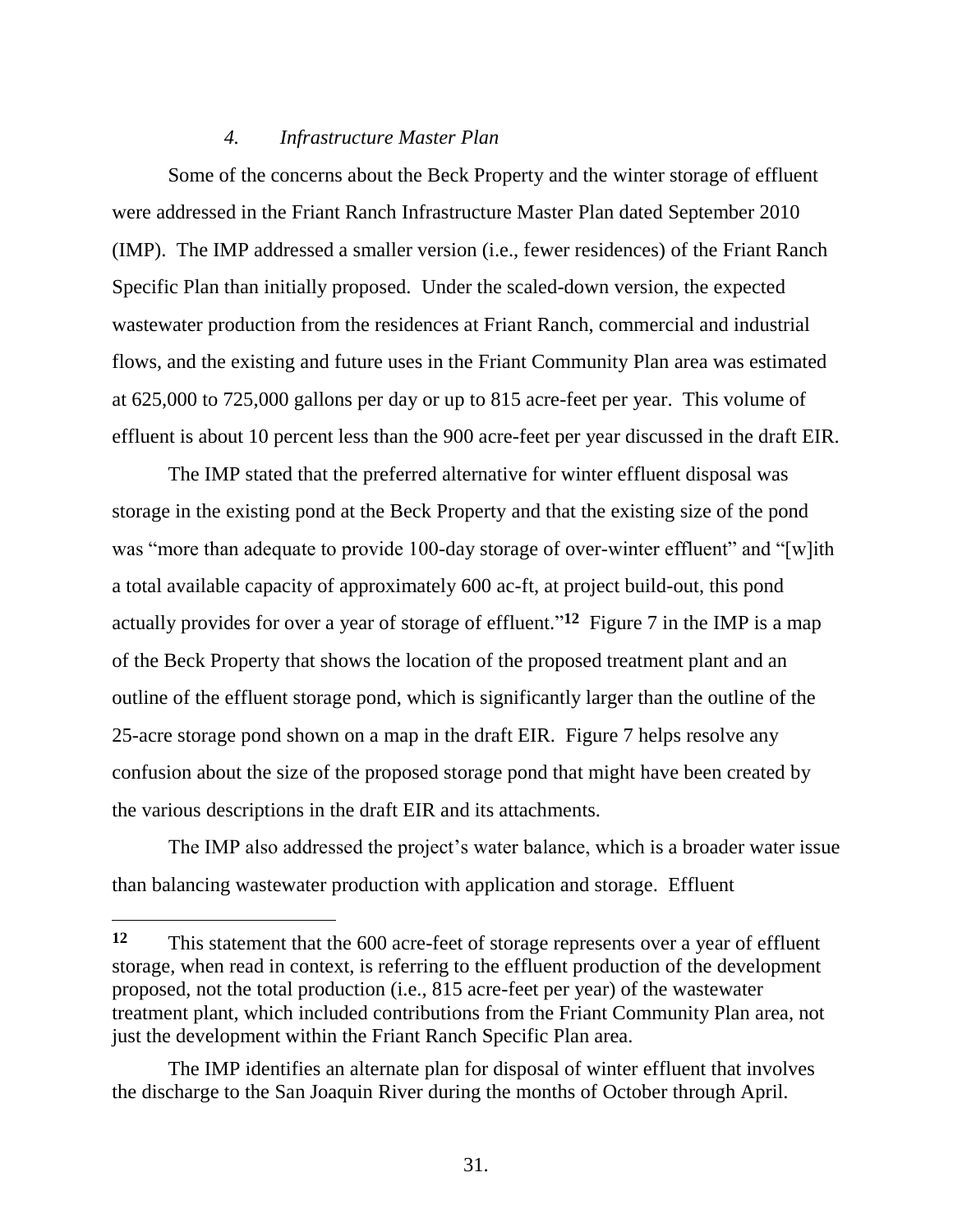#### *4. Infrastructure Master Plan*

Some of the concerns about the Beck Property and the winter storage of effluent were addressed in the Friant Ranch Infrastructure Master Plan dated September 2010 (IMP). The IMP addressed a smaller version (i.e., fewer residences) of the Friant Ranch Specific Plan than initially proposed. Under the scaled-down version, the expected wastewater production from the residences at Friant Ranch, commercial and industrial flows, and the existing and future uses in the Friant Community Plan area was estimated at 625,000 to 725,000 gallons per day or up to 815 acre-feet per year. This volume of effluent is about 10 percent less than the 900 acre-feet per year discussed in the draft EIR.

The IMP stated that the preferred alternative for winter effluent disposal was storage in the existing pond at the Beck Property and that the existing size of the pond was "more than adequate to provide 100-day storage of over-winter effluent" and "[w]ith a total available capacity of approximately 600 ac-ft, at project build-out, this pond actually provides for over a year of storage of effluent."[12] Figure 7 in the IMP is a map of the Beck Property that shows the location of the proposed treatment plant and an outline of the effluent storage pond, which is significantly larger than the outline of the 25-acre storage pond shown on a map in the draft EIR. Figure 7 helps resolve any confusion about the size of the proposed storage pond that might have been created by the various descriptions in the draft EIR and its attachments.

The IMP also addressed the project's water balance, which is a broader water issue than balancing wastewater production with application and storage. Effluent

---

[12] This statement that the 600 acre-feet of storage represents over a year of effluent storage, when read in context, is referring to the effluent production of the development proposed, not the total production (i.e., 815 acre-feet per year) of the wastewater treatment plant, which included contributions from the Friant Community Plan area, not just the development within the Friant Ranch Specific Plan area.

The IMP identifies an alternate plan for disposal of winter effluent that involves the discharge to the San Joaquin River during the months of October through April.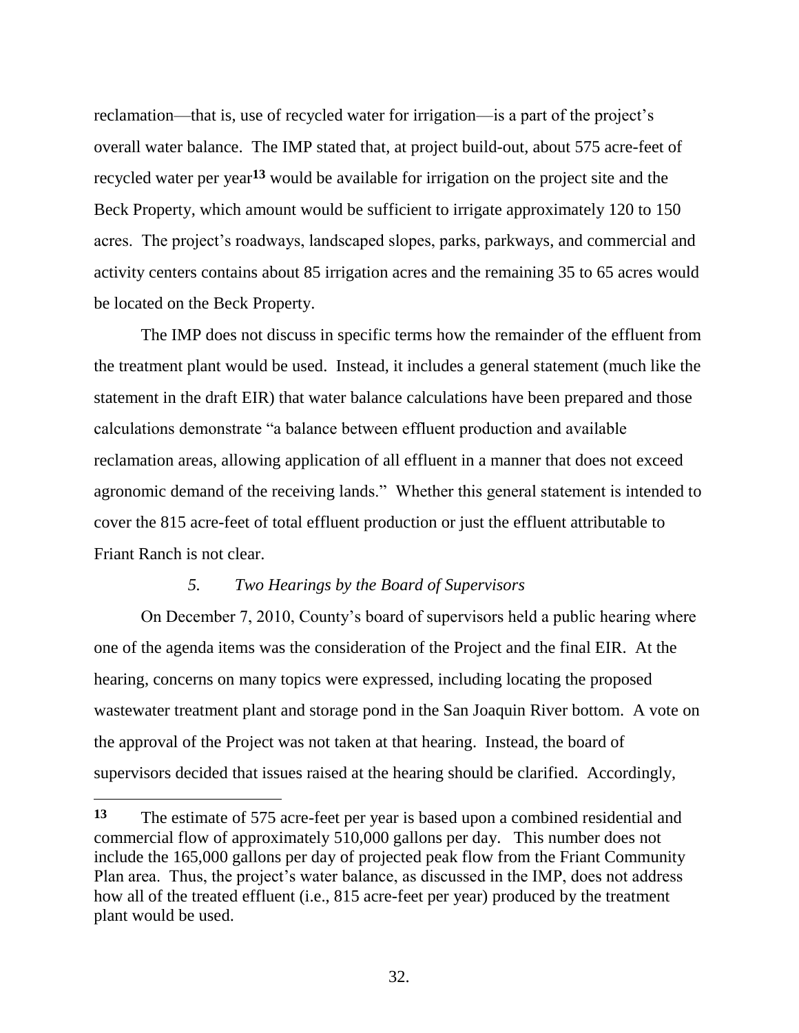reclamation—that is, use of recycled water for irrigation—is a part of the project's overall water balance. The IMP stated that, at project build-out, about 575 acre-feet of recycled water per year[13] would be available for irrigation on the project site and the Beck Property, which amount would be sufficient to irrigate approximately 120 to 150 acres. The project's roadways, landscaped slopes, parks, parkways, and commercial and activity centers contains about 85 irrigation acres and the remaining 35 to 65 acres would be located on the Beck Property.

The IMP does not discuss in specific terms how the remainder of the effluent from the treatment plant would be used. Instead, it includes a general statement (much like the statement in the draft EIR) that water balance calculations have been prepared and those calculations demonstrate "a balance between effluent production and available reclamation areas, allowing application of all effluent in a manner that does not exceed agronomic demand of the receiving lands." Whether this general statement is intended to cover the 815 acre-feet of total effluent production or just the effluent attributable to Friant Ranch is not clear.

### *5. Two Hearings by the Board of Supervisors*

On December 7, 2010, County's board of supervisors held a public hearing where one of the agenda items was the consideration of the Project and the final EIR. At the hearing, concerns on many topics were expressed, including locating the proposed wastewater treatment plant and storage pond in the San Joaquin River bottom. A vote on the approval of the Project was not taken at that hearing. Instead, the board of supervisors decided that issues raised at the hearing should be clarified. Accordingly,

---

[13] The estimate of 575 acre-feet per year is based upon a combined residential and commercial flow of approximately 510,000 gallons per day. This number does not include the 165,000 gallons per day of projected peak flow from the Friant Community Plan area. Thus, the project's water balance, as discussed in the IMP, does not address how all of the treated effluent (i.e., 815 acre-feet per year) produced by the treatment plant would be used.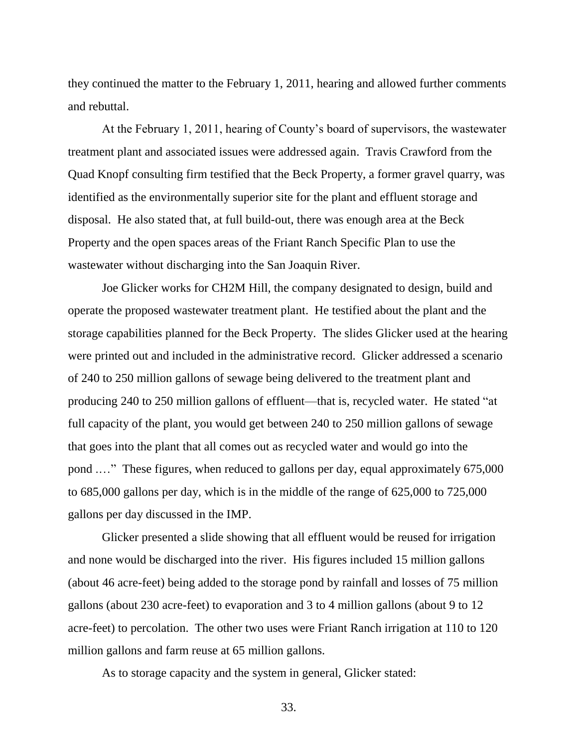they continued the matter to the February 1, 2011, hearing and allowed further comments and rebuttal.

At the February 1, 2011, hearing of County's board of supervisors, the wastewater treatment plant and associated issues were addressed again. Travis Crawford from the Quad Knopf consulting firm testified that the Beck Property, a former gravel quarry, was identified as the environmentally superior site for the plant and effluent storage and disposal. He also stated that, at full build-out, there was enough area at the Beck Property and the open spaces areas of the Friant Ranch Specific Plan to use the wastewater without discharging into the San Joaquin River.

Joe Glicker works for CH2M Hill, the company designated to design, build and operate the proposed wastewater treatment plant. He testified about the plant and the storage capabilities planned for the Beck Property. The slides Glicker used at the hearing were printed out and included in the administrative record. Glicker addressed a scenario of 240 to 250 million gallons of sewage being delivered to the treatment plant and producing 240 to 250 million gallons of effluent—that is, recycled water. He stated "at full capacity of the plant, you would get between 240 to 250 million gallons of sewage that goes into the plant that all comes out as recycled water and would go into the pond .…" These figures, when reduced to gallons per day, equal approximately 675,000 to 685,000 gallons per day, which is in the middle of the range of 625,000 to 725,000 gallons per day discussed in the IMP.

Glicker presented a slide showing that all effluent would be reused for irrigation and none would be discharged into the river. His figures included 15 million gallons (about 46 acre-feet) being added to the storage pond by rainfall and losses of 75 million gallons (about 230 acre-feet) to evaporation and 3 to 4 million gallons (about 9 to 12 acre-feet) to percolation. The other two uses were Friant Ranch irrigation at 110 to 120 million gallons and farm reuse at 65 million gallons.

As to storage capacity and the system in general, Glicker stated: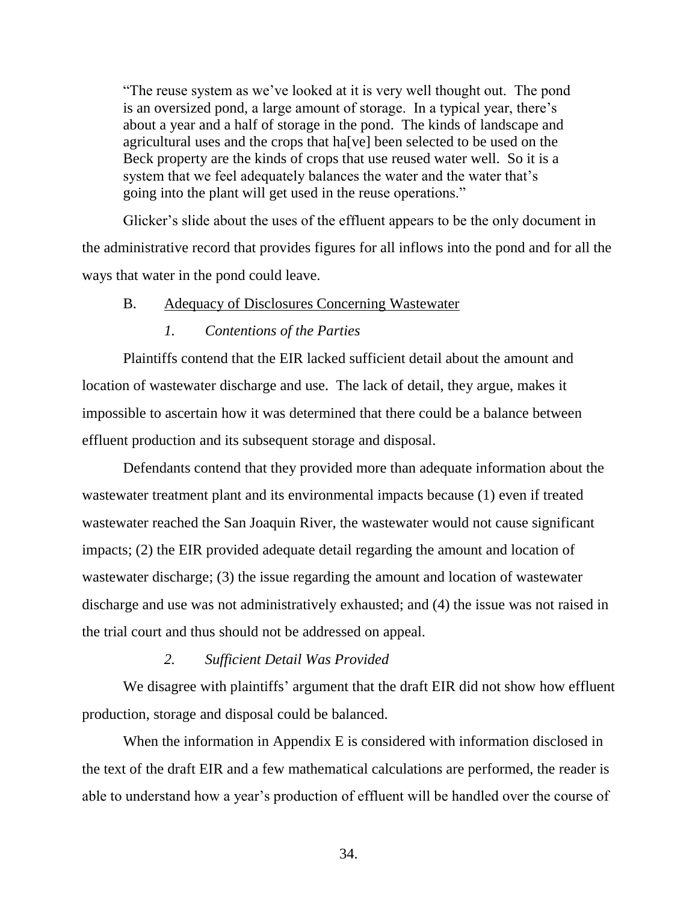> "The reuse system as we've looked at it is very well thought out. The pond is an oversized pond, a large amount of storage. In a typical year, there's about a year and a half of storage in the pond. The kinds of landscape and agricultural uses and the crops that ha[ve] been selected to be used on the Beck property are the kinds of crops that use reused water well. So it is a system that we feel adequately balances the water and the water that's going into the plant will get used in the reuse operations."

Glicker's slide about the uses of the effluent appears to be the only document in the administrative record that provides figures for all inflows into the pond and for all the ways that water in the pond could leave.

B. Adequacy of Disclosures Concerning Wastewater

*1. Contentions of the Parties*

Plaintiffs contend that the EIR lacked sufficient detail about the amount and location of wastewater discharge and use. The lack of detail, they argue, makes it impossible to ascertain how it was determined that there could be a balance between effluent production and its subsequent storage and disposal.

Defendants contend that they provided more than adequate information about the wastewater treatment plant and its environmental impacts because (1) even if treated wastewater reached the San Joaquin River, the wastewater would not cause significant impacts; (2) the EIR provided adequate detail regarding the amount and location of wastewater discharge; (3) the issue regarding the amount and location of wastewater discharge and use was not administratively exhausted; and (4) the issue was not raised in the trial court and thus should not be addressed on appeal.

*2. Sufficient Detail Was Provided*

We disagree with plaintiffs' argument that the draft EIR did not show how effluent production, storage and disposal could be balanced.

When the information in Appendix E is considered with information disclosed in the text of the draft EIR and a few mathematical calculations are performed, the reader is able to understand how a year's production of effluent will be handled over the course of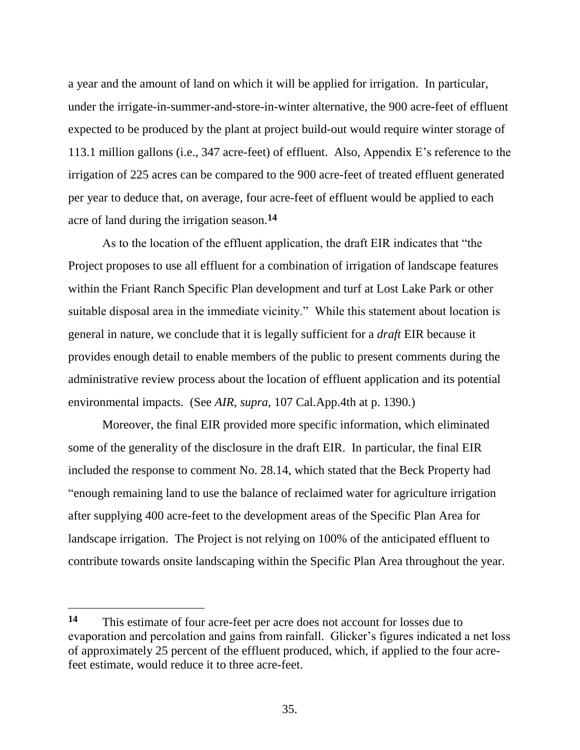a year and the amount of land on which it will be applied for irrigation. In particular, under the irrigate-in-summer-and-store-in-winter alternative, the 900 acre-feet of effluent expected to be produced by the plant at project build-out would require winter storage of 113.1 million gallons (i.e., 347 acre-feet) of effluent. Also, Appendix E's reference to the irrigation of 225 acres can be compared to the 900 acre-feet of treated effluent generated per year to deduce that, on average, four acre-feet of effluent would be applied to each acre of land during the irrigation season.[14]

As to the location of the effluent application, the draft EIR indicates that "the Project proposes to use all effluent for a combination of irrigation of landscape features within the Friant Ranch Specific Plan development and turf at Lost Lake Park or other suitable disposal area in the immediate vicinity." While this statement about location is general in nature, we conclude that it is legally sufficient for a *draft* EIR because it provides enough detail to enable members of the public to present comments during the administrative review process about the location of effluent application and its potential environmental impacts. (See *AIR*, *supra*, 107 Cal.App.4th at p. 1390.)

Moreover, the final EIR provided more specific information, which eliminated some of the generality of the disclosure in the draft EIR. In particular, the final EIR included the response to comment No. 28.14, which stated that the Beck Property had "enough remaining land to use the balance of reclaimed water for agriculture irrigation after supplying 400 acre-feet to the development areas of the Specific Plan Area for landscape irrigation. The Project is not relying on 100% of the anticipated effluent to contribute towards onsite landscaping within the Specific Plan Area throughout the year.

---

**14** This estimate of four acre-feet per acre does not account for losses due to evaporation and percolation and gains from rainfall. Glicker's figures indicated a net loss of approximately 25 percent of the effluent produced, which, if applied to the four acre-feet estimate, would reduce it to three acre-feet.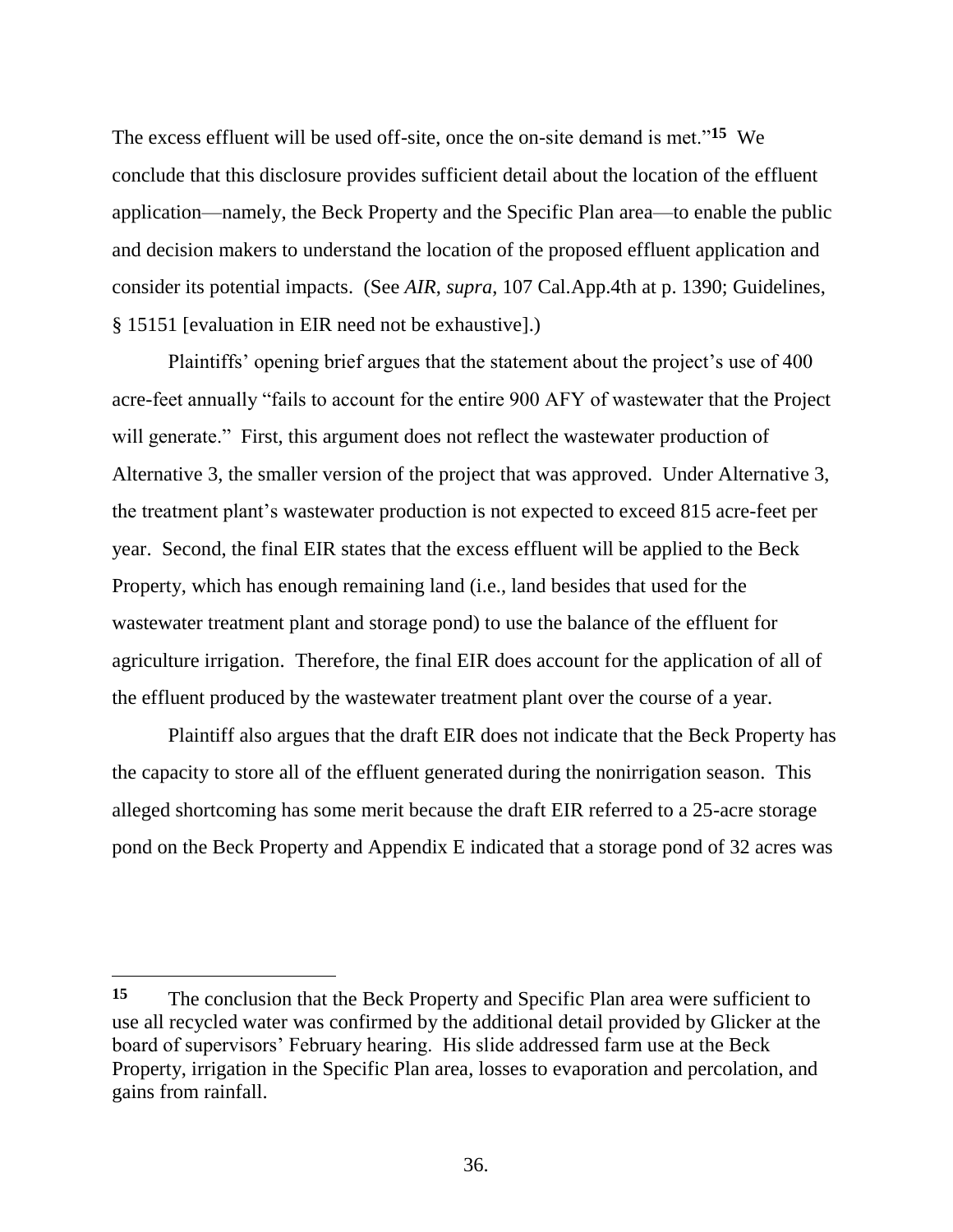The excess effluent will be used off-site, once the on-site demand is met."[15] We conclude that this disclosure provides sufficient detail about the location of the effluent application—namely, the Beck Property and the Specific Plan area—to enable the public and decision makers to understand the location of the proposed effluent application and consider its potential impacts. (See *AIR*, *supra*, 107 Cal.App.4th at p. 1390; Guidelines, § 15151 [evaluation in EIR need not be exhaustive].)

Plaintiffs' opening brief argues that the statement about the project's use of 400 acre-feet annually "fails to account for the entire 900 AFY of wastewater that the Project will generate." First, this argument does not reflect the wastewater production of Alternative 3, the smaller version of the project that was approved. Under Alternative 3, the treatment plant's wastewater production is not expected to exceed 815 acre-feet per year. Second, the final EIR states that the excess effluent will be applied to the Beck Property, which has enough remaining land (i.e., land besides that used for the wastewater treatment plant and storage pond) to use the balance of the effluent for agriculture irrigation. Therefore, the final EIR does account for the application of all of the effluent produced by the wastewater treatment plant over the course of a year.

Plaintiff also argues that the draft EIR does not indicate that the Beck Property has the capacity to store all of the effluent generated during the nonirrigation season. This alleged shortcoming has some merit because the draft EIR referred to a 25-acre storage pond on the Beck Property and Appendix E indicated that a storage pond of 32 acres was

---

[15] The conclusion that the Beck Property and Specific Plan area were sufficient to use all recycled water was confirmed by the additional detail provided by Glicker at the board of supervisors' February hearing. His slide addressed farm use at the Beck Property, irrigation in the Specific Plan area, losses to evaporation and percolation, and gains from rainfall.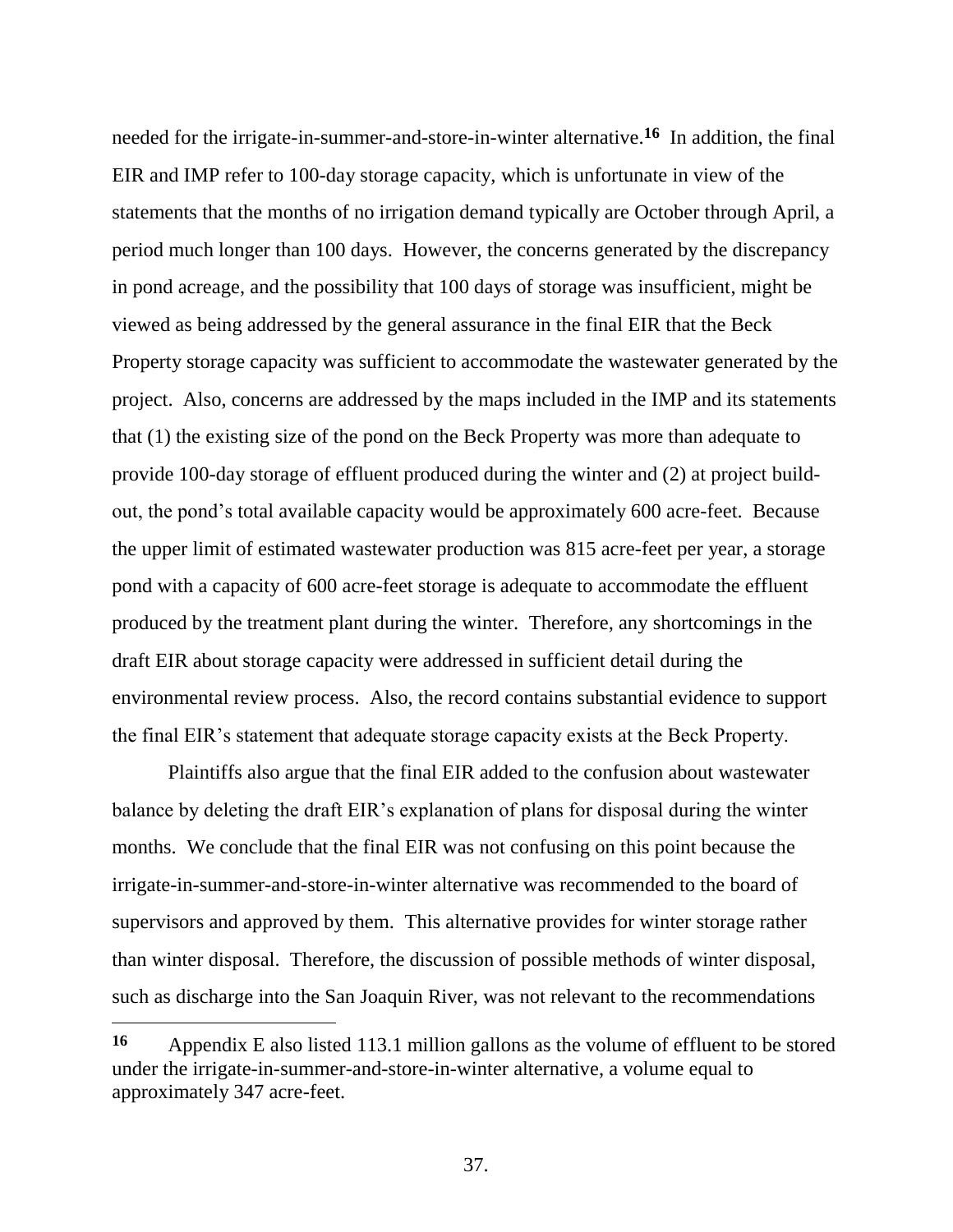needed for the irrigate-in-summer-and-store-in-winter alternative.[16] In addition, the final EIR and IMP refer to 100-day storage capacity, which is unfortunate in view of the statements that the months of no irrigation demand typically are October through April, a period much longer than 100 days. However, the concerns generated by the discrepancy in pond acreage, and the possibility that 100 days of storage was insufficient, might be viewed as being addressed by the general assurance in the final EIR that the Beck Property storage capacity was sufficient to accommodate the wastewater generated by the project. Also, concerns are addressed by the maps included in the IMP and its statements that (1) the existing size of the pond on the Beck Property was more than adequate to provide 100-day storage of effluent produced during the winter and (2) at project build-out, the pond's total available capacity would be approximately 600 acre-feet. Because the upper limit of estimated wastewater production was 815 acre-feet per year, a storage pond with a capacity of 600 acre-feet storage is adequate to accommodate the effluent produced by the treatment plant during the winter. Therefore, any shortcomings in the draft EIR about storage capacity were addressed in sufficient detail during the environmental review process. Also, the record contains substantial evidence to support the final EIR's statement that adequate storage capacity exists at the Beck Property.

Plaintiffs also argue that the final EIR added to the confusion about wastewater balance by deleting the draft EIR's explanation of plans for disposal during the winter months. We conclude that the final EIR was not confusing on this point because the irrigate-in-summer-and-store-in-winter alternative was recommended to the board of supervisors and approved by them. This alternative provides for winter storage rather than winter disposal. Therefore, the discussion of possible methods of winter disposal, such as discharge into the San Joaquin River, was not relevant to the recommendations

---

[16] Appendix E also listed 113.1 million gallons as the volume of effluent to be stored under the irrigate-in-summer-and-store-in-winter alternative, a volume equal to approximately 347 acre-feet.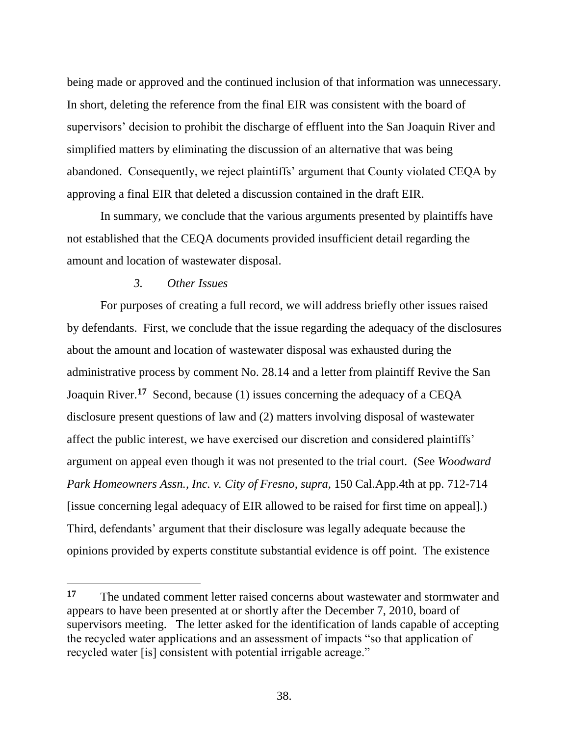being made or approved and the continued inclusion of that information was unnecessary. In short, deleting the reference from the final EIR was consistent with the board of supervisors' decision to prohibit the discharge of effluent into the San Joaquin River and simplified matters by eliminating the discussion of an alternative that was being abandoned. Consequently, we reject plaintiffs' argument that County violated CEQA by approving a final EIR that deleted a discussion contained in the draft EIR.

In summary, we conclude that the various arguments presented by plaintiffs have not established that the CEQA documents provided insufficient detail regarding the amount and location of wastewater disposal.

*3. Other Issues*

For purposes of creating a full record, we will address briefly other issues raised by defendants. First, we conclude that the issue regarding the adequacy of the disclosures about the amount and location of wastewater disposal was exhausted during the administrative process by comment No. 28.14 and a letter from plaintiff Revive the San Joaquin River.[17] Second, because (1) issues concerning the adequacy of a CEQA disclosure present questions of law and (2) matters involving disposal of wastewater affect the public interest, we have exercised our discretion and considered plaintiffs' argument on appeal even though it was not presented to the trial court. (See *Woodward Park Homeowners Assn., Inc. v. City of Fresno, supra,* 150 Cal.App.4th at pp. 712-714 [issue concerning legal adequacy of EIR allowed to be raised for first time on appeal].) Third, defendants' argument that their disclosure was legally adequate because the opinions provided by experts constitute substantial evidence is off point. The existence

---

[17] The undated comment letter raised concerns about wastewater and stormwater and appears to have been presented at or shortly after the December 7, 2010, board of supervisors meeting. The letter asked for the identification of lands capable of accepting the recycled water applications and an assessment of impacts "so that application of recycled water [is] consistent with potential irrigable acreage."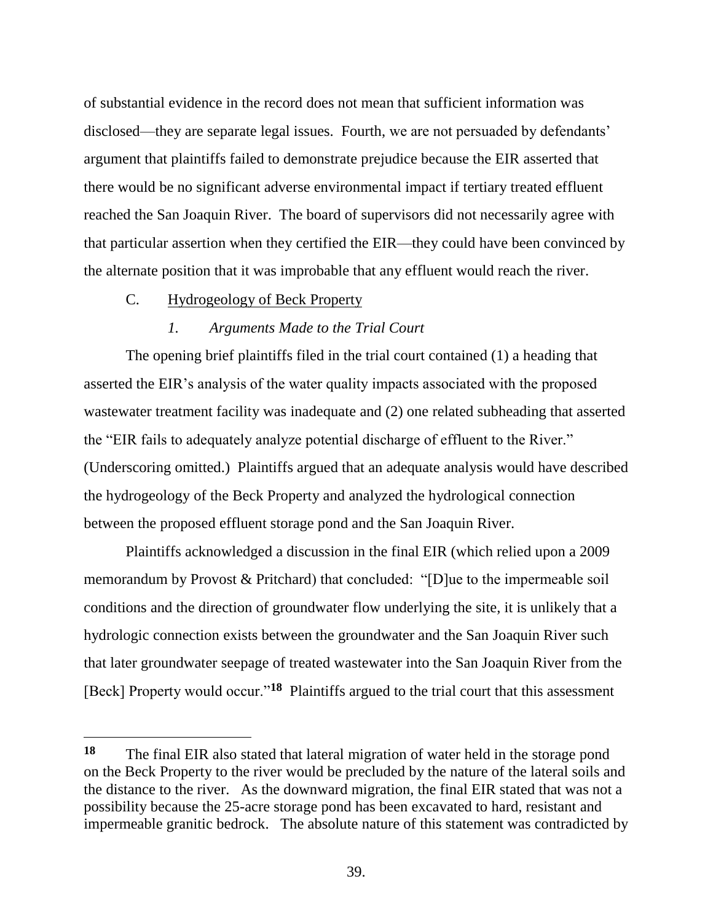of substantial evidence in the record does not mean that sufficient information was disclosed—they are separate legal issues. Fourth, we are not persuaded by defendants' argument that plaintiffs failed to demonstrate prejudice because the EIR asserted that there would be no significant adverse environmental impact if tertiary treated effluent reached the San Joaquin River. The board of supervisors did not necessarily agree with that particular assertion when they certified the EIR—they could have been convinced by the alternate position that it was improbable that any effluent would reach the river.

### C. Hydrogeology of Beck Property

#### *1. Arguments Made to the Trial Court*

The opening brief plaintiffs filed in the trial court contained (1) a heading that asserted the EIR's analysis of the water quality impacts associated with the proposed wastewater treatment facility was inadequate and (2) one related subheading that asserted the "EIR fails to adequately analyze potential discharge of effluent to the River." (Underscoring omitted.) Plaintiffs argued that an adequate analysis would have described the hydrogeology of the Beck Property and analyzed the hydrological connection between the proposed effluent storage pond and the San Joaquin River.

Plaintiffs acknowledged a discussion in the final EIR (which relied upon a 2009 memorandum by Provost & Pritchard) that concluded: "[D]ue to the impermeable soil conditions and the direction of groundwater flow underlying the site, it is unlikely that a hydrologic connection exists between the groundwater and the San Joaquin River such that later groundwater seepage of treated wastewater into the San Joaquin River from the [Beck] Property would occur."[18] Plaintiffs argued to the trial court that this assessment

---

**18** The final EIR also stated that lateral migration of water held in the storage pond on the Beck Property to the river would be precluded by the nature of the lateral soils and the distance to the river. As the downward migration, the final EIR stated that was not a possibility because the 25-acre storage pond has been excavated to hard, resistant and impermeable granitic bedrock. The absolute nature of this statement was contradicted by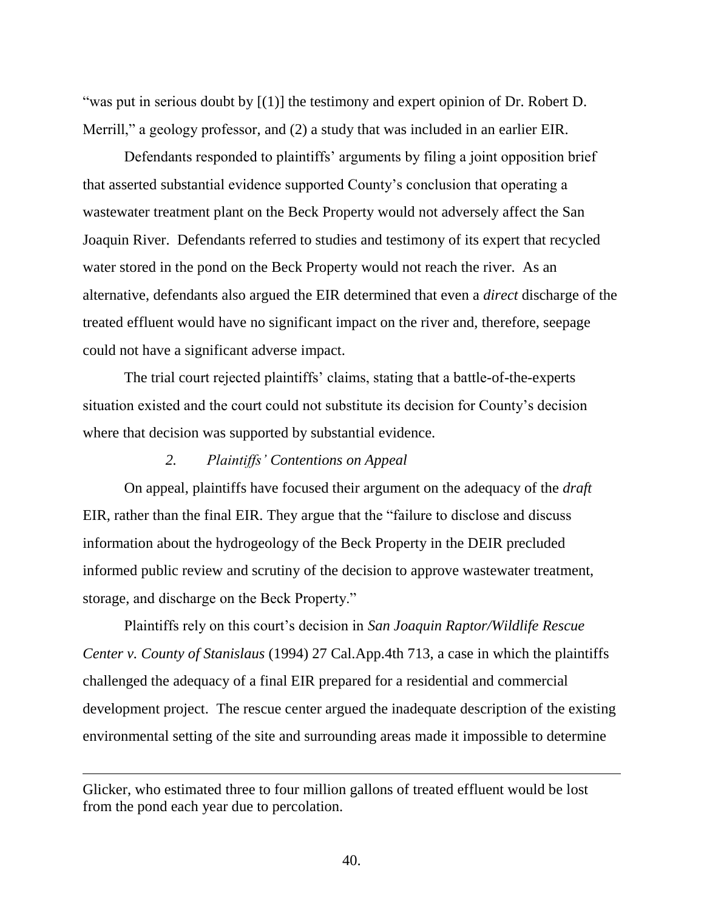"was put in serious doubt by [(1)] the testimony and expert opinion of Dr. Robert D. Merrill," a geology professor, and (2) a study that was included in an earlier EIR.

Defendants responded to plaintiffs' arguments by filing a joint opposition brief that asserted substantial evidence supported County's conclusion that operating a wastewater treatment plant on the Beck Property would not adversely affect the San Joaquin River. Defendants referred to studies and testimony of its expert that recycled water stored in the pond on the Beck Property would not reach the river. As an alternative, defendants also argued the EIR determined that even a *direct* discharge of the treated effluent would have no significant impact on the river and, therefore, seepage could not have a significant adverse impact.

The trial court rejected plaintiffs' claims, stating that a battle-of-the-experts situation existed and the court could not substitute its decision for County's decision where that decision was supported by substantial evidence.

*2. Plaintiffs' Contentions on Appeal*

On appeal, plaintiffs have focused their argument on the adequacy of the *draft* EIR, rather than the final EIR. They argue that the "failure to disclose and discuss information about the hydrogeology of the Beck Property in the DEIR precluded informed public review and scrutiny of the decision to approve wastewater treatment, storage, and discharge on the Beck Property."

Plaintiffs rely on this court's decision in *San Joaquin Raptor/Wildlife Rescue Center v. County of Stanislaus* (1994) 27 Cal.App.4th 713, a case in which the plaintiffs challenged the adequacy of a final EIR prepared for a residential and commercial development project. The rescue center argued the inadequate description of the existing environmental setting of the site and surrounding areas made it impossible to determine

---

Glicker, who estimated three to four million gallons of treated effluent would be lost from the pond each year due to percolation.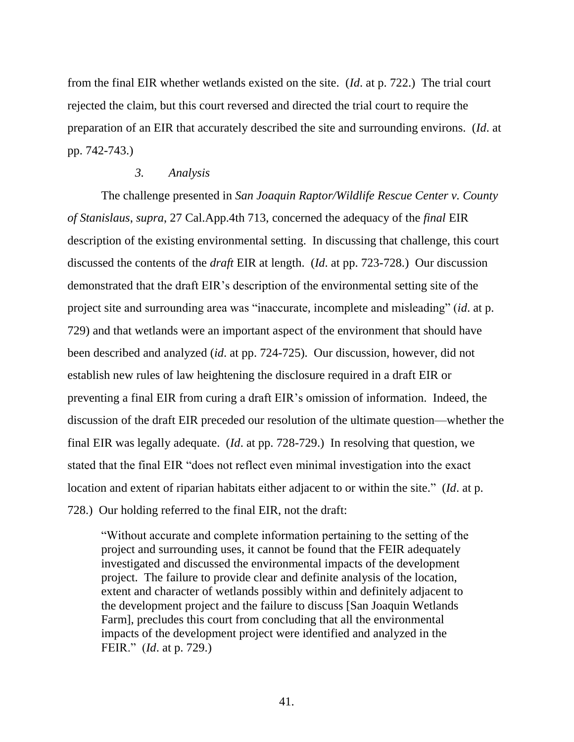from the final EIR whether wetlands existed on the site. (*Id*. at p. 722.) The trial court rejected the claim, but this court reversed and directed the trial court to require the preparation of an EIR that accurately described the site and surrounding environs. (*Id*. at pp. 742-743.)

### *3. Analysis*

The challenge presented in *San Joaquin Raptor/Wildlife Rescue Center v. County of Stanislaus*, *supra*, 27 Cal.App.4th 713, concerned the adequacy of the *final* EIR description of the existing environmental setting. In discussing that challenge, this court discussed the contents of the *draft* EIR at length. (*Id*. at pp. 723-728.) Our discussion demonstrated that the draft EIR's description of the environmental setting site of the project site and surrounding area was "inaccurate, incomplete and misleading" (*id*. at p. 729) and that wetlands were an important aspect of the environment that should have been described and analyzed (*id*. at pp. 724-725). Our discussion, however, did not establish new rules of law heightening the disclosure required in a draft EIR or preventing a final EIR from curing a draft EIR's omission of information. Indeed, the discussion of the draft EIR preceded our resolution of the ultimate question—whether the final EIR was legally adequate. (*Id*. at pp. 728-729.) In resolving that question, we stated that the final EIR "does not reflect even minimal investigation into the exact location and extent of riparian habitats either adjacent to or within the site." (*Id*. at p. 728.) Our holding referred to the final EIR, not the draft:

> "Without accurate and complete information pertaining to the setting of the project and surrounding uses, it cannot be found that the FEIR adequately investigated and discussed the environmental impacts of the development project. The failure to provide clear and definite analysis of the location, extent and character of wetlands possibly within and definitely adjacent to the development project and the failure to discuss [San Joaquin Wetlands Farm], precludes this court from concluding that all the environmental impacts of the development project were identified and analyzed in the FEIR." (*Id*. at p. 729.)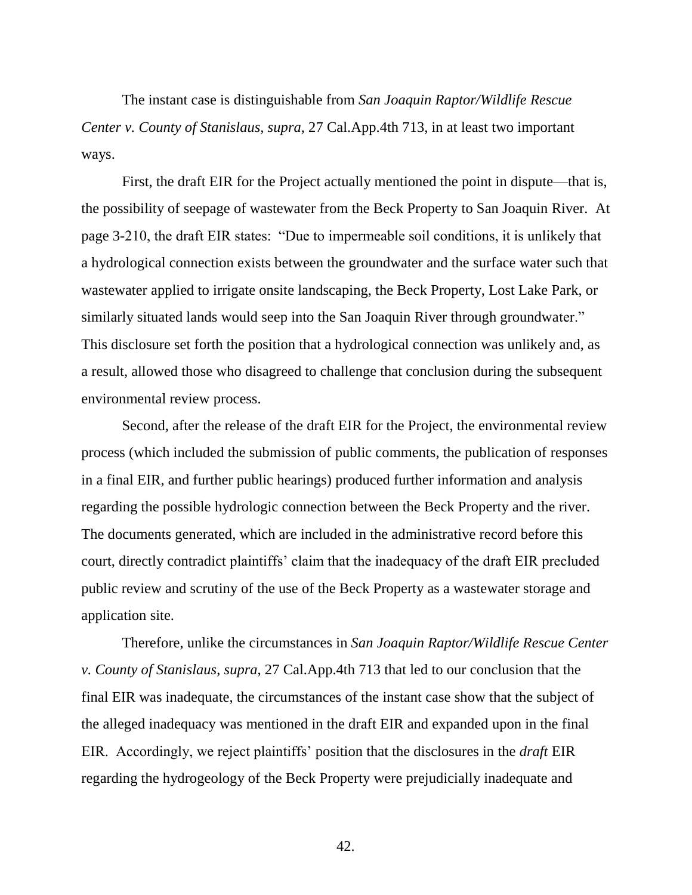The instant case is distinguishable from *San Joaquin Raptor/Wildlife Rescue Center v. County of Stanislaus*, *supra*, 27 Cal.App.4th 713, in at least two important ways.

First, the draft EIR for the Project actually mentioned the point in dispute—that is, the possibility of seepage of wastewater from the Beck Property to San Joaquin River. At page 3-210, the draft EIR states: "Due to impermeable soil conditions, it is unlikely that a hydrological connection exists between the groundwater and the surface water such that wastewater applied to irrigate onsite landscaping, the Beck Property, Lost Lake Park, or similarly situated lands would seep into the San Joaquin River through groundwater." This disclosure set forth the position that a hydrological connection was unlikely and, as a result, allowed those who disagreed to challenge that conclusion during the subsequent environmental review process.

Second, after the release of the draft EIR for the Project, the environmental review process (which included the submission of public comments, the publication of responses in a final EIR, and further public hearings) produced further information and analysis regarding the possible hydrologic connection between the Beck Property and the river. The documents generated, which are included in the administrative record before this court, directly contradict plaintiffs' claim that the inadequacy of the draft EIR precluded public review and scrutiny of the use of the Beck Property as a wastewater storage and application site.

Therefore, unlike the circumstances in *San Joaquin Raptor/Wildlife Rescue Center v. County of Stanislaus*, *supra*, 27 Cal.App.4th 713 that led to our conclusion that the final EIR was inadequate, the circumstances of the instant case show that the subject of the alleged inadequacy was mentioned in the draft EIR and expanded upon in the final EIR. Accordingly, we reject plaintiffs' position that the disclosures in the *draft* EIR regarding the hydrogeology of the Beck Property were prejudicially inadequate and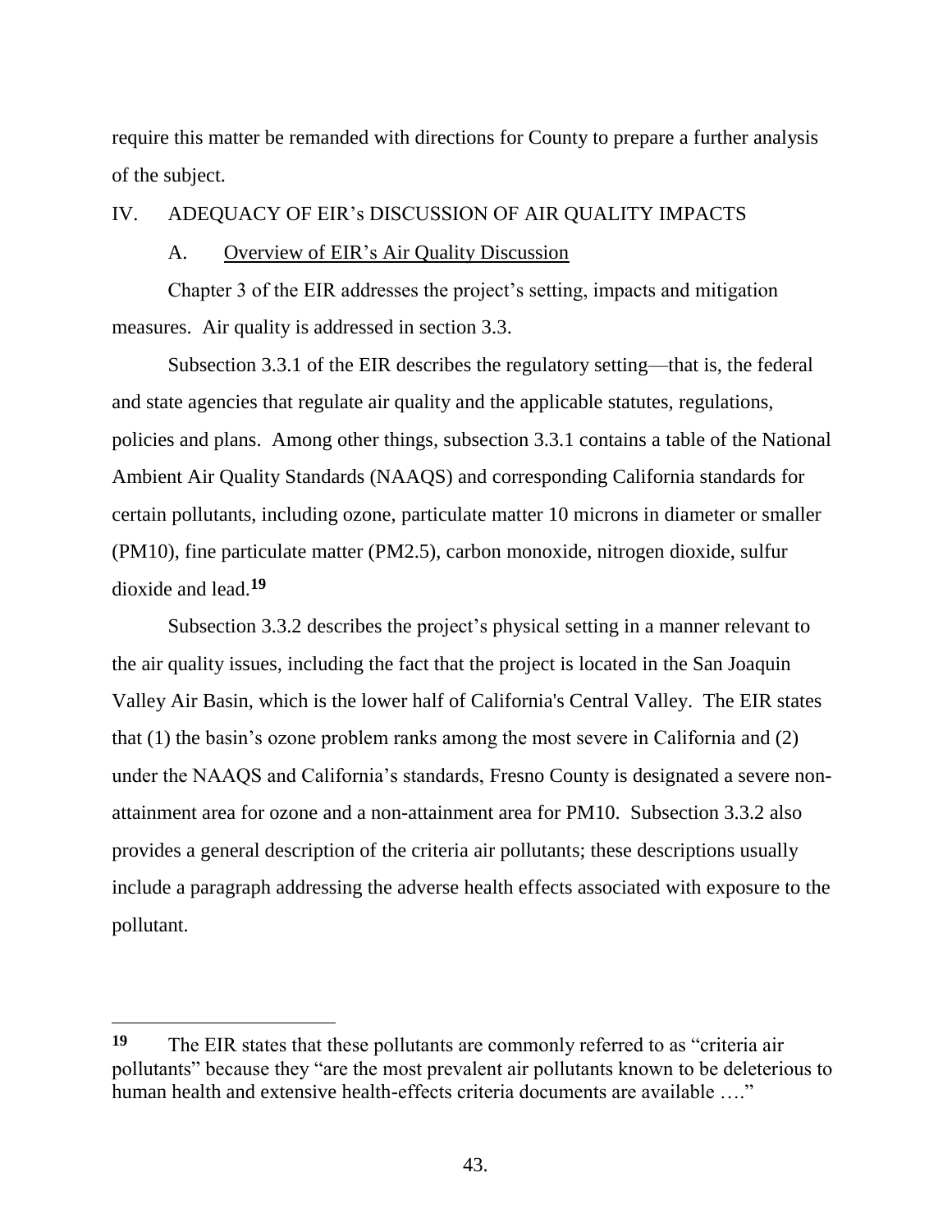require this matter be remanded with directions for County to prepare a further analysis of the subject.

## IV. ADEQUACY OF EIR's DISCUSSION OF AIR QUALITY IMPACTS

### A. Overview of EIR's Air Quality Discussion

Chapter 3 of the EIR addresses the project's setting, impacts and mitigation measures. Air quality is addressed in section 3.3.

Subsection 3.3.1 of the EIR describes the regulatory setting—that is, the federal and state agencies that regulate air quality and the applicable statutes, regulations, policies and plans. Among other things, subsection 3.3.1 contains a table of the National Ambient Air Quality Standards (NAAQS) and corresponding California standards for certain pollutants, including ozone, particulate matter 10 microns in diameter or smaller (PM10), fine particulate matter (PM2.5), carbon monoxide, nitrogen dioxide, sulfur dioxide and lead.[19]

Subsection 3.3.2 describes the project's physical setting in a manner relevant to the air quality issues, including the fact that the project is located in the San Joaquin Valley Air Basin, which is the lower half of California's Central Valley. The EIR states that (1) the basin's ozone problem ranks among the most severe in California and (2) under the NAAQS and California's standards, Fresno County is designated a severe non-attainment area for ozone and a non-attainment area for PM10. Subsection 3.3.2 also provides a general description of the criteria air pollutants; these descriptions usually include a paragraph addressing the adverse health effects associated with exposure to the pollutant.

---

**19** The EIR states that these pollutants are commonly referred to as "criteria air pollutants" because they "are the most prevalent air pollutants known to be deleterious to human health and extensive health-effects criteria documents are available …."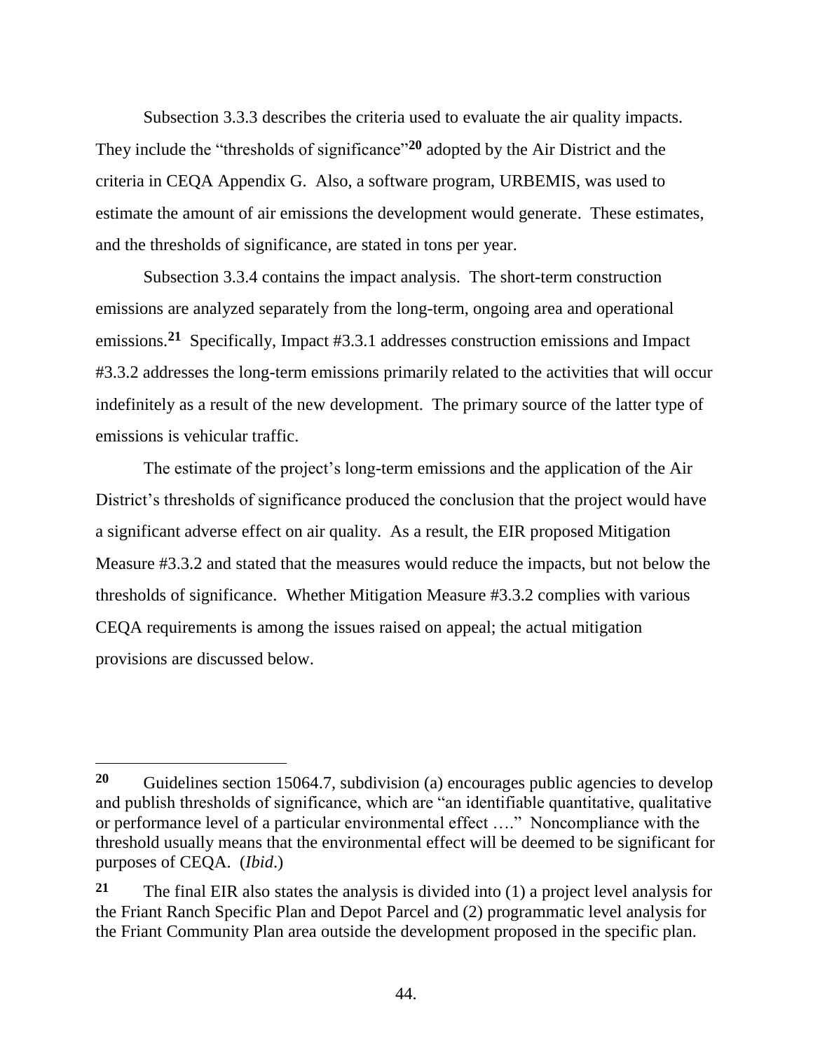Subsection 3.3.3 describes the criteria used to evaluate the air quality impacts. They include the "thresholds of significance"[20] adopted by the Air District and the criteria in CEQA Appendix G. Also, a software program, URBEMIS, was used to estimate the amount of air emissions the development would generate. These estimates, and the thresholds of significance, are stated in tons per year.

Subsection 3.3.4 contains the impact analysis. The short-term construction emissions are analyzed separately from the long-term, ongoing area and operational emissions.[21] Specifically, Impact #3.3.1 addresses construction emissions and Impact #3.3.2 addresses the long-term emissions primarily related to the activities that will occur indefinitely as a result of the new development. The primary source of the latter type of emissions is vehicular traffic.

The estimate of the project's long-term emissions and the application of the Air District's thresholds of significance produced the conclusion that the project would have a significant adverse effect on air quality. As a result, the EIR proposed Mitigation Measure #3.3.2 and stated that the measures would reduce the impacts, but not below the thresholds of significance. Whether Mitigation Measure #3.3.2 complies with various CEQA requirements is among the issues raised on appeal; the actual mitigation provisions are discussed below.

---

[20] Guidelines section 15064.7, subdivision (a) encourages public agencies to develop and publish thresholds of significance, which are "an identifiable quantitative, qualitative or performance level of a particular environmental effect …." Noncompliance with the threshold usually means that the environmental effect will be deemed to be significant for purposes of CEQA. (*Ibid*.)

[21] The final EIR also states the analysis is divided into (1) a project level analysis for the Friant Ranch Specific Plan and Depot Parcel and (2) programmatic level analysis for the Friant Community Plan area outside the development proposed in the specific plan.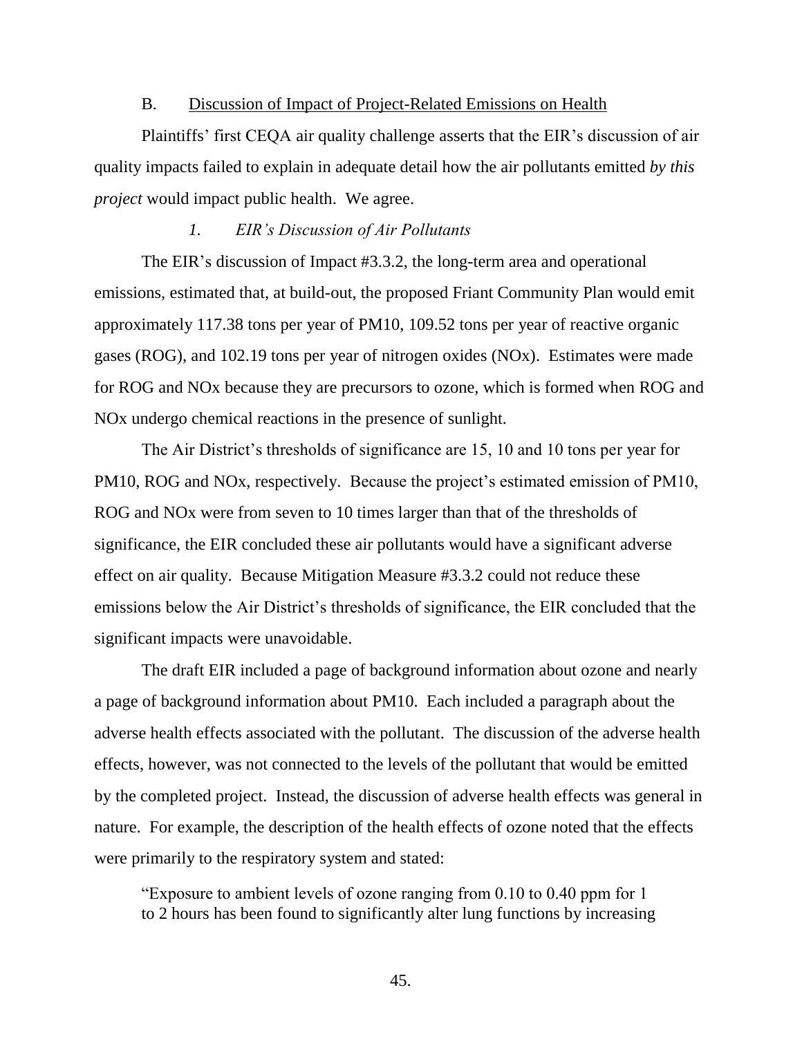## B. Discussion of Impact of Project-Related Emissions on Health

Plaintiffs' first CEQA air quality challenge asserts that the EIR's discussion of air quality impacts failed to explain in adequate detail how the air pollutants emitted *by this project* would impact public health. We agree.

### *1. EIR's Discussion of Air Pollutants*

The EIR's discussion of Impact #3.3.2, the long-term area and operational emissions, estimated that, at build-out, the proposed Friant Community Plan would emit approximately 117.38 tons per year of PM10, 109.52 tons per year of reactive organic gases (ROG), and 102.19 tons per year of nitrogen oxides (NOx). Estimates were made for ROG and NOx because they are precursors to ozone, which is formed when ROG and NOx undergo chemical reactions in the presence of sunlight.

The Air District's thresholds of significance are 15, 10 and 10 tons per year for PM10, ROG and NOx, respectively. Because the project's estimated emission of PM10, ROG and NOx were from seven to 10 times larger than that of the thresholds of significance, the EIR concluded these air pollutants would have a significant adverse effect on air quality. Because Mitigation Measure #3.3.2 could not reduce these emissions below the Air District's thresholds of significance, the EIR concluded that the significant impacts were unavoidable.

The draft EIR included a page of background information about ozone and nearly a page of background information about PM10. Each included a paragraph about the adverse health effects associated with the pollutant. The discussion of the adverse health effects, however, was not connected to the levels of the pollutant that would be emitted by the completed project. Instead, the discussion of adverse health effects was general in nature. For example, the description of the health effects of ozone noted that the effects were primarily to the respiratory system and stated:

> "Exposure to ambient levels of ozone ranging from 0.10 to 0.40 ppm for 1 to 2 hours has been found to significantly alter lung functions by increasing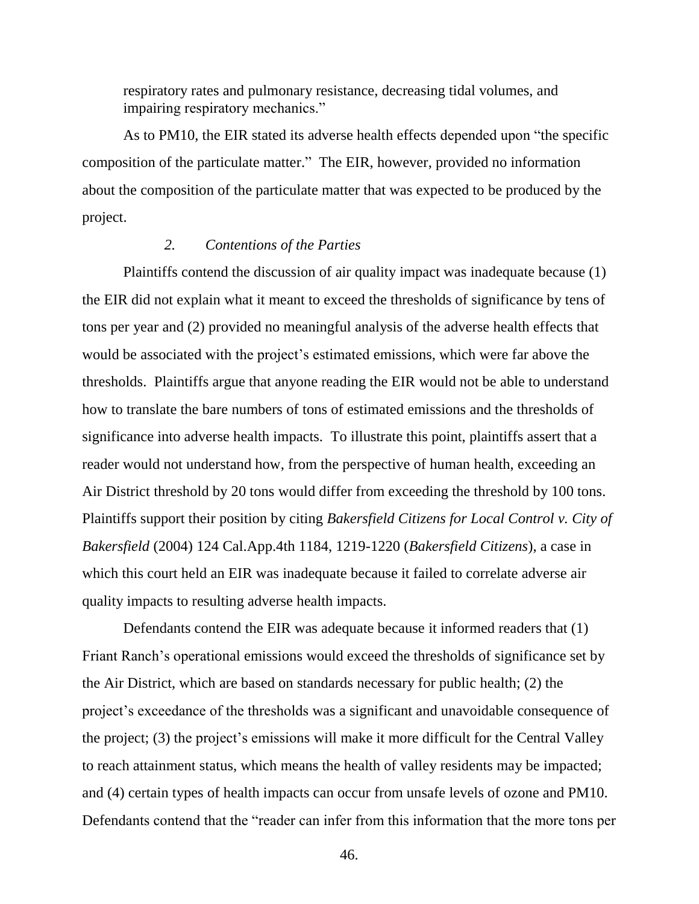respiratory rates and pulmonary resistance, decreasing tidal volumes, and impairing respiratory mechanics."

As to PM10, the EIR stated its adverse health effects depended upon "the specific composition of the particulate matter." The EIR, however, provided no information about the composition of the particulate matter that was expected to be produced by the project.

### *2. Contentions of the Parties*

Plaintiffs contend the discussion of air quality impact was inadequate because (1) the EIR did not explain what it meant to exceed the thresholds of significance by tens of tons per year and (2) provided no meaningful analysis of the adverse health effects that would be associated with the project's estimated emissions, which were far above the thresholds. Plaintiffs argue that anyone reading the EIR would not be able to understand how to translate the bare numbers of tons of estimated emissions and the thresholds of significance into adverse health impacts. To illustrate this point, plaintiffs assert that a reader would not understand how, from the perspective of human health, exceeding an Air District threshold by 20 tons would differ from exceeding the threshold by 100 tons. Plaintiffs support their position by citing *Bakersfield Citizens for Local Control v. City of Bakersfield* (2004) 124 Cal.App.4th 1184, 1219-1220 (*Bakersfield Citizens*), a case in which this court held an EIR was inadequate because it failed to correlate adverse air quality impacts to resulting adverse health impacts.

Defendants contend the EIR was adequate because it informed readers that (1) Friant Ranch's operational emissions would exceed the thresholds of significance set by the Air District, which are based on standards necessary for public health; (2) the project's exceedance of the thresholds was a significant and unavoidable consequence of the project; (3) the project's emissions will make it more difficult for the Central Valley to reach attainment status, which means the health of valley residents may be impacted; and (4) certain types of health impacts can occur from unsafe levels of ozone and PM10. Defendants contend that the "reader can infer from this information that the more tons per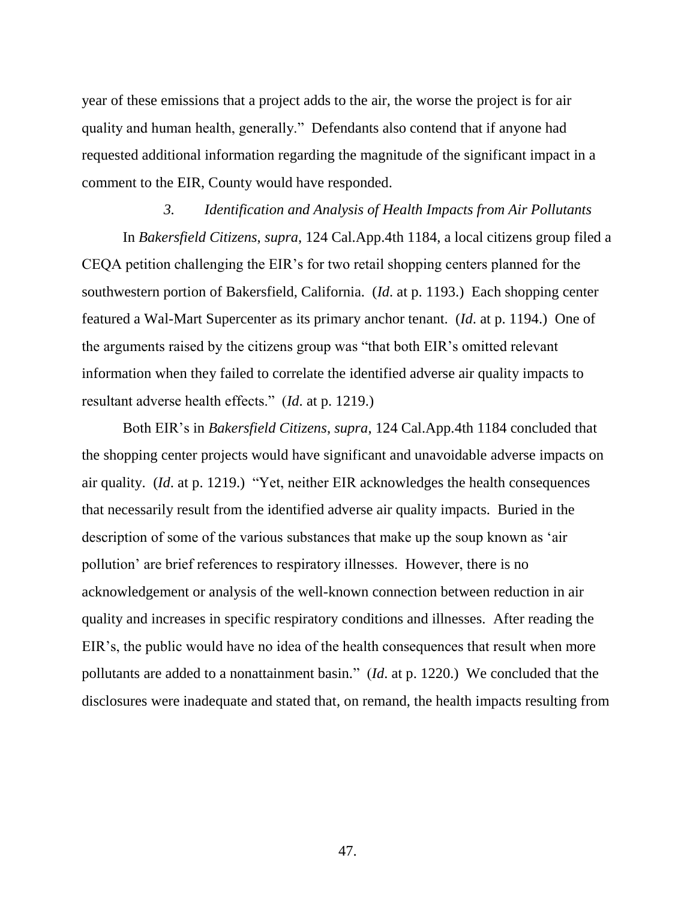year of these emissions that a project adds to the air, the worse the project is for air quality and human health, generally." Defendants also contend that if anyone had requested additional information regarding the magnitude of the significant impact in a comment to the EIR, County would have responded.

### *3. Identification and Analysis of Health Impacts from Air Pollutants*

In *Bakersfield Citizens*, *supra*, 124 Cal.App.4th 1184, a local citizens group filed a CEQA petition challenging the EIR's for two retail shopping centers planned for the southwestern portion of Bakersfield, California. (*Id*. at p. 1193.) Each shopping center featured a Wal-Mart Supercenter as its primary anchor tenant. (*Id*. at p. 1194.) One of the arguments raised by the citizens group was "that both EIR's omitted relevant information when they failed to correlate the identified adverse air quality impacts to resultant adverse health effects." (*Id*. at p. 1219.)

Both EIR's in *Bakersfield Citizens*, *supra*, 124 Cal.App.4th 1184 concluded that the shopping center projects would have significant and unavoidable adverse impacts on air quality. (*Id*. at p. 1219.) "Yet, neither EIR acknowledges the health consequences that necessarily result from the identified adverse air quality impacts. Buried in the description of some of the various substances that make up the soup known as 'air pollution' are brief references to respiratory illnesses. However, there is no acknowledgement or analysis of the well-known connection between reduction in air quality and increases in specific respiratory conditions and illnesses. After reading the EIR's, the public would have no idea of the health consequences that result when more pollutants are added to a nonattainment basin." (*Id*. at p. 1220.) We concluded that the disclosures were inadequate and stated that, on remand, the health impacts resulting from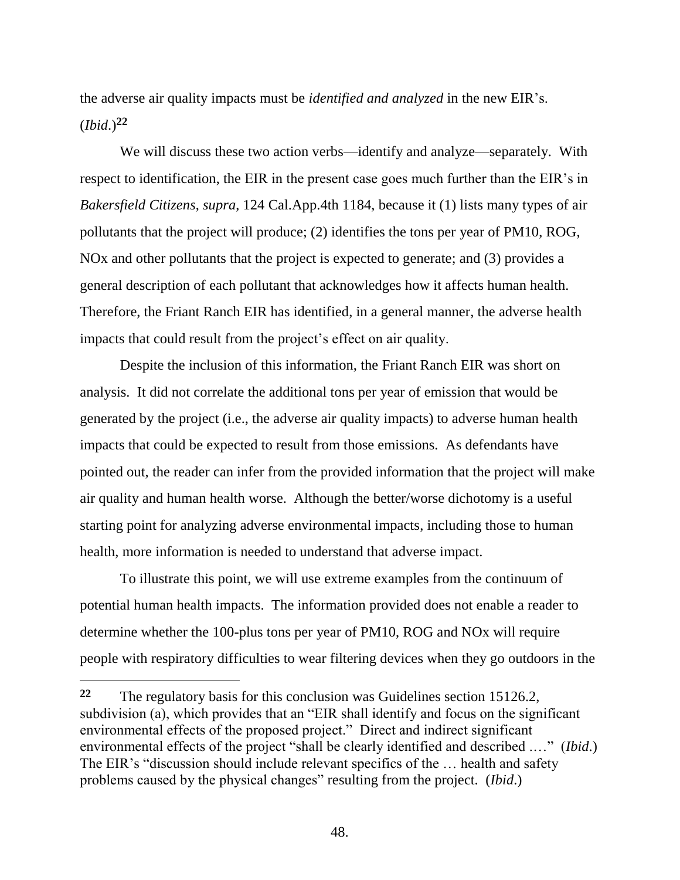the adverse air quality impacts must be *identified and analyzed* in the new EIR's. (*Ibid*.)[22]

We will discuss these two action verbs—identify and analyze—separately. With respect to identification, the EIR in the present case goes much further than the EIR's in *Bakersfield Citizens*, *supra*, 124 Cal.App.4th 1184, because it (1) lists many types of air pollutants that the project will produce; (2) identifies the tons per year of PM10, ROG, NOx and other pollutants that the project is expected to generate; and (3) provides a general description of each pollutant that acknowledges how it affects human health. Therefore, the Friant Ranch EIR has identified, in a general manner, the adverse health impacts that could result from the project's effect on air quality.

Despite the inclusion of this information, the Friant Ranch EIR was short on analysis. It did not correlate the additional tons per year of emission that would be generated by the project (i.e., the adverse air quality impacts) to adverse human health impacts that could be expected to result from those emissions. As defendants have pointed out, the reader can infer from the provided information that the project will make air quality and human health worse. Although the better/worse dichotomy is a useful starting point for analyzing adverse environmental impacts, including those to human health, more information is needed to understand that adverse impact.

To illustrate this point, we will use extreme examples from the continuum of potential human health impacts. The information provided does not enable a reader to determine whether the 100-plus tons per year of PM10, ROG and NOx will require people with respiratory difficulties to wear filtering devices when they go outdoors in the

---

[22] The regulatory basis for this conclusion was Guidelines section 15126.2, subdivision (a), which provides that an "EIR shall identify and focus on the significant environmental effects of the proposed project." Direct and indirect significant environmental effects of the project "shall be clearly identified and described …." (*Ibid*.) The EIR's "discussion should include relevant specifics of the … health and safety problems caused by the physical changes" resulting from the project. (*Ibid*.)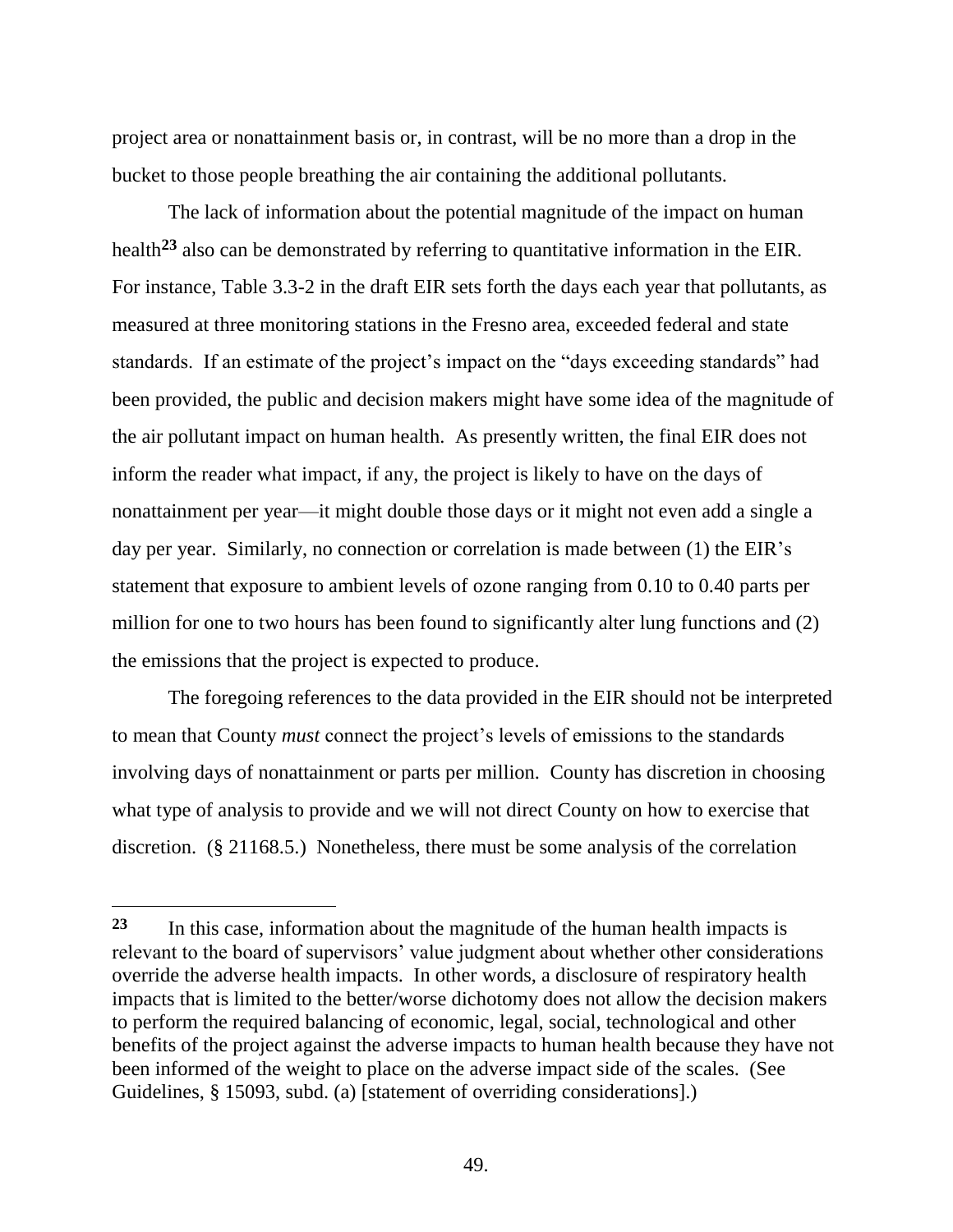project area or nonattainment basis or, in contrast, will be no more than a drop in the bucket to those people breathing the air containing the additional pollutants.

The lack of information about the potential magnitude of the impact on human health[23] also can be demonstrated by referring to quantitative information in the EIR. For instance, Table 3.3-2 in the draft EIR sets forth the days each year that pollutants, as measured at three monitoring stations in the Fresno area, exceeded federal and state standards. If an estimate of the project's impact on the "days exceeding standards" had been provided, the public and decision makers might have some idea of the magnitude of the air pollutant impact on human health. As presently written, the final EIR does not inform the reader what impact, if any, the project is likely to have on the days of nonattainment per year—it might double those days or it might not even add a single a day per year. Similarly, no connection or correlation is made between (1) the EIR's statement that exposure to ambient levels of ozone ranging from 0.10 to 0.40 parts per million for one to two hours has been found to significantly alter lung functions and (2) the emissions that the project is expected to produce.

The foregoing references to the data provided in the EIR should not be interpreted to mean that County *must* connect the project's levels of emissions to the standards involving days of nonattainment or parts per million. County has discretion in choosing what type of analysis to provide and we will not direct County on how to exercise that discretion. (§ 21168.5.) Nonetheless, there must be some analysis of the correlation

---

[23] In this case, information about the magnitude of the human health impacts is relevant to the board of supervisors' value judgment about whether other considerations override the adverse health impacts. In other words, a disclosure of respiratory health impacts that is limited to the better/worse dichotomy does not allow the decision makers to perform the required balancing of economic, legal, social, technological and other benefits of the project against the adverse impacts to human health because they have not been informed of the weight to place on the adverse impact side of the scales. (See Guidelines, § 15093, subd. (a) [statement of overriding considerations].)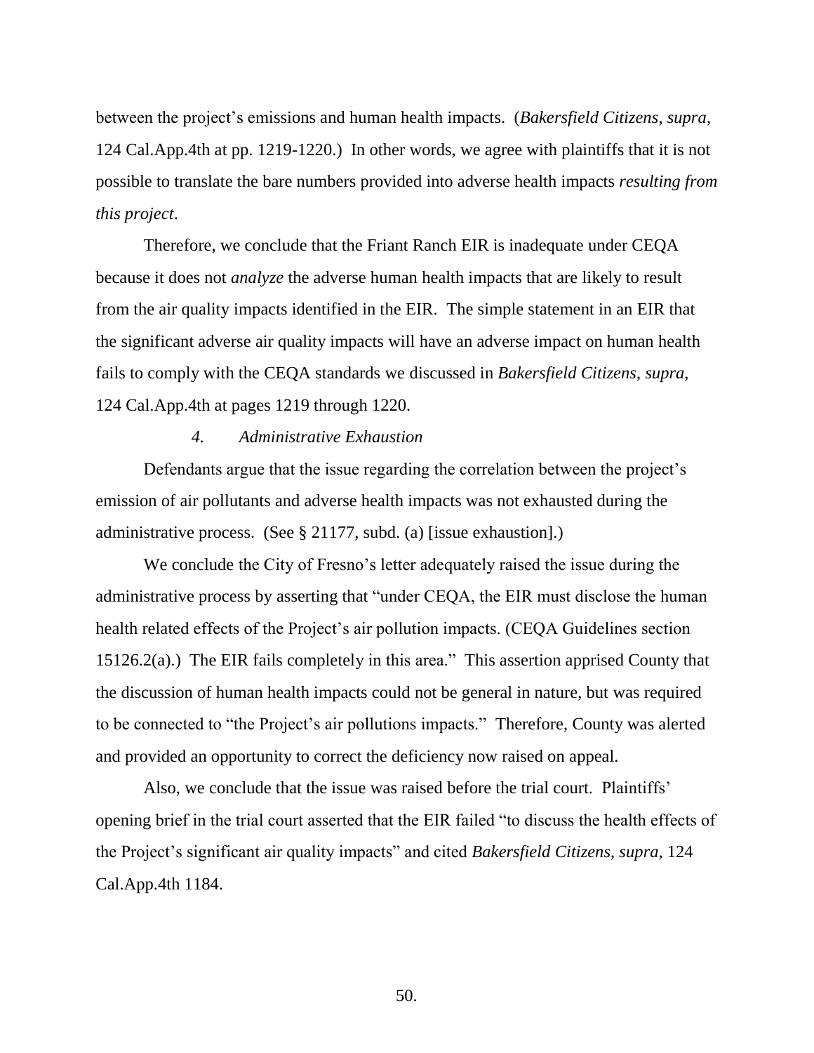between the project's emissions and human health impacts. (*Bakersfield Citizens*, *supra*, 124 Cal.App.4th at pp. 1219-1220.) In other words, we agree with plaintiffs that it is not possible to translate the bare numbers provided into adverse health impacts *resulting from this project*.

Therefore, we conclude that the Friant Ranch EIR is inadequate under CEQA because it does not *analyze* the adverse human health impacts that are likely to result from the air quality impacts identified in the EIR. The simple statement in an EIR that the significant adverse air quality impacts will have an adverse impact on human health fails to comply with the CEQA standards we discussed in *Bakersfield Citizens*, *supra*, 124 Cal.App.4th at pages 1219 through 1220.

*4. Administrative Exhaustion*

Defendants argue that the issue regarding the correlation between the project's emission of air pollutants and adverse health impacts was not exhausted during the administrative process. (See § 21177, subd. (a) [issue exhaustion].)

We conclude the City of Fresno's letter adequately raised the issue during the administrative process by asserting that "under CEQA, the EIR must disclose the human health related effects of the Project's air pollution impacts. (CEQA Guidelines section 15126.2(a).) The EIR fails completely in this area." This assertion apprised County that the discussion of human health impacts could not be general in nature, but was required to be connected to "the Project's air pollutions impacts." Therefore, County was alerted and provided an opportunity to correct the deficiency now raised on appeal.

Also, we conclude that the issue was raised before the trial court. Plaintiffs' opening brief in the trial court asserted that the EIR failed "to discuss the health effects of the Project's significant air quality impacts" and cited *Bakersfield Citizens*, *supra*, 124 Cal.App.4th 1184.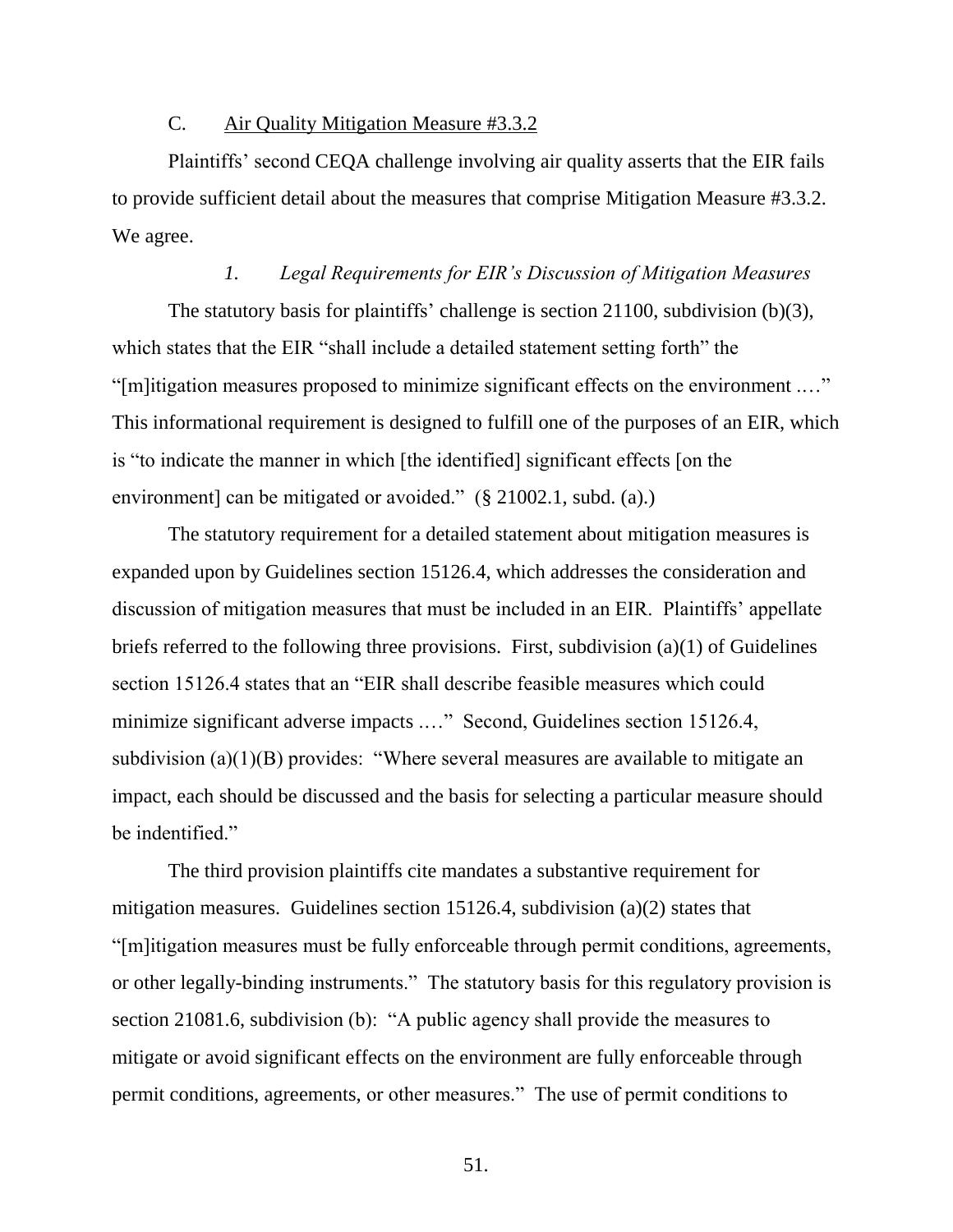### C. Air Quality Mitigation Measure #3.3.2

Plaintiffs' second CEQA challenge involving air quality asserts that the EIR fails to provide sufficient detail about the measures that comprise Mitigation Measure #3.3.2. We agree.

#### *1. Legal Requirements for EIR's Discussion of Mitigation Measures*

The statutory basis for plaintiffs' challenge is section 21100, subdivision (b)(3), which states that the EIR "shall include a detailed statement setting forth" the "[m]itigation measures proposed to minimize significant effects on the environment .…" This informational requirement is designed to fulfill one of the purposes of an EIR, which is "to indicate the manner in which [the identified] significant effects [on the environment] can be mitigated or avoided." (§ 21002.1, subd. (a).)

The statutory requirement for a detailed statement about mitigation measures is expanded upon by Guidelines section 15126.4, which addresses the consideration and discussion of mitigation measures that must be included in an EIR. Plaintiffs' appellate briefs referred to the following three provisions. First, subdivision (a)(1) of Guidelines section 15126.4 states that an "EIR shall describe feasible measures which could minimize significant adverse impacts .…" Second, Guidelines section 15126.4, subdivision (a)(1)(B) provides: "Where several measures are available to mitigate an impact, each should be discussed and the basis for selecting a particular measure should be indentified."

The third provision plaintiffs cite mandates a substantive requirement for mitigation measures. Guidelines section 15126.4, subdivision (a)(2) states that "[m]itigation measures must be fully enforceable through permit conditions, agreements, or other legally-binding instruments." The statutory basis for this regulatory provision is section 21081.6, subdivision (b): "A public agency shall provide the measures to mitigate or avoid significant effects on the environment are fully enforceable through permit conditions, agreements, or other measures." The use of permit conditions to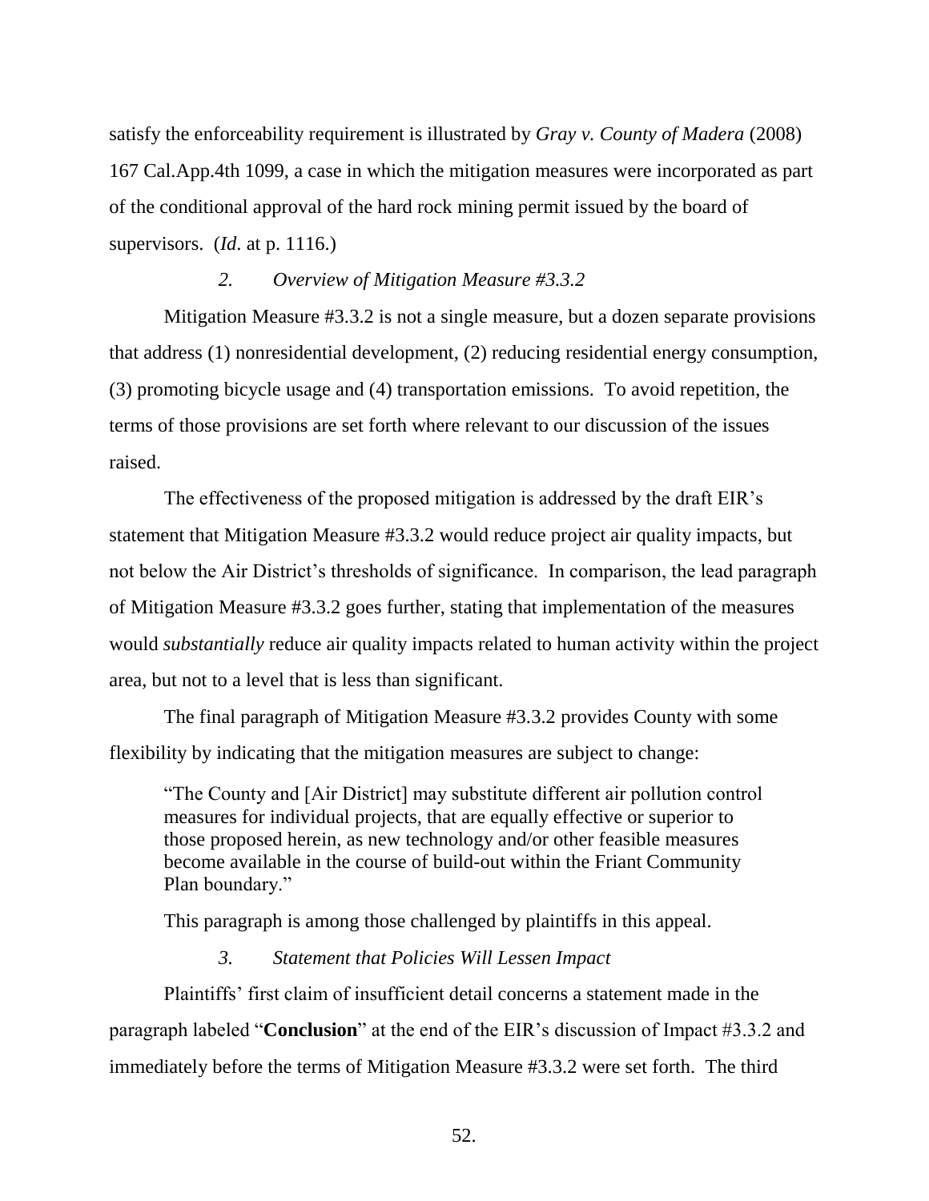satisfy the enforceability requirement is illustrated by *Gray v. County of Madera* (2008) 167 Cal.App.4th 1099, a case in which the mitigation measures were incorporated as part of the conditional approval of the hard rock mining permit issued by the board of supervisors. (*Id*. at p. 1116.)

*2. Overview of Mitigation Measure #3.3.2*

Mitigation Measure #3.3.2 is not a single measure, but a dozen separate provisions that address (1) nonresidential development, (2) reducing residential energy consumption, (3) promoting bicycle usage and (4) transportation emissions. To avoid repetition, the terms of those provisions are set forth where relevant to our discussion of the issues raised.

The effectiveness of the proposed mitigation is addressed by the draft EIR's statement that Mitigation Measure #3.3.2 would reduce project air quality impacts, but not below the Air District's thresholds of significance. In comparison, the lead paragraph of Mitigation Measure #3.3.2 goes further, stating that implementation of the measures would *substantially* reduce air quality impacts related to human activity within the project area, but not to a level that is less than significant.

The final paragraph of Mitigation Measure #3.3.2 provides County with some flexibility by indicating that the mitigation measures are subject to change:

> "The County and [Air District] may substitute different air pollution control measures for individual projects, that are equally effective or superior to those proposed herein, as new technology and/or other feasible measures become available in the course of build-out within the Friant Community Plan boundary."

This paragraph is among those challenged by plaintiffs in this appeal.

*3. Statement that Policies Will Lessen Impact*

Plaintiffs' first claim of insufficient detail concerns a statement made in the paragraph labeled "**Conclusion**" at the end of the EIR's discussion of Impact #3.3.2 and immediately before the terms of Mitigation Measure #3.3.2 were set forth. The third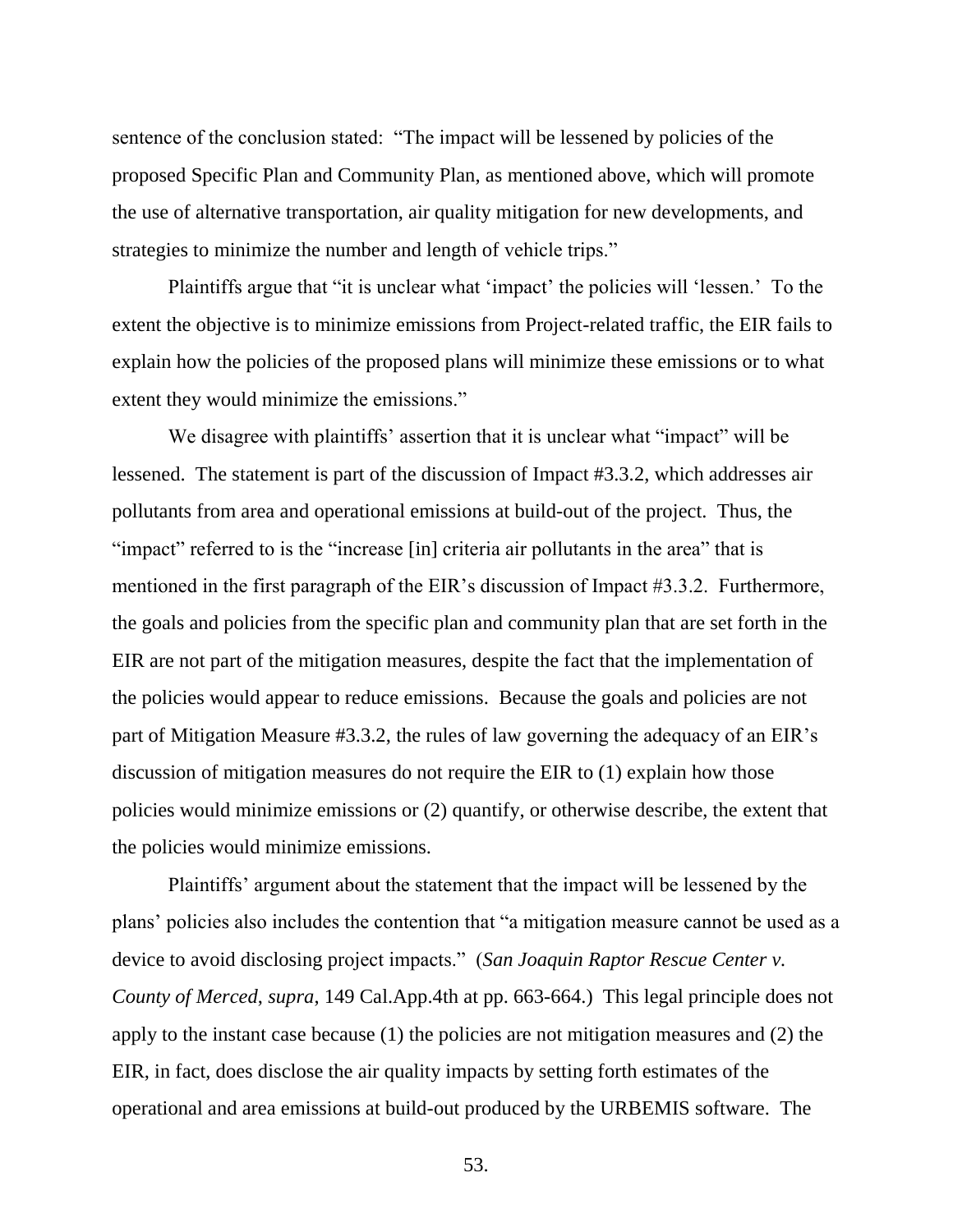sentence of the conclusion stated: "The impact will be lessened by policies of the proposed Specific Plan and Community Plan, as mentioned above, which will promote the use of alternative transportation, air quality mitigation for new developments, and strategies to minimize the number and length of vehicle trips."

Plaintiffs argue that "it is unclear what 'impact' the policies will 'lessen.' To the extent the objective is to minimize emissions from Project-related traffic, the EIR fails to explain how the policies of the proposed plans will minimize these emissions or to what extent they would minimize the emissions."

We disagree with plaintiffs' assertion that it is unclear what "impact" will be lessened. The statement is part of the discussion of Impact #3.3.2, which addresses air pollutants from area and operational emissions at build-out of the project. Thus, the "impact" referred to is the "increase [in] criteria air pollutants in the area" that is mentioned in the first paragraph of the EIR's discussion of Impact #3.3.2. Furthermore, the goals and policies from the specific plan and community plan that are set forth in the EIR are not part of the mitigation measures, despite the fact that the implementation of the policies would appear to reduce emissions. Because the goals and policies are not part of Mitigation Measure #3.3.2, the rules of law governing the adequacy of an EIR's discussion of mitigation measures do not require the EIR to (1) explain how those policies would minimize emissions or (2) quantify, or otherwise describe, the extent that the policies would minimize emissions.

Plaintiffs' argument about the statement that the impact will be lessened by the plans' policies also includes the contention that "a mitigation measure cannot be used as a device to avoid disclosing project impacts." (*San Joaquin Raptor Rescue Center v. County of Merced*, *supra*, 149 Cal.App.4th at pp. 663-664.) This legal principle does not apply to the instant case because (1) the policies are not mitigation measures and (2) the EIR, in fact, does disclose the air quality impacts by setting forth estimates of the operational and area emissions at build-out produced by the URBEMIS software. The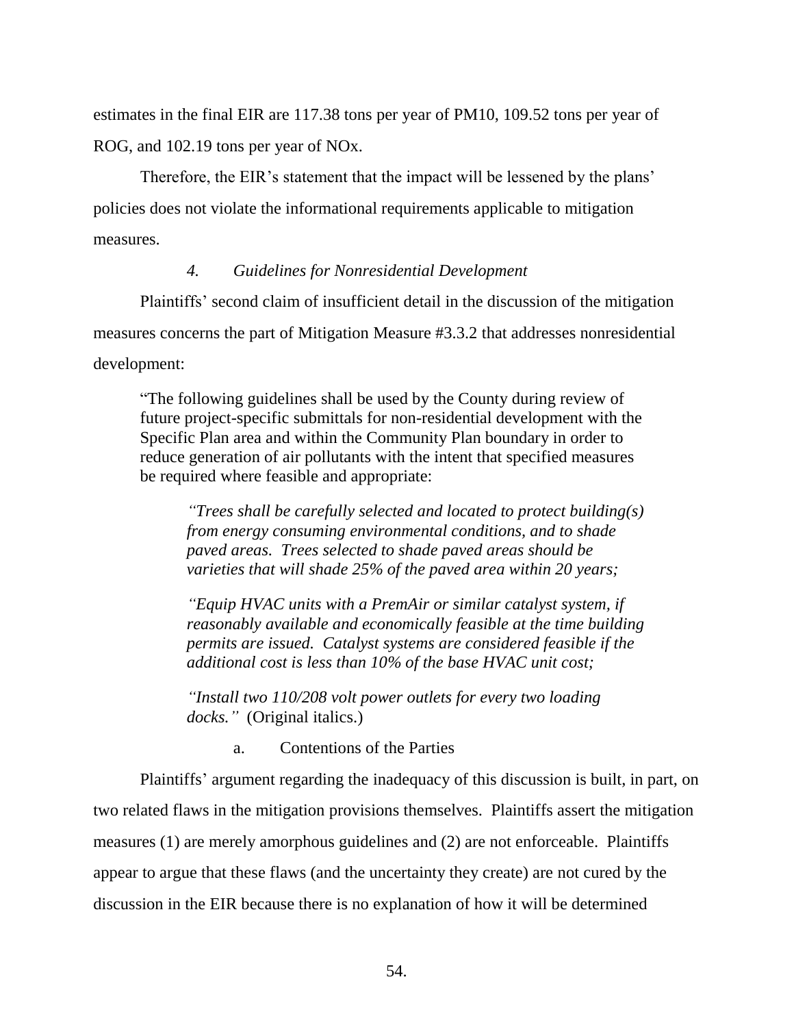estimates in the final EIR are 117.38 tons per year of PM10, 109.52 tons per year of ROG, and 102.19 tons per year of NOx.

Therefore, the EIR's statement that the impact will be lessened by the plans' policies does not violate the informational requirements applicable to mitigation measures.

### *4. Guidelines for Nonresidential Development*

Plaintiffs' second claim of insufficient detail in the discussion of the mitigation measures concerns the part of Mitigation Measure #3.3.2 that addresses nonresidential development:

> "The following guidelines shall be used by the County during review of future project-specific submittals for non-residential development with the Specific Plan area and within the Community Plan boundary in order to reduce generation of air pollutants with the intent that specified measures be required where feasible and appropriate:
>
> > *"Trees shall be carefully selected and located to protect building(s) from energy consuming environmental conditions, and to shade paved areas. Trees selected to shade paved areas should be varieties that will shade 25% of the paved area within 20 years;*
> >
> > *"Equip HVAC units with a PremAir or similar catalyst system, if reasonably available and economically feasible at the time building permits are issued. Catalyst systems are considered feasible if the additional cost is less than 10% of the base HVAC unit cost;*
> >
> > *"Install two 110/208 volt power outlets for every two loading docks."* (Original italics.)

#### a. Contentions of the Parties

Plaintiffs' argument regarding the inadequacy of this discussion is built, in part, on two related flaws in the mitigation provisions themselves. Plaintiffs assert the mitigation measures (1) are merely amorphous guidelines and (2) are not enforceable. Plaintiffs appear to argue that these flaws (and the uncertainty they create) are not cured by the discussion in the EIR because there is no explanation of how it will be determined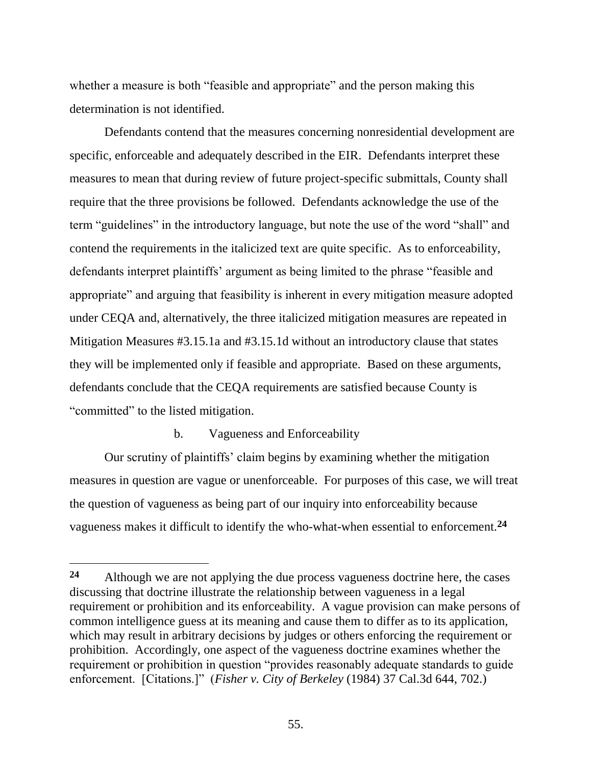whether a measure is both "feasible and appropriate" and the person making this determination is not identified.

Defendants contend that the measures concerning nonresidential development are specific, enforceable and adequately described in the EIR. Defendants interpret these measures to mean that during review of future project-specific submittals, County shall require that the three provisions be followed. Defendants acknowledge the use of the term "guidelines" in the introductory language, but note the use of the word "shall" and contend the requirements in the italicized text are quite specific. As to enforceability, defendants interpret plaintiffs' argument as being limited to the phrase "feasible and appropriate" and arguing that feasibility is inherent in every mitigation measure adopted under CEQA and, alternatively, the three italicized mitigation measures are repeated in Mitigation Measures #3.15.1a and #3.15.1d without an introductory clause that states they will be implemented only if feasible and appropriate. Based on these arguments, defendants conclude that the CEQA requirements are satisfied because County is "committed" to the listed mitigation.

b. Vagueness and Enforceability

Our scrutiny of plaintiffs' claim begins by examining whether the mitigation measures in question are vague or unenforceable. For purposes of this case, we will treat the question of vagueness as being part of our inquiry into enforceability because vagueness makes it difficult to identify the who-what-when essential to enforcement.[24]

---

[24] Although we are not applying the due process vagueness doctrine here, the cases discussing that doctrine illustrate the relationship between vagueness in a legal requirement or prohibition and its enforceability. A vague provision can make persons of common intelligence guess at its meaning and cause them to differ as to its application, which may result in arbitrary decisions by judges or others enforcing the requirement or prohibition. Accordingly, one aspect of the vagueness doctrine examines whether the requirement or prohibition in question "provides reasonably adequate standards to guide enforcement. [Citations.]" (*Fisher v. City of Berkeley* (1984) 37 Cal.3d 644, 702.)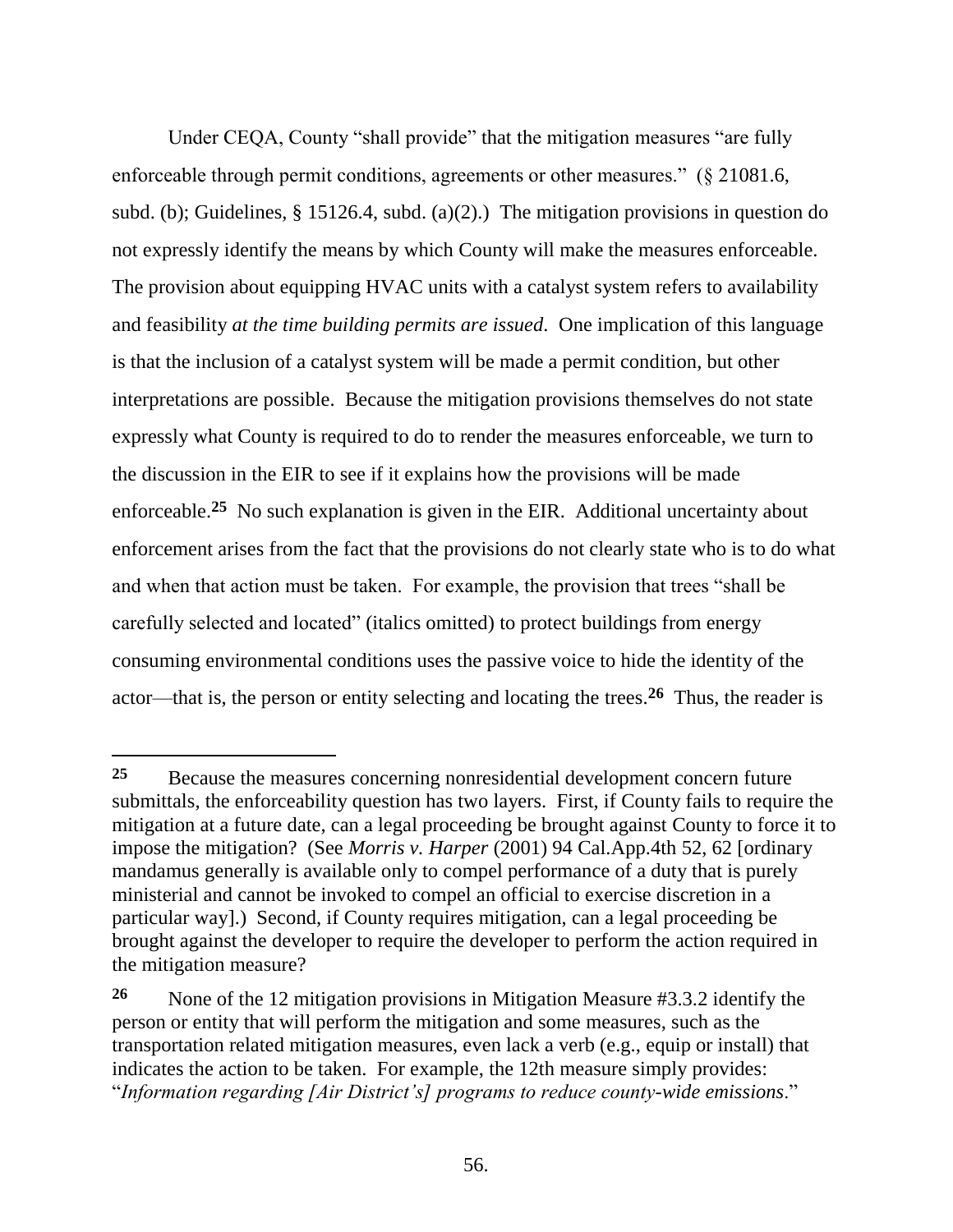Under CEQA, County "shall provide" that the mitigation measures "are fully enforceable through permit conditions, agreements or other measures." (§ 21081.6, subd. (b); Guidelines, § 15126.4, subd. (a)(2).) The mitigation provisions in question do not expressly identify the means by which County will make the measures enforceable. The provision about equipping HVAC units with a catalyst system refers to availability and feasibility *at the time building permits are issued*. One implication of this language is that the inclusion of a catalyst system will be made a permit condition, but other interpretations are possible. Because the mitigation provisions themselves do not state expressly what County is required to do to render the measures enforceable, we turn to the discussion in the EIR to see if it explains how the provisions will be made enforceable.[25] No such explanation is given in the EIR. Additional uncertainty about enforcement arises from the fact that the provisions do not clearly state who is to do what and when that action must be taken. For example, the provision that trees "shall be carefully selected and located" (italics omitted) to protect buildings from energy consuming environmental conditions uses the passive voice to hide the identity of the actor—that is, the person or entity selecting and locating the trees.[26] Thus, the reader is

---

**25** Because the measures concerning nonresidential development concern future submittals, the enforceability question has two layers. First, if County fails to require the mitigation at a future date, can a legal proceeding be brought against County to force it to impose the mitigation? (See *Morris v. Harper* (2001) 94 Cal.App.4th 52, 62 [ordinary mandamus generally is available only to compel performance of a duty that is purely ministerial and cannot be invoked to compel an official to exercise discretion in a particular way].) Second, if County requires mitigation, can a legal proceeding be brought against the developer to require the developer to perform the action required in the mitigation measure?

**26** None of the 12 mitigation provisions in Mitigation Measure #3.3.2 identify the person or entity that will perform the mitigation and some measures, such as the transportation related mitigation measures, even lack a verb (e.g., equip or install) that indicates the action to be taken. For example, the 12th measure simply provides: "*Information regarding [Air District's] programs to reduce county-wide emissions*."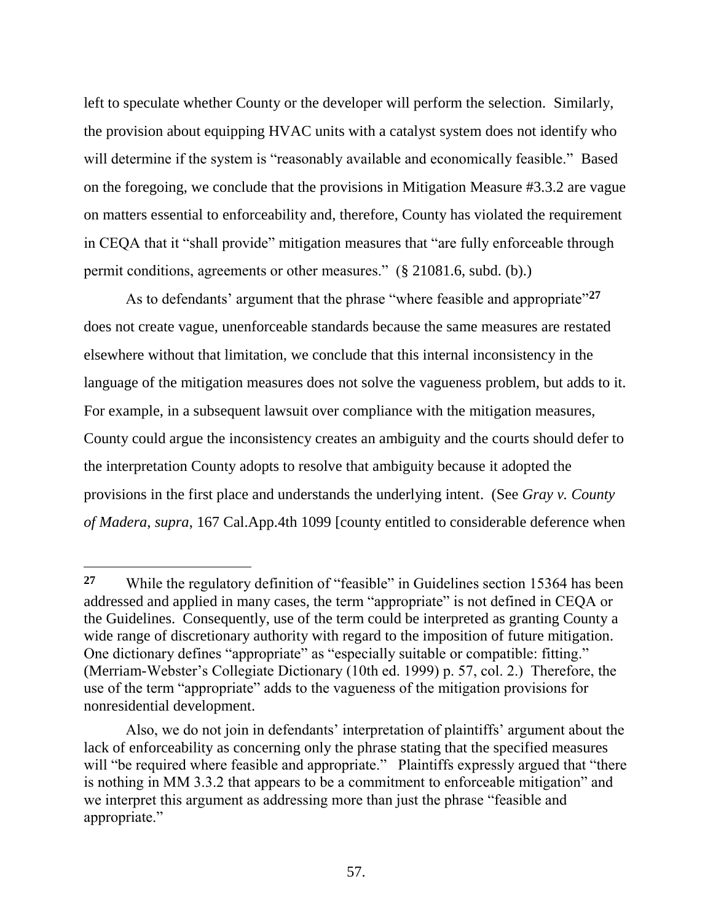left to speculate whether County or the developer will perform the selection. Similarly, the provision about equipping HVAC units with a catalyst system does not identify who will determine if the system is "reasonably available and economically feasible." Based on the foregoing, we conclude that the provisions in Mitigation Measure #3.3.2 are vague on matters essential to enforceability and, therefore, County has violated the requirement in CEQA that it "shall provide" mitigation measures that "are fully enforceable through permit conditions, agreements or other measures." (§ 21081.6, subd. (b).)

As to defendants' argument that the phrase "where feasible and appropriate"[27] does not create vague, unenforceable standards because the same measures are restated elsewhere without that limitation, we conclude that this internal inconsistency in the language of the mitigation measures does not solve the vagueness problem, but adds to it. For example, in a subsequent lawsuit over compliance with the mitigation measures, County could argue the inconsistency creates an ambiguity and the courts should defer to the interpretation County adopts to resolve that ambiguity because it adopted the provisions in the first place and understands the underlying intent. (See *Gray v. County of Madera*, *supra*, 167 Cal.App.4th 1099 [county entitled to considerable deference when

---

[27] While the regulatory definition of "feasible" in Guidelines section 15364 has been addressed and applied in many cases, the term "appropriate" is not defined in CEQA or the Guidelines. Consequently, use of the term could be interpreted as granting County a wide range of discretionary authority with regard to the imposition of future mitigation. One dictionary defines "appropriate" as "especially suitable or compatible: fitting." (Merriam-Webster's Collegiate Dictionary (10th ed. 1999) p. 57, col. 2.) Therefore, the use of the term "appropriate" adds to the vagueness of the mitigation provisions for nonresidential development.

Also, we do not join in defendants' interpretation of plaintiffs' argument about the lack of enforceability as concerning only the phrase stating that the specified measures will "be required where feasible and appropriate." Plaintiffs expressly argued that "there is nothing in MM 3.3.2 that appears to be a commitment to enforceable mitigation" and we interpret this argument as addressing more than just the phrase "feasible and appropriate."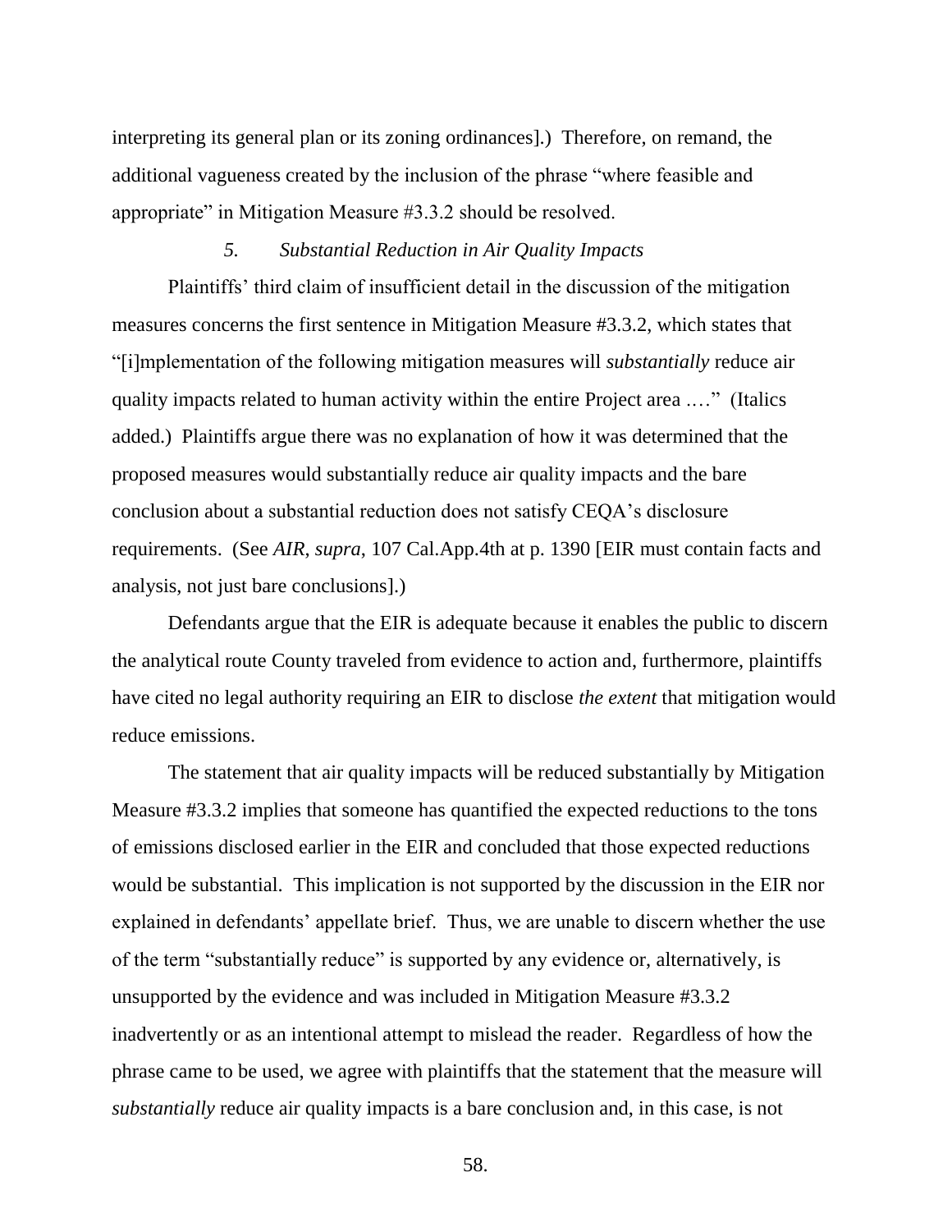interpreting its general plan or its zoning ordinances].) Therefore, on remand, the additional vagueness created by the inclusion of the phrase "where feasible and appropriate" in Mitigation Measure #3.3.2 should be resolved.

### *5. Substantial Reduction in Air Quality Impacts*

Plaintiffs' third claim of insufficient detail in the discussion of the mitigation measures concerns the first sentence in Mitigation Measure #3.3.2, which states that "[i]mplementation of the following mitigation measures will *substantially* reduce air quality impacts related to human activity within the entire Project area .…" (Italics added.) Plaintiffs argue there was no explanation of how it was determined that the proposed measures would substantially reduce air quality impacts and the bare conclusion about a substantial reduction does not satisfy CEQA's disclosure requirements. (See *AIR*, *supra*, 107 Cal.App.4th at p. 1390 [EIR must contain facts and analysis, not just bare conclusions].)

Defendants argue that the EIR is adequate because it enables the public to discern the analytical route County traveled from evidence to action and, furthermore, plaintiffs have cited no legal authority requiring an EIR to disclose *the extent* that mitigation would reduce emissions.

The statement that air quality impacts will be reduced substantially by Mitigation Measure #3.3.2 implies that someone has quantified the expected reductions to the tons of emissions disclosed earlier in the EIR and concluded that those expected reductions would be substantial. This implication is not supported by the discussion in the EIR nor explained in defendants' appellate brief. Thus, we are unable to discern whether the use of the term "substantially reduce" is supported by any evidence or, alternatively, is unsupported by the evidence and was included in Mitigation Measure #3.3.2 inadvertently or as an intentional attempt to mislead the reader. Regardless of how the phrase came to be used, we agree with plaintiffs that the statement that the measure will *substantially* reduce air quality impacts is a bare conclusion and, in this case, is not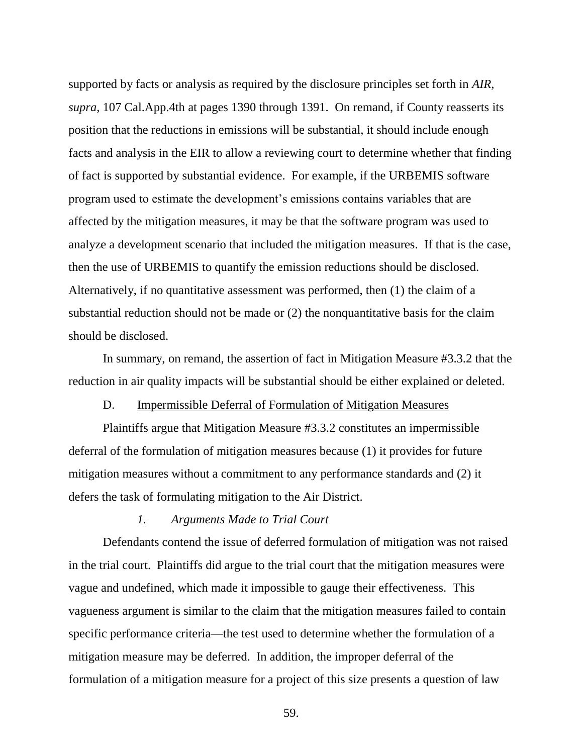supported by facts or analysis as required by the disclosure principles set forth in *AIR*, *supra*, 107 Cal.App.4th at pages 1390 through 1391. On remand, if County reasserts its position that the reductions in emissions will be substantial, it should include enough facts and analysis in the EIR to allow a reviewing court to determine whether that finding of fact is supported by substantial evidence. For example, if the URBEMIS software program used to estimate the development's emissions contains variables that are affected by the mitigation measures, it may be that the software program was used to analyze a development scenario that included the mitigation measures. If that is the case, then the use of URBEMIS to quantify the emission reductions should be disclosed. Alternatively, if no quantitative assessment was performed, then (1) the claim of a substantial reduction should not be made or (2) the nonquantitative basis for the claim should be disclosed.

In summary, on remand, the assertion of fact in Mitigation Measure #3.3.2 that the reduction in air quality impacts will be substantial should be either explained or deleted.

D. Impermissible Deferral of Formulation of Mitigation Measures

Plaintiffs argue that Mitigation Measure #3.3.2 constitutes an impermissible deferral of the formulation of mitigation measures because (1) it provides for future mitigation measures without a commitment to any performance standards and (2) it defers the task of formulating mitigation to the Air District.

*1. Arguments Made to Trial Court*

Defendants contend the issue of deferred formulation of mitigation was not raised in the trial court. Plaintiffs did argue to the trial court that the mitigation measures were vague and undefined, which made it impossible to gauge their effectiveness. This vagueness argument is similar to the claim that the mitigation measures failed to contain specific performance criteria—the test used to determine whether the formulation of a mitigation measure may be deferred. In addition, the improper deferral of the formulation of a mitigation measure for a project of this size presents a question of law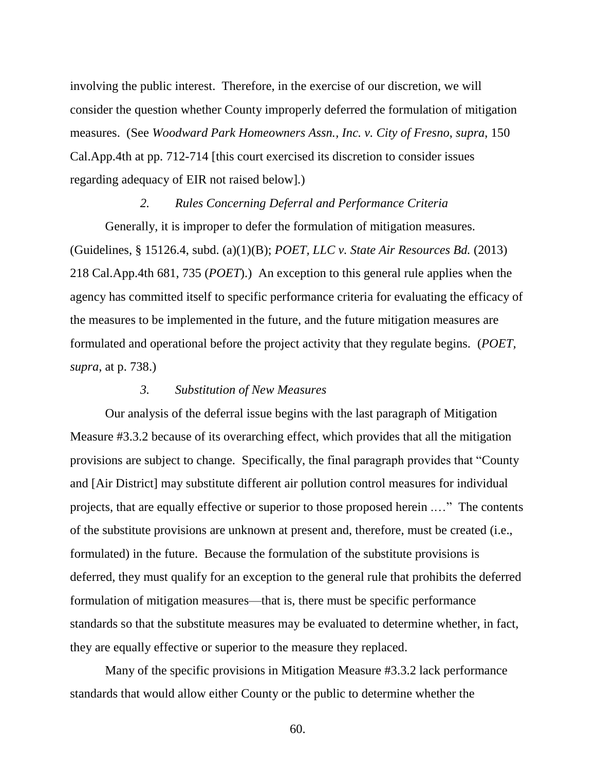involving the public interest. Therefore, in the exercise of our discretion, we will consider the question whether County improperly deferred the formulation of mitigation measures. (See *Woodward Park Homeowners Assn., Inc. v. City of Fresno, supra,* 150 Cal.App.4th at pp. 712-714 [this court exercised its discretion to consider issues regarding adequacy of EIR not raised below].)

### *2. Rules Concerning Deferral and Performance Criteria*

Generally, it is improper to defer the formulation of mitigation measures. (Guidelines, § 15126.4, subd. (a)(1)(B); *POET, LLC v. State Air Resources Bd.* (2013) 218 Cal.App.4th 681, 735 (*POET*).) An exception to this general rule applies when the agency has committed itself to specific performance criteria for evaluating the efficacy of the measures to be implemented in the future, and the future mitigation measures are formulated and operational before the project activity that they regulate begins. (*POET, supra,* at p. 738.)

### *3. Substitution of New Measures*

Our analysis of the deferral issue begins with the last paragraph of Mitigation Measure #3.3.2 because of its overarching effect, which provides that all the mitigation provisions are subject to change. Specifically, the final paragraph provides that "County and [Air District] may substitute different air pollution control measures for individual projects, that are equally effective or superior to those proposed herein .…" The contents of the substitute provisions are unknown at present and, therefore, must be created (i.e., formulated) in the future. Because the formulation of the substitute provisions is deferred, they must qualify for an exception to the general rule that prohibits the deferred formulation of mitigation measures—that is, there must be specific performance standards so that the substitute measures may be evaluated to determine whether, in fact, they are equally effective or superior to the measure they replaced.

Many of the specific provisions in Mitigation Measure #3.3.2 lack performance standards that would allow either County or the public to determine whether the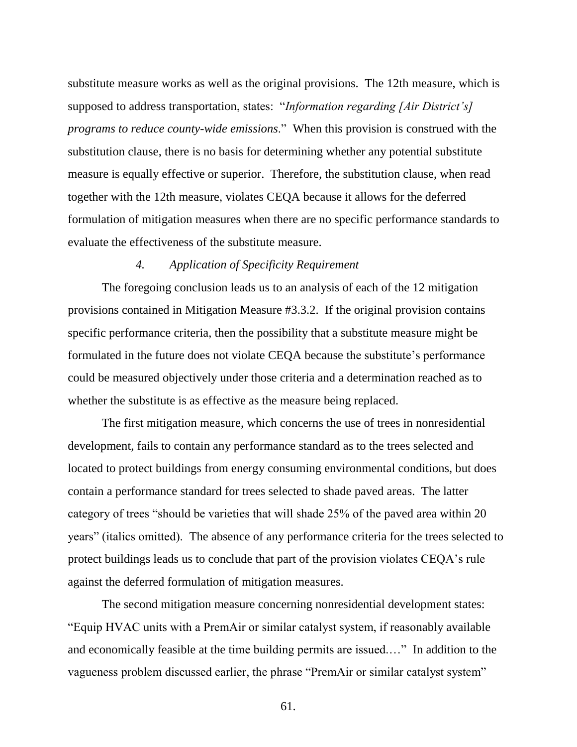substitute measure works as well as the original provisions. The 12th measure, which is supposed to address transportation, states: "*Information regarding [Air District's] programs to reduce county-wide emissions*." When this provision is construed with the substitution clause, there is no basis for determining whether any potential substitute measure is equally effective or superior. Therefore, the substitution clause, when read together with the 12th measure, violates CEQA because it allows for the deferred formulation of mitigation measures when there are no specific performance standards to evaluate the effectiveness of the substitute measure.

### *4. Application of Specificity Requirement*

The foregoing conclusion leads us to an analysis of each of the 12 mitigation provisions contained in Mitigation Measure #3.3.2. If the original provision contains specific performance criteria, then the possibility that a substitute measure might be formulated in the future does not violate CEQA because the substitute's performance could be measured objectively under those criteria and a determination reached as to whether the substitute is as effective as the measure being replaced.

The first mitigation measure, which concerns the use of trees in nonresidential development, fails to contain any performance standard as to the trees selected and located to protect buildings from energy consuming environmental conditions, but does contain a performance standard for trees selected to shade paved areas. The latter category of trees "should be varieties that will shade 25% of the paved area within 20 years" (italics omitted). The absence of any performance criteria for the trees selected to protect buildings leads us to conclude that part of the provision violates CEQA's rule against the deferred formulation of mitigation measures.

The second mitigation measure concerning nonresidential development states: "Equip HVAC units with a PremAir or similar catalyst system, if reasonably available and economically feasible at the time building permits are issued.…" In addition to the vagueness problem discussed earlier, the phrase "PremAir or similar catalyst system"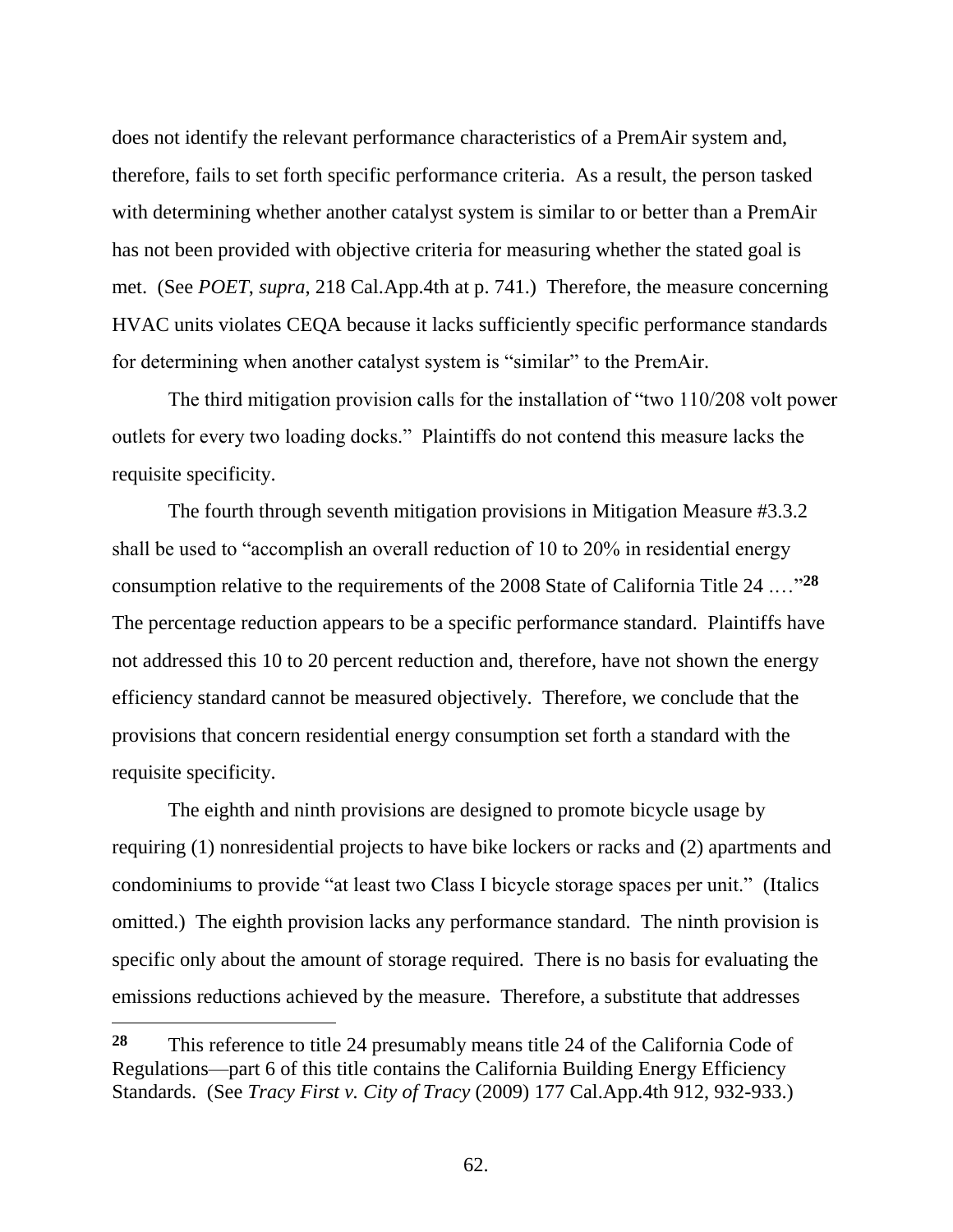does not identify the relevant performance characteristics of a PremAir system and, therefore, fails to set forth specific performance criteria. As a result, the person tasked with determining whether another catalyst system is similar to or better than a PremAir has not been provided with objective criteria for measuring whether the stated goal is met. (See *POET*, *supra*, 218 Cal.App.4th at p. 741.) Therefore, the measure concerning HVAC units violates CEQA because it lacks sufficiently specific performance standards for determining when another catalyst system is "similar" to the PremAir.

The third mitigation provision calls for the installation of "two 110/208 volt power outlets for every two loading docks." Plaintiffs do not contend this measure lacks the requisite specificity.

The fourth through seventh mitigation provisions in Mitigation Measure #3.3.2 shall be used to "accomplish an overall reduction of 10 to 20% in residential energy consumption relative to the requirements of the 2008 State of California Title 24 …."[28] The percentage reduction appears to be a specific performance standard. Plaintiffs have not addressed this 10 to 20 percent reduction and, therefore, have not shown the energy efficiency standard cannot be measured objectively. Therefore, we conclude that the provisions that concern residential energy consumption set forth a standard with the requisite specificity.

The eighth and ninth provisions are designed to promote bicycle usage by requiring (1) nonresidential projects to have bike lockers or racks and (2) apartments and condominiums to provide "at least two Class I bicycle storage spaces per unit." (Italics omitted.) The eighth provision lacks any performance standard. The ninth provision is specific only about the amount of storage required. There is no basis for evaluating the emissions reductions achieved by the measure. Therefore, a substitute that addresses

---

**28** This reference to title 24 presumably means title 24 of the California Code of Regulations—part 6 of this title contains the California Building Energy Efficiency Standards. (See *Tracy First v. City of Tracy* (2009) 177 Cal.App.4th 912, 932-933.)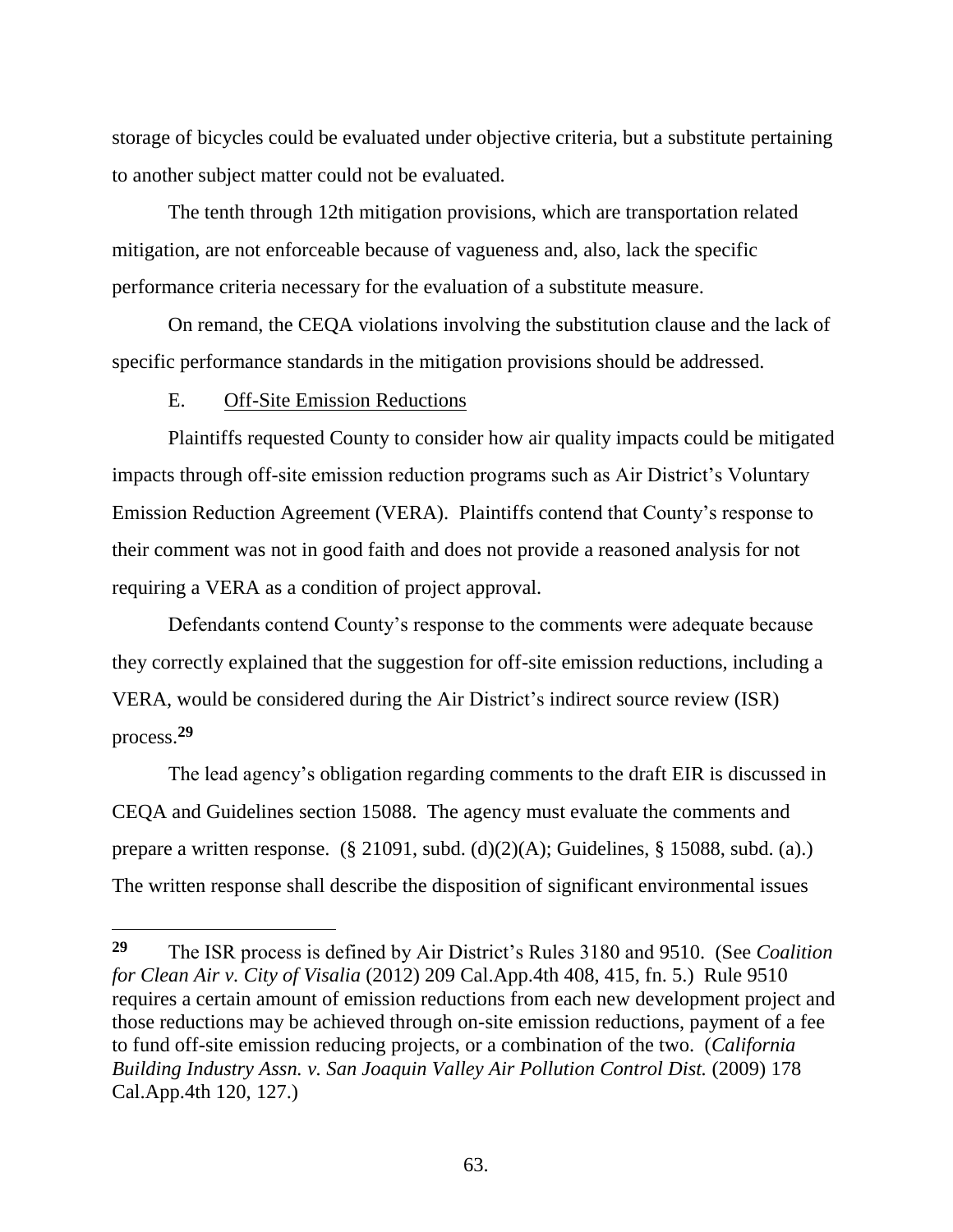storage of bicycles could be evaluated under objective criteria, but a substitute pertaining to another subject matter could not be evaluated.

The tenth through 12th mitigation provisions, which are transportation related mitigation, are not enforceable because of vagueness and, also, lack the specific performance criteria necessary for the evaluation of a substitute measure.

On remand, the CEQA violations involving the substitution clause and the lack of specific performance standards in the mitigation provisions should be addressed.

E. <u>Off-Site Emission Reductions</u>

Plaintiffs requested County to consider how air quality impacts could be mitigated impacts through off-site emission reduction programs such as Air District's Voluntary Emission Reduction Agreement (VERA). Plaintiffs contend that County's response to their comment was not in good faith and does not provide a reasoned analysis for not requiring a VERA as a condition of project approval.

Defendants contend County's response to the comments were adequate because they correctly explained that the suggestion for off-site emission reductions, including a VERA, would be considered during the Air District's indirect source review (ISR) process.[29]

The lead agency's obligation regarding comments to the draft EIR is discussed in CEQA and Guidelines section 15088. The agency must evaluate the comments and prepare a written response. (§ 21091, subd. (d)(2)(A); Guidelines, § 15088, subd. (a).) The written response shall describe the disposition of significant environmental issues

---

[29] The ISR process is defined by Air District's Rules 3180 and 9510. (See *Coalition for Clean Air v. City of Visalia* (2012) 209 Cal.App.4th 408, 415, fn. 5.) Rule 9510 requires a certain amount of emission reductions from each new development project and those reductions may be achieved through on-site emission reductions, payment of a fee to fund off-site emission reducing projects, or a combination of the two. (*California Building Industry Assn. v. San Joaquin Valley Air Pollution Control Dist.* (2009) 178 Cal.App.4th 120, 127.)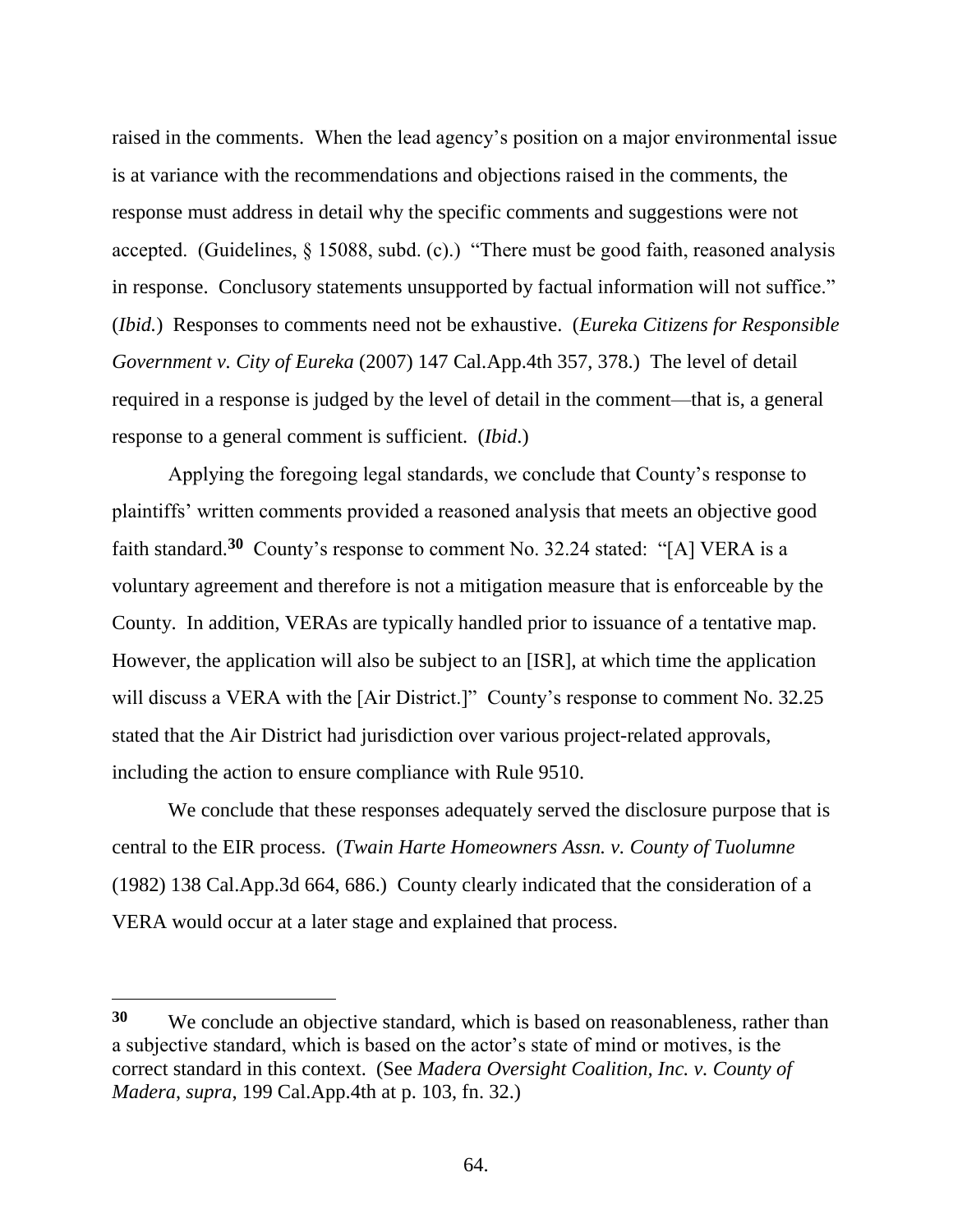raised in the comments. When the lead agency's position on a major environmental issue is at variance with the recommendations and objections raised in the comments, the response must address in detail why the specific comments and suggestions were not accepted. (Guidelines, § 15088, subd. (c).) "There must be good faith, reasoned analysis in response. Conclusory statements unsupported by factual information will not suffice." (*Ibid.*) Responses to comments need not be exhaustive. (*Eureka Citizens for Responsible Government v. City of Eureka* (2007) 147 Cal.App.4th 357, 378.) The level of detail required in a response is judged by the level of detail in the comment—that is, a general response to a general comment is sufficient. (*Ibid*.)

Applying the foregoing legal standards, we conclude that County's response to plaintiffs' written comments provided a reasoned analysis that meets an objective good faith standard.[30] County's response to comment No. 32.24 stated: "[A] VERA is a voluntary agreement and therefore is not a mitigation measure that is enforceable by the County. In addition, VERAs are typically handled prior to issuance of a tentative map. However, the application will also be subject to an [ISR], at which time the application will discuss a VERA with the [Air District.]" County's response to comment No. 32.25 stated that the Air District had jurisdiction over various project-related approvals, including the action to ensure compliance with Rule 9510.

We conclude that these responses adequately served the disclosure purpose that is central to the EIR process. (*Twain Harte Homeowners Assn. v. County of Tuolumne* (1982) 138 Cal.App.3d 664, 686.) County clearly indicated that the consideration of a VERA would occur at a later stage and explained that process.

---

**30** We conclude an objective standard, which is based on reasonableness, rather than a subjective standard, which is based on the actor's state of mind or motives, is the correct standard in this context. (See *Madera Oversight Coalition, Inc. v. County of Madera*, *supra*, 199 Cal.App.4th at p. 103, fn. 32.)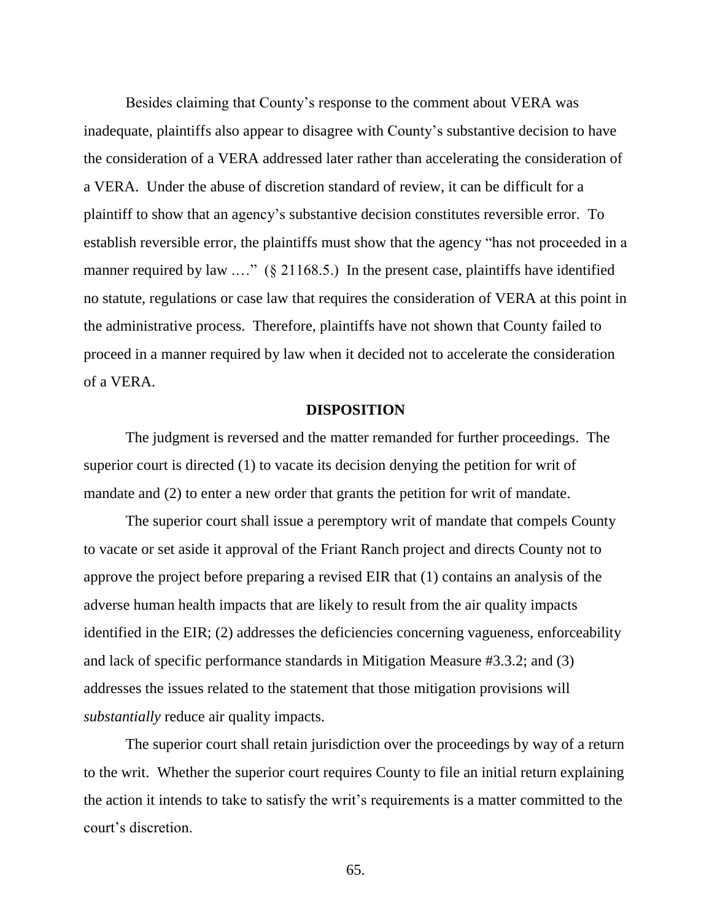Besides claiming that County's response to the comment about VERA was inadequate, plaintiffs also appear to disagree with County's substantive decision to have the consideration of a VERA addressed later rather than accelerating the consideration of a VERA. Under the abuse of discretion standard of review, it can be difficult for a plaintiff to show that an agency's substantive decision constitutes reversible error. To establish reversible error, the plaintiffs must show that the agency "has not proceeded in a manner required by law .…" (§ 21168.5.) In the present case, plaintiffs have identified no statute, regulations or case law that requires the consideration of VERA at this point in the administrative process. Therefore, plaintiffs have not shown that County failed to proceed in a manner required by law when it decided not to accelerate the consideration of a VERA.

## DISPOSITION

The judgment is reversed and the matter remanded for further proceedings. The superior court is directed (1) to vacate its decision denying the petition for writ of mandate and (2) to enter a new order that grants the petition for writ of mandate.

The superior court shall issue a peremptory writ of mandate that compels County to vacate or set aside it approval of the Friant Ranch project and directs County not to approve the project before preparing a revised EIR that (1) contains an analysis of the adverse human health impacts that are likely to result from the air quality impacts identified in the EIR; (2) addresses the deficiencies concerning vagueness, enforceability and lack of specific performance standards in Mitigation Measure #3.3.2; and (3) addresses the issues related to the statement that those mitigation provisions will *substantially* reduce air quality impacts.

The superior court shall retain jurisdiction over the proceedings by way of a return to the writ. Whether the superior court requires County to file an initial return explaining the action it intends to take to satisfy the writ's requirements is a matter committed to the court's discretion.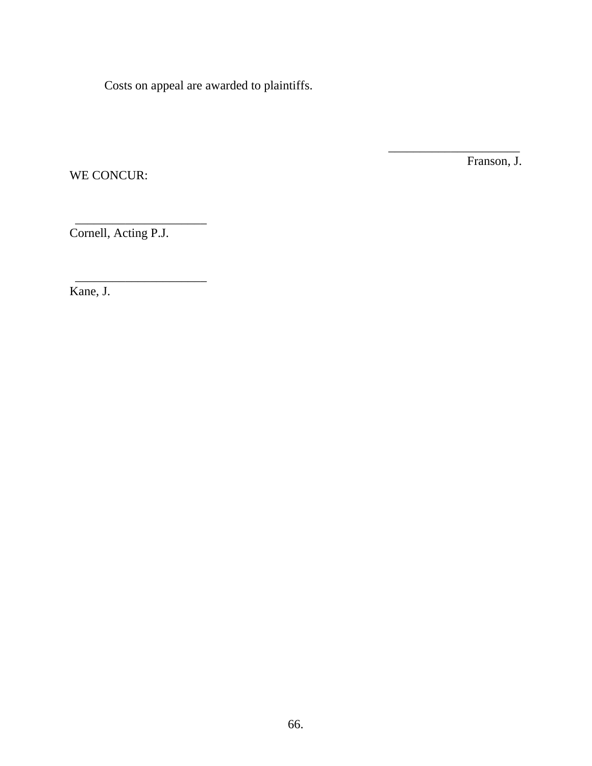Costs on appeal are awarded to plaintiffs.

\_\_\_\_\_\_\_\_\_\_\_\_\_\_\_\_\_\_\_\_\_\_

Franson, J.

WE CONCUR:

\_\_\_\_\_\_\_\_\_\_\_\_\_\_\_\_\_\_\_\_\_\_

Cornell, Acting P.J.

\_\_\_\_\_\_\_\_\_\_\_\_\_\_\_\_\_\_\_\_\_\_

Kane, J.